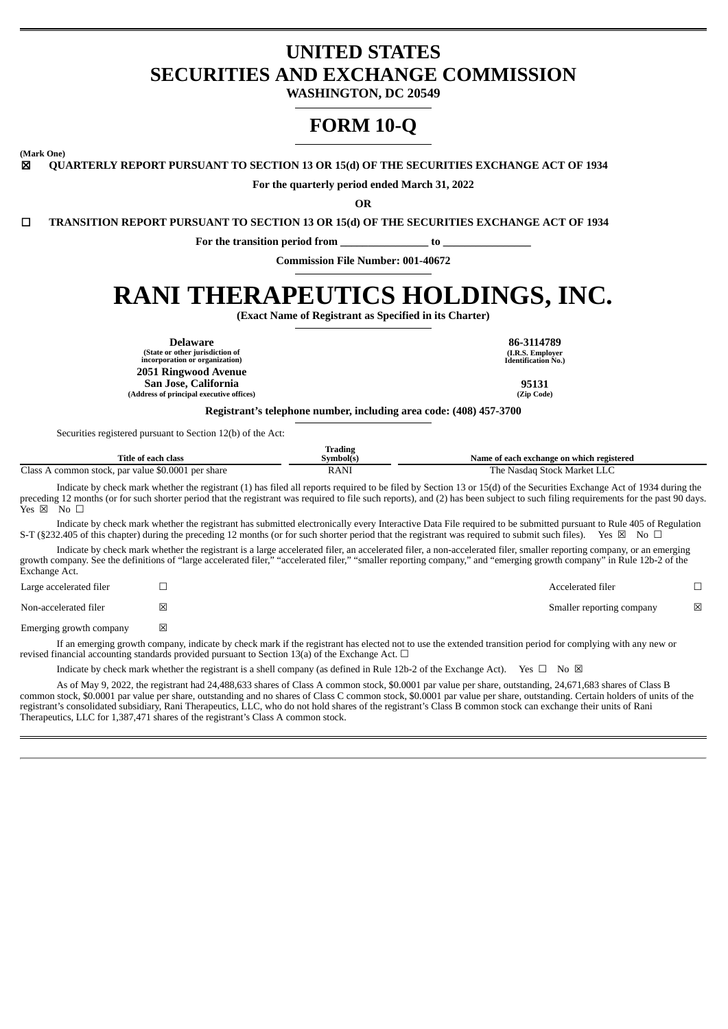# UNITED STATES
# SECURITIES AND EXCHANGE COMMISSION

**WASHINGTON, DC 20549**

# FORM 10-Q

**(Mark One)**

☒ **QUARTERLY REPORT PURSUANT TO SECTION 13 OR 15(d) OF THE SECURITIES EXCHANGE ACT OF 1934**

**For the quarterly period ended March 31, 2022**

**OR**

☐ **TRANSITION REPORT PURSUANT TO SECTION 13 OR 15(d) OF THE SECURITIES EXCHANGE ACT OF 1934**

**For the transition period from ________________ to ________________**

**Commission File Number: 001-40672**

# RANI THERAPEUTICS HOLDINGS, INC.

**(Exact Name of Registrant as Specified in its Charter)**

| | |
|---|---|
| **Delaware**<br>(State or other jurisdiction of incorporation or organization) | **86-3114789**<br>(I.R.S. Employer Identification No.) |
| **2051 Ringwood Avenue**<br>**San Jose, California**<br>(Address of principal executive offices) | **95131**<br>(Zip Code) |

**Registrant's telephone number, including area code: (408) 457-3700**

Securities registered pursuant to Section 12(b) of the Act:

| Title of each class | Trading Symbol(s) | Name of each exchange on which registered |
|---|---|---|
| Class A common stock, par value $0.0001 per share | RANI | The Nasdaq Stock Market LLC |

Indicate by check mark whether the registrant (1) has filed all reports required to be filed by Section 13 or 15(d) of the Securities Exchange Act of 1934 during the preceding 12 months (or for such shorter period that the registrant was required to file such reports), and (2) has been subject to such filing requirements for the past 90 days. Yes ☒ No ☐

Indicate by check mark whether the registrant has submitted electronically every Interactive Data File required to be submitted pursuant to Rule 405 of Regulation S-T (§232.405 of this chapter) during the preceding 12 months (or for such shorter period that the registrant was required to submit such files). Yes ☒ No ☐

Indicate by check mark whether the registrant is a large accelerated filer, an accelerated filer, a non-accelerated filer, smaller reporting company, or an emerging growth company. See the definitions of "large accelerated filer," "accelerated filer," "smaller reporting company," and "emerging growth company" in Rule 12b-2 of the Exchange Act.

| | | | |
|---|---|---|---|
| Large accelerated filer | ☐ | Accelerated filer | ☐ |
| Non-accelerated filer | ☒ | Smaller reporting company | ☒ |
| Emerging growth company | ☒ | | |

If an emerging growth company, indicate by check mark if the registrant has elected not to use the extended transition period for complying with any new or revised financial accounting standards provided pursuant to Section 13(a) of the Exchange Act. ☐

Indicate by check mark whether the registrant is a shell company (as defined in Rule 12b-2 of the Exchange Act). Yes ☐ No ☒

As of May 9, 2022, the registrant had 24,488,633 shares of Class A common stock, $0.0001 par value per share, outstanding, 24,671,683 shares of Class B common stock, $0.0001 par value per share, outstanding and no shares of Class C common stock, $0.0001 par value per share, outstanding. Certain holders of units of the registrant's consolidated subsidiary, Rani Therapeutics, LLC, who do not hold shares of the registrant's Class B common stock can exchange their units of Rani Therapeutics, LLC for 1,387,471 shares of the registrant's Class A common stock.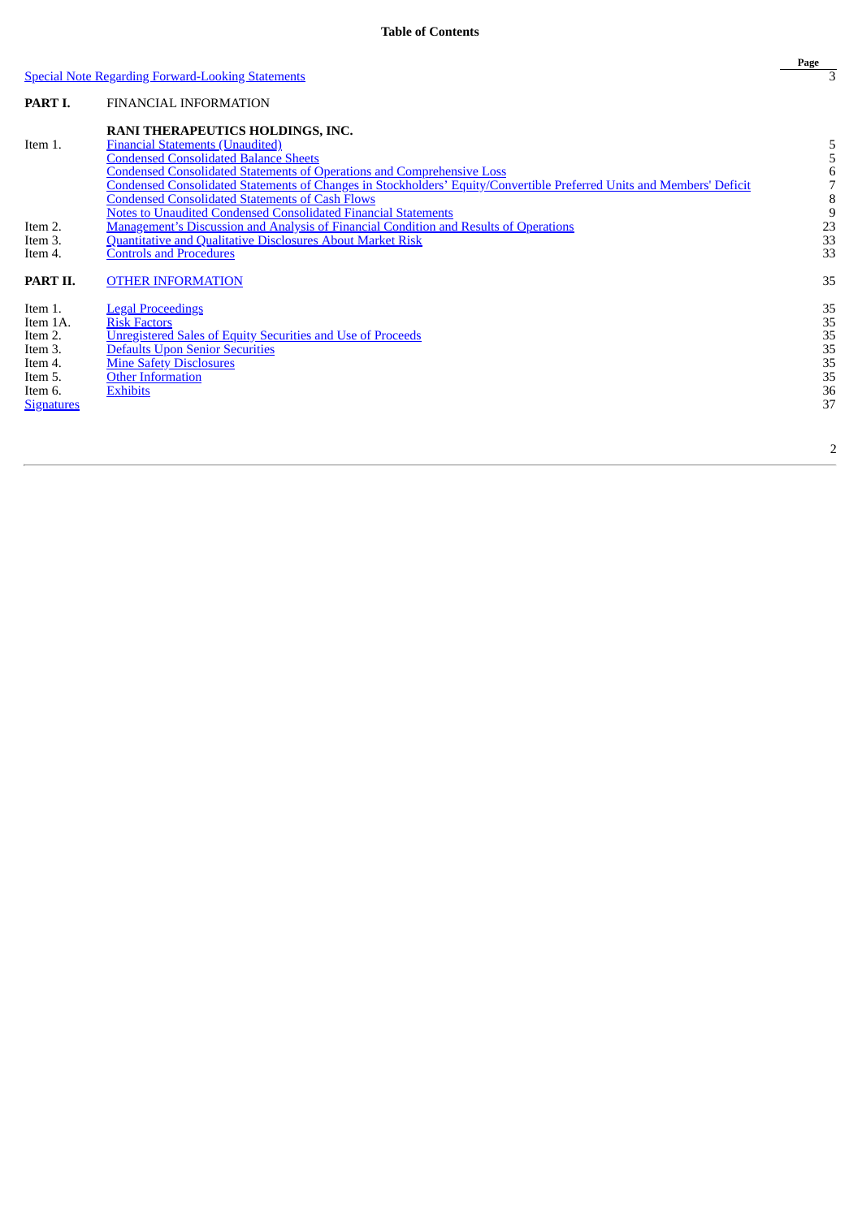**Table of Contents**

| | | Page |
|---|---|---|
| Special Note Regarding Forward-Looking Statements | | 3 |
| **PART I.** | FINANCIAL INFORMATION | |
| | **RANI THERAPEUTICS HOLDINGS, INC.** | |
| Item 1. | Financial Statements (Unaudited) | 5 |
| | Condensed Consolidated Balance Sheets | 5 |
| | Condensed Consolidated Statements of Operations and Comprehensive Loss | 6 |
| | Condensed Consolidated Statements of Changes in Stockholders' Equity/Convertible Preferred Units and Members' Deficit | 7 |
| | Condensed Consolidated Statements of Cash Flows | 8 |
| | Notes to Unaudited Condensed Consolidated Financial Statements | 9 |
| Item 2. | Management's Discussion and Analysis of Financial Condition and Results of Operations | 23 |
| Item 3. | Quantitative and Qualitative Disclosures About Market Risk | 33 |
| Item 4. | Controls and Procedures | 33 |
| **PART II.** | OTHER INFORMATION | 35 |
| Item 1. | Legal Proceedings | 35 |
| Item 1A. | Risk Factors | 35 |
| Item 2. | Unregistered Sales of Equity Securities and Use of Proceeds | 35 |
| Item 3. | Defaults Upon Senior Securities | 35 |
| Item 4. | Mine Safety Disclosures | 35 |
| Item 5. | Other Information | 35 |
| Item 6. | Exhibits | 36 |
| Signatures | | 37 |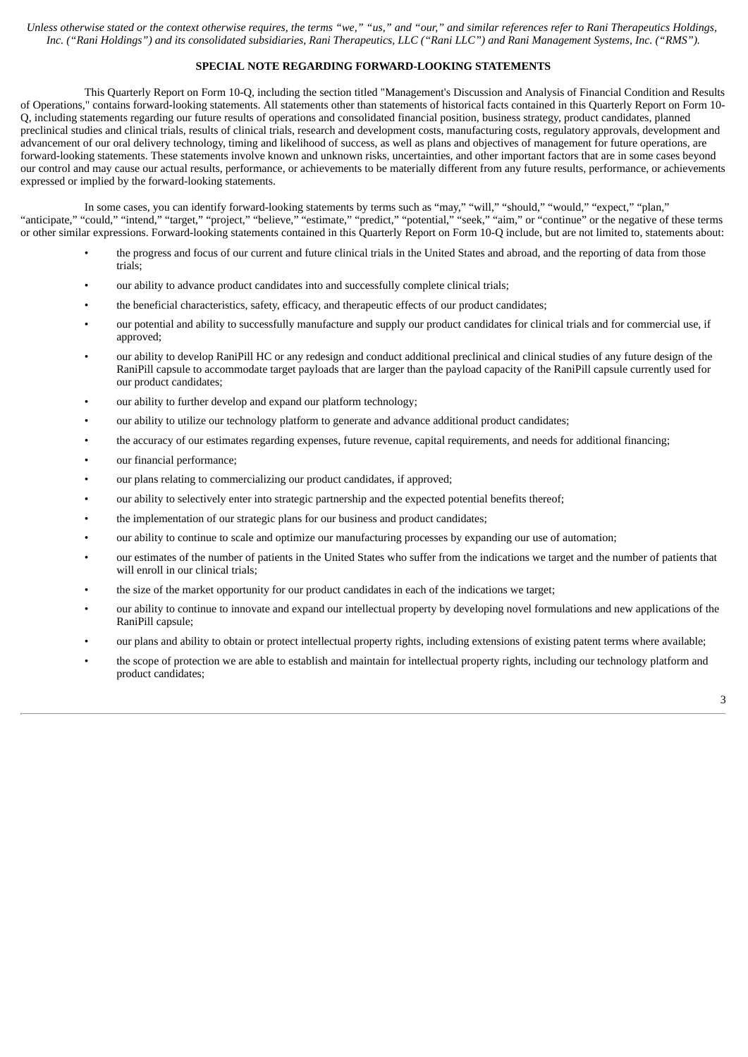*Unless otherwise stated or the context otherwise requires, the terms "we," "us," and "our," and similar references refer to Rani Therapeutics Holdings, Inc. ("Rani Holdings") and its consolidated subsidiaries, Rani Therapeutics, LLC ("Rani LLC") and Rani Management Systems, Inc. ("RMS").*

**SPECIAL NOTE REGARDING FORWARD-LOOKING STATEMENTS**

This Quarterly Report on Form 10-Q, including the section titled "Management's Discussion and Analysis of Financial Condition and Results of Operations," contains forward-looking statements. All statements other than statements of historical facts contained in this Quarterly Report on Form 10-Q, including statements regarding our future results of operations and consolidated financial position, business strategy, product candidates, planned preclinical studies and clinical trials, results of clinical trials, research and development costs, manufacturing costs, regulatory approvals, development and advancement of our oral delivery technology, timing and likelihood of success, as well as plans and objectives of management for future operations, are forward-looking statements. These statements involve known and unknown risks, uncertainties, and other important factors that are in some cases beyond our control and may cause our actual results, performance, or achievements to be materially different from any future results, performance, or achievements expressed or implied by the forward-looking statements.

In some cases, you can identify forward-looking statements by terms such as "may," "will," "should," "would," "expect," "plan," "anticipate," "could," "intend," "target," "project," "believe," "estimate," "predict," "potential," "seek," "aim," or "continue" or the negative of these terms or other similar expressions. Forward-looking statements contained in this Quarterly Report on Form 10-Q include, but are not limited to, statements about:

- the progress and focus of our current and future clinical trials in the United States and abroad, and the reporting of data from those trials;
- our ability to advance product candidates into and successfully complete clinical trials;
- the beneficial characteristics, safety, efficacy, and therapeutic effects of our product candidates;
- our potential and ability to successfully manufacture and supply our product candidates for clinical trials and for commercial use, if approved;
- our ability to develop RaniPill HC or any redesign and conduct additional preclinical and clinical studies of any future design of the RaniPill capsule to accommodate target payloads that are larger than the payload capacity of the RaniPill capsule currently used for our product candidates;
- our ability to further develop and expand our platform technology;
- our ability to utilize our technology platform to generate and advance additional product candidates;
- the accuracy of our estimates regarding expenses, future revenue, capital requirements, and needs for additional financing;
- our financial performance;
- our plans relating to commercializing our product candidates, if approved;
- our ability to selectively enter into strategic partnership and the expected potential benefits thereof;
- the implementation of our strategic plans for our business and product candidates;
- our ability to continue to scale and optimize our manufacturing processes by expanding our use of automation;
- our estimates of the number of patients in the United States who suffer from the indications we target and the number of patients that will enroll in our clinical trials;
- the size of the market opportunity for our product candidates in each of the indications we target;
- our ability to continue to innovate and expand our intellectual property by developing novel formulations and new applications of the RaniPill capsule;
- our plans and ability to obtain or protect intellectual property rights, including extensions of existing patent terms where available;
- the scope of protection we are able to establish and maintain for intellectual property rights, including our technology platform and product candidates;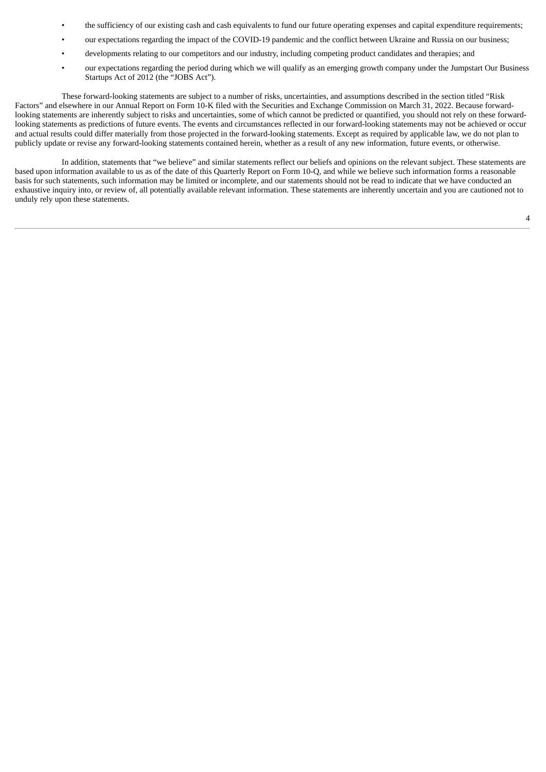- the sufficiency of our existing cash and cash equivalents to fund our future operating expenses and capital expenditure requirements;
- our expectations regarding the impact of the COVID-19 pandemic and the conflict between Ukraine and Russia on our business;
- developments relating to our competitors and our industry, including competing product candidates and therapies; and
- our expectations regarding the period during which we will qualify as an emerging growth company under the Jumpstart Our Business Startups Act of 2012 (the "JOBS Act").

These forward-looking statements are subject to a number of risks, uncertainties, and assumptions described in the section titled "Risk Factors" and elsewhere in our Annual Report on Form 10-K filed with the Securities and Exchange Commission on March 31, 2022. Because forward-looking statements are inherently subject to risks and uncertainties, some of which cannot be predicted or quantified, you should not rely on these forward-looking statements as predictions of future events. The events and circumstances reflected in our forward-looking statements may not be achieved or occur and actual results could differ materially from those projected in the forward-looking statements. Except as required by applicable law, we do not plan to publicly update or revise any forward-looking statements contained herein, whether as a result of any new information, future events, or otherwise.

In addition, statements that "we believe" and similar statements reflect our beliefs and opinions on the relevant subject. These statements are based upon information available to us as of the date of this Quarterly Report on Form 10-Q, and while we believe such information forms a reasonable basis for such statements, such information may be limited or incomplete, and our statements should not be read to indicate that we have conducted an exhaustive inquiry into, or review of, all potentially available relevant information. These statements are inherently uncertain and you are cautioned not to unduly rely upon these statements.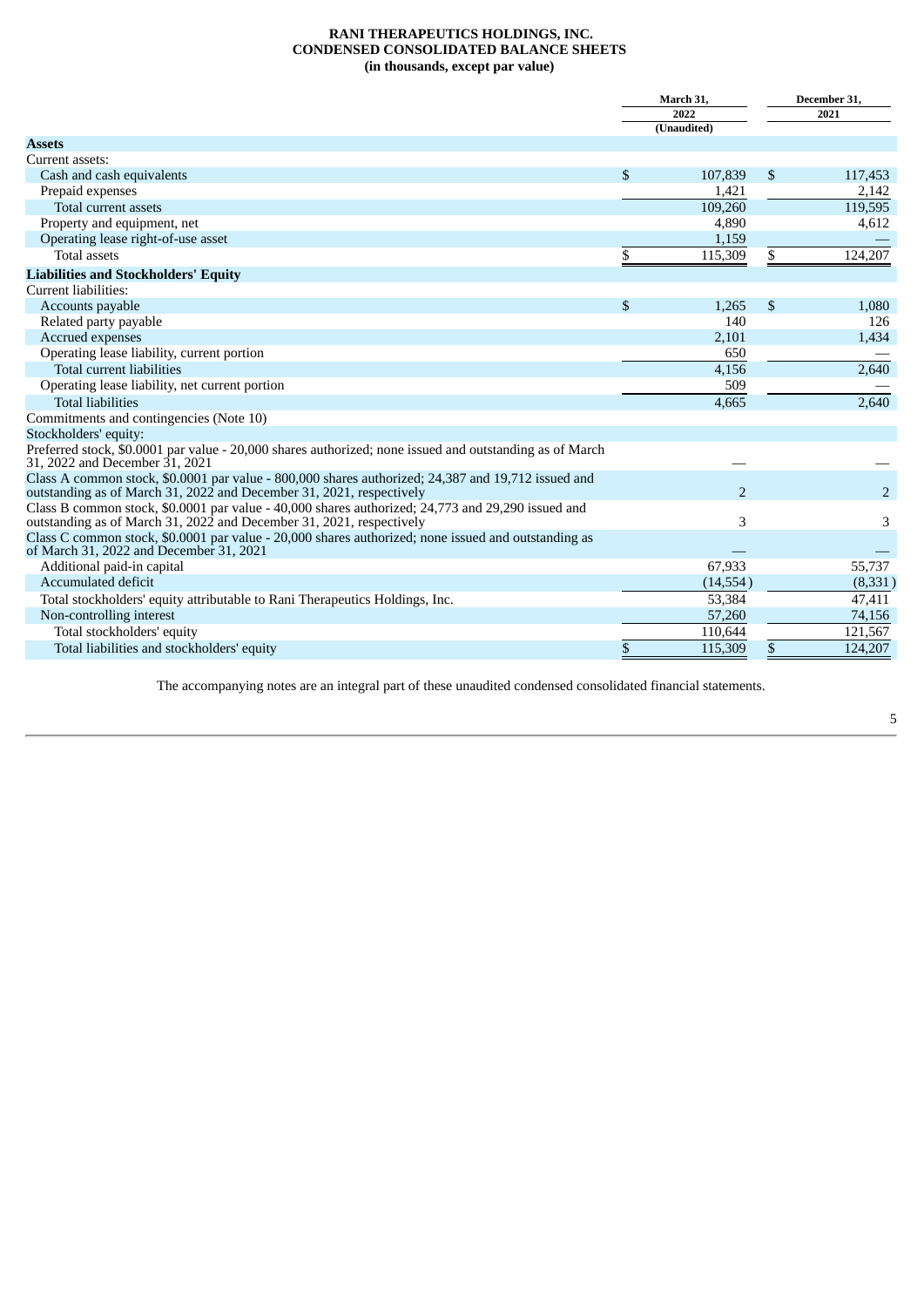**RANI THERAPEUTICS HOLDINGS, INC.**
**CONDENSED CONSOLIDATED BALANCE SHEETS**
**(in thousands, except par value)**

| | March 31, 2022 (Unaudited) | December 31, 2021 |
|---|---|---|
| **Assets** | | |
| Current assets: | | |
| Cash and cash equivalents | $ 107,839 | $ 117,453 |
| Prepaid expenses | 1,421 | 2,142 |
| Total current assets | 109,260 | 119,595 |
| Property and equipment, net | 4,890 | 4,612 |
| Operating lease right-of-use asset | 1,159 | — |
| Total assets | $ 115,309 | $ 124,207 |
| **Liabilities and Stockholders' Equity** | | |
| Current liabilities: | | |
| Accounts payable | $ 1,265 | $ 1,080 |
| Related party payable | 140 | 126 |
| Accrued expenses | 2,101 | 1,434 |
| Operating lease liability, current portion | 650 | — |
| Total current liabilities | 4,156 | 2,640 |
| Operating lease liability, net current portion | 509 | — |
| Total liabilities | 4,665 | 2,640 |
| Commitments and contingencies (Note 10) | | |
| Stockholders' equity: | | |
| Preferred stock, $0.0001 par value - 20,000 shares authorized; none issued and outstanding as of March 31, 2022 and December 31, 2021 | — | — |
| Class A common stock, $0.0001 par value - 800,000 shares authorized; 24,387 and 19,712 issued and outstanding as of March 31, 2022 and December 31, 2021, respectively | 2 | 2 |
| Class B common stock, $0.0001 par value - 40,000 shares authorized; 24,773 and 29,290 issued and outstanding as of March 31, 2022 and December 31, 2021, respectively | 3 | 3 |
| Class C common stock, $0.0001 par value - 20,000 shares authorized; none issued and outstanding as of March 31, 2022 and December 31, 2021 | — | — |
| Additional paid-in capital | 67,933 | 55,737 |
| Accumulated deficit | (14,554) | (8,331) |
| Total stockholders' equity attributable to Rani Therapeutics Holdings, Inc. | 53,384 | 47,411 |
| Non-controlling interest | 57,260 | 74,156 |
| Total stockholders' equity | 110,644 | 121,567 |
| Total liabilities and stockholders' equity | $ 115,309 | $ 124,207 |

The accompanying notes are an integral part of these unaudited condensed consolidated financial statements.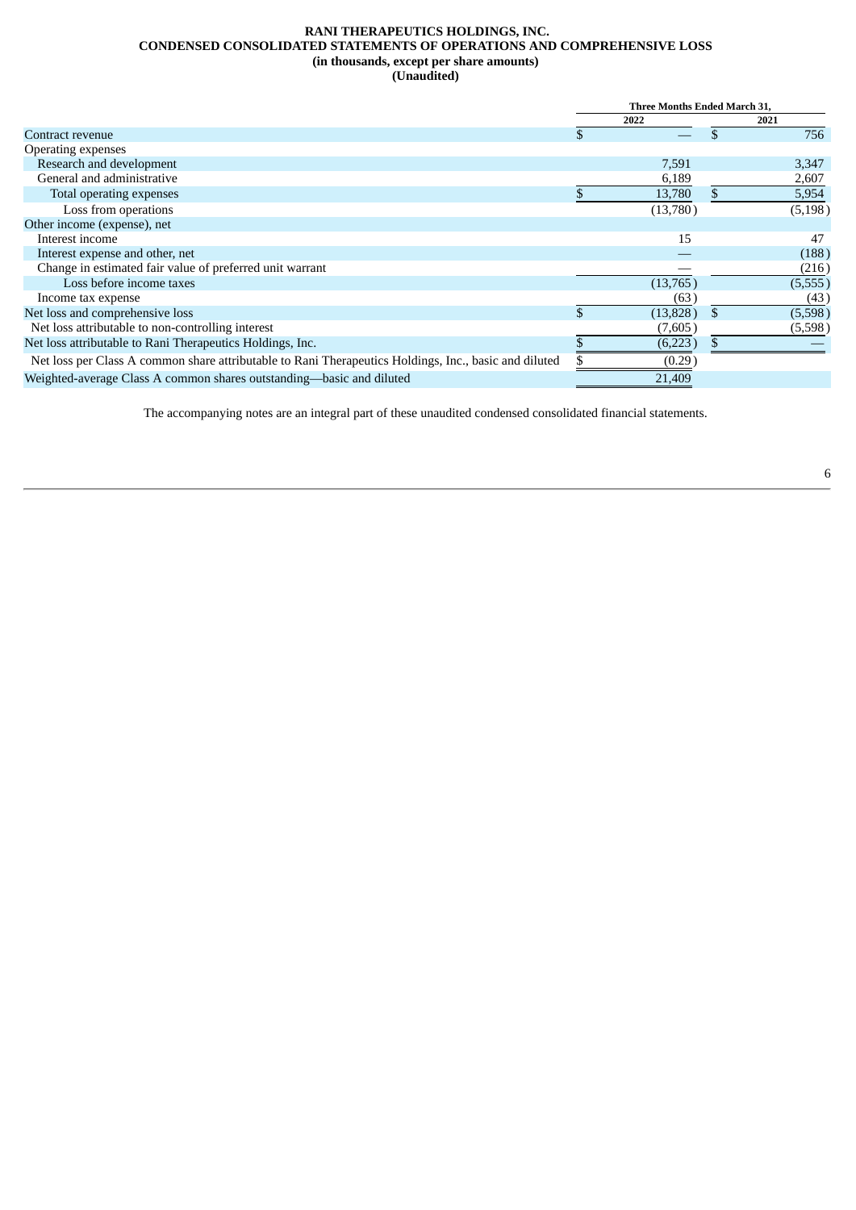**RANI THERAPEUTICS HOLDINGS, INC.**
**CONDENSED CONSOLIDATED STATEMENTS OF OPERATIONS AND COMPREHENSIVE LOSS**
**(in thousands, except per share amounts)**
**(Unaudited)**

| | Three Months Ended March 31, | |
|---|---|---|
| | 2022 | 2021 |
| Contract revenue | $ — | $ 756 |
| Operating expenses | | |
| Research and development | 7,591 | 3,347 |
| General and administrative | 6,189 | 2,607 |
| Total operating expenses | $ 13,780 | $ 5,954 |
| Loss from operations | (13,780) | (5,198) |
| Other income (expense), net | | |
| Interest income | 15 | 47 |
| Interest expense and other, net | — | (188) |
| Change in estimated fair value of preferred unit warrant | — | (216) |
| Loss before income taxes | (13,765) | (5,555) |
| Income tax expense | (63) | (43) |
| Net loss and comprehensive loss | $ (13,828) | $ (5,598) |
| Net loss attributable to non-controlling interest | (7,605) | (5,598) |
| Net loss attributable to Rani Therapeutics Holdings, Inc. | $ (6,223) | $ — |
| Net loss per Class A common share attributable to Rani Therapeutics Holdings, Inc., basic and diluted | $ (0.29) | |
| Weighted-average Class A common shares outstanding—basic and diluted | 21,409 | |

The accompanying notes are an integral part of these unaudited condensed consolidated financial statements.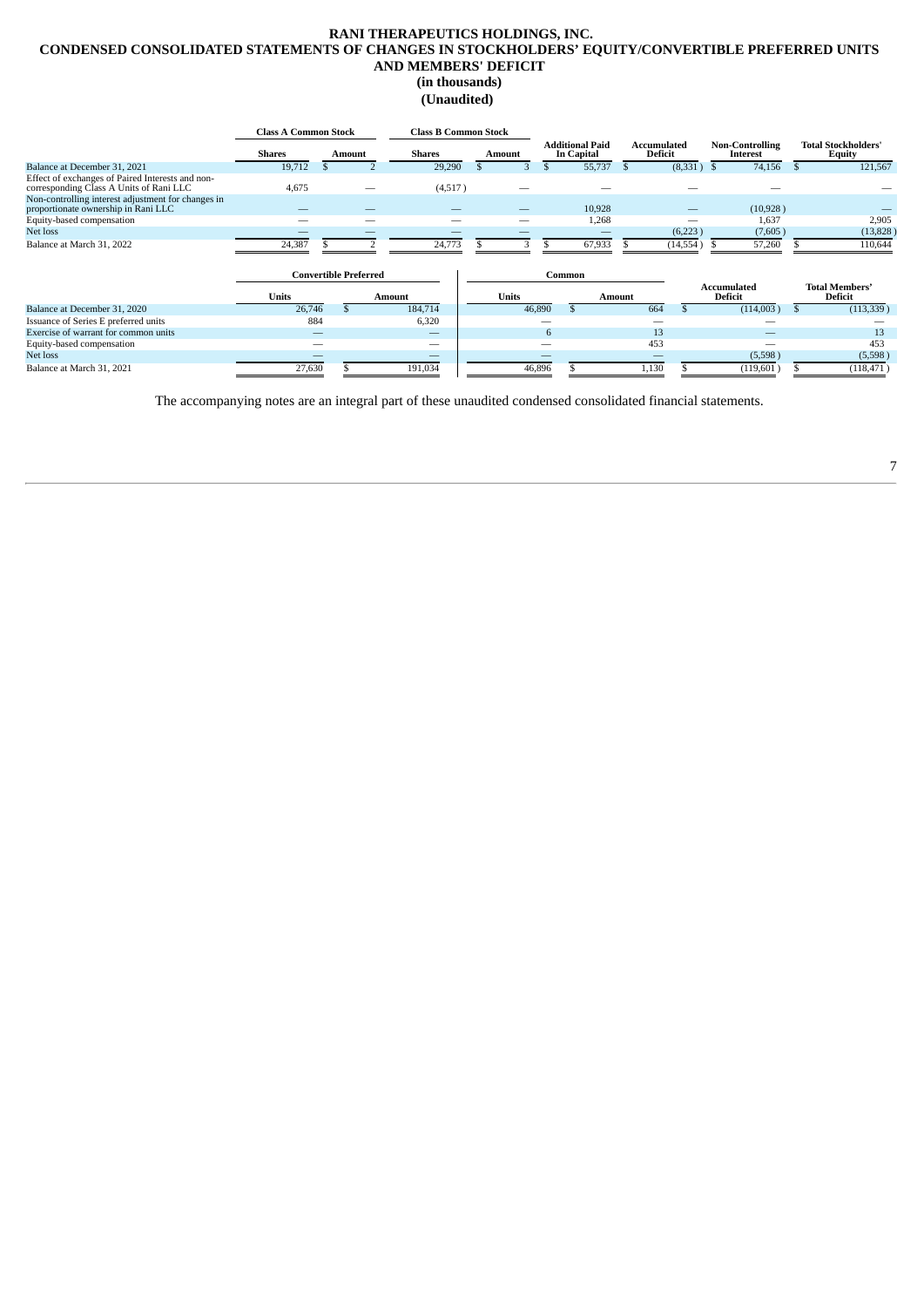# RANI THERAPEUTICS HOLDINGS, INC.
## CONDENSED CONSOLIDATED STATEMENTS OF CHANGES IN STOCKHOLDERS' EQUITY/CONVERTIBLE PREFERRED UNITS AND MEMBERS' DEFICIT
### (in thousands)
### (Unaudited)

| | Class A Common Stock | | Class B Common Stock | | Additional Paid In Capital | Accumulated Deficit | Non-Controlling Interest | Total Stockholders' Equity |
|---|---|---|---|---|---|---|---|---|
| | Shares | Amount | Shares | Amount | | | | |
| Balance at December 31, 2021 | 19,712 | $ 2 | 29,290 | $ 3 | $ 55,737 | $ (8,331) | $ 74,156 | $ 121,567 |
| Effect of exchanges of Paired Interests and non-corresponding Class A Units of Rani LLC | 4,675 | — | (4,517) | — | — | — | — | — |
| Non-controlling interest adjustment for changes in proportionate ownership in Rani LLC | — | — | — | — | 10,928 | — | (10,928) | — |
| Equity-based compensation | — | — | — | — | 1,268 | — | 1,637 | 2,905 |
| Net loss | — | — | — | — | — | (6,223) | (7,605) | (13,828) |
| Balance at March 31, 2022 | 24,387 | $ 2 | 24,773 | $ 3 | $ 67,933 | $ (14,554) | $ 57,260 | $ 110,644 |

| | Convertible Preferred | | Common | | Accumulated Deficit | Total Members' Deficit |
|---|---|---|---|---|---|---|
| | Units | Amount | Units | Amount | | |
| Balance at December 31, 2020 | 26,746 | $ 184,714 | 46,890 | $ 664 | $ (114,003) | $ (113,339) |
| Issuance of Series E preferred units | 884 | 6,320 | — | — | — | — |
| Exercise of warrant for common units | — | — | 6 | 13 | — | 13 |
| Equity-based compensation | — | — | — | 453 | — | 453 |
| Net loss | — | — | — | — | (5,598) | (5,598) |
| Balance at March 31, 2021 | 27,630 | $ 191,034 | 46,896 | $ 1,130 | $ (119,601) | $ (118,471) |

The accompanying notes are an integral part of these unaudited condensed consolidated financial statements.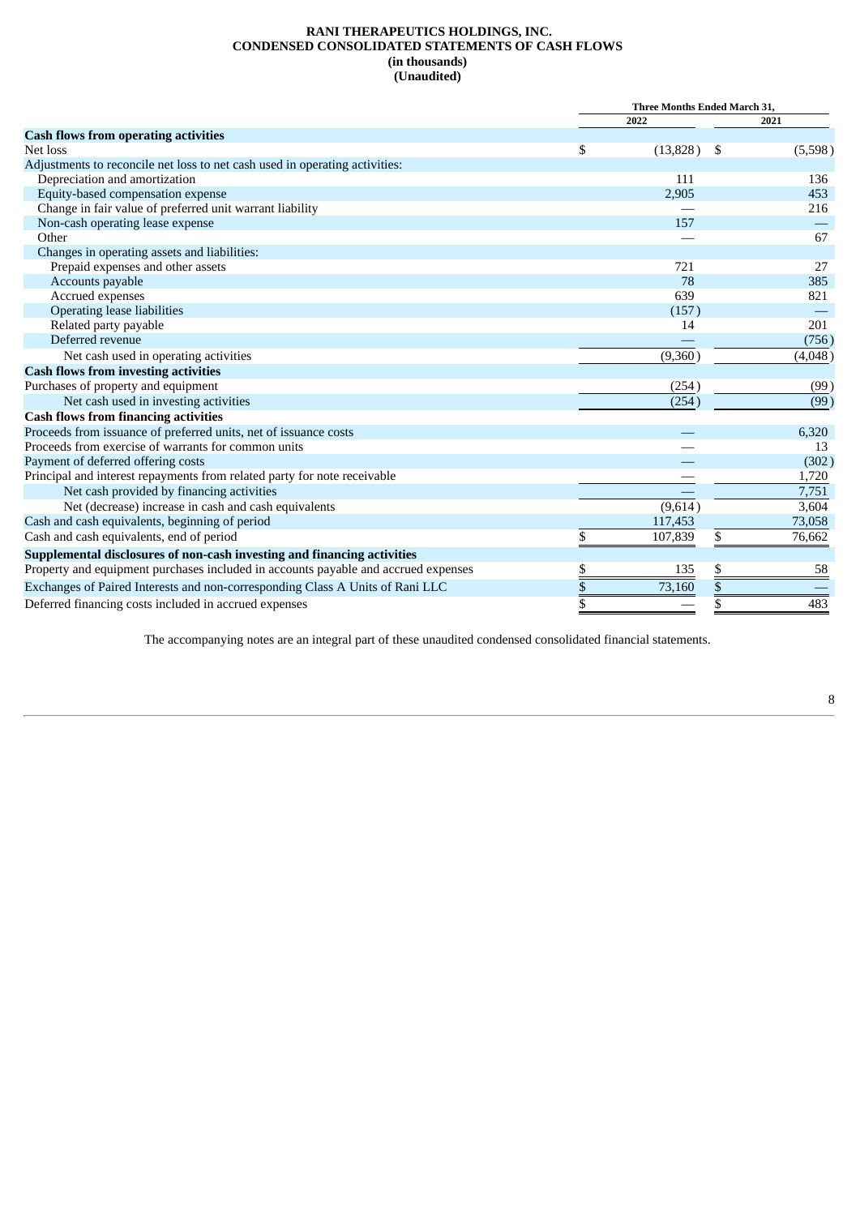**RANI THERAPEUTICS HOLDINGS, INC.**
**CONDENSED CONSOLIDATED STATEMENTS OF CASH FLOWS**
**(in thousands)**
**(Unaudited)**

| | Three Months Ended March 31, | |
|---|---|---|
| | 2022 | 2021 |
| **Cash flows from operating activities** | | |
| Net loss | $ (13,828) | $ (5,598) |
| Adjustments to reconcile net loss to net cash used in operating activities: | | |
| Depreciation and amortization | 111 | 136 |
| Equity-based compensation expense | 2,905 | 453 |
| Change in fair value of preferred unit warrant liability | — | 216 |
| Non-cash operating lease expense | 157 | — |
| Other | — | 67 |
| Changes in operating assets and liabilities: | | |
| Prepaid expenses and other assets | 721 | 27 |
| Accounts payable | 78 | 385 |
| Accrued expenses | 639 | 821 |
| Operating lease liabilities | (157) | — |
| Related party payable | 14 | 201 |
| Deferred revenue | — | (756) |
| Net cash used in operating activities | (9,360) | (4,048) |
| **Cash flows from investing activities** | | |
| Purchases of property and equipment | (254) | (99) |
| Net cash used in investing activities | (254) | (99) |
| **Cash flows from financing activities** | | |
| Proceeds from issuance of preferred units, net of issuance costs | — | 6,320 |
| Proceeds from exercise of warrants for common units | — | 13 |
| Payment of deferred offering costs | — | (302) |
| Principal and interest repayments from related party for note receivable | — | 1,720 |
| Net cash provided by financing activities | — | 7,751 |
| Net (decrease) increase in cash and cash equivalents | (9,614) | 3,604 |
| Cash and cash equivalents, beginning of period | 117,453 | 73,058 |
| Cash and cash equivalents, end of period | $ 107,839 | $ 76,662 |
| **Supplemental disclosures of non-cash investing and financing activities** | | |
| Property and equipment purchases included in accounts payable and accrued expenses | $ 135 | $ 58 |
| Exchanges of Paired Interests and non-corresponding Class A Units of Rani LLC | $ 73,160 | $ — |
| Deferred financing costs included in accrued expenses | $ — | $ 483 |

The accompanying notes are an integral part of these unaudited condensed consolidated financial statements.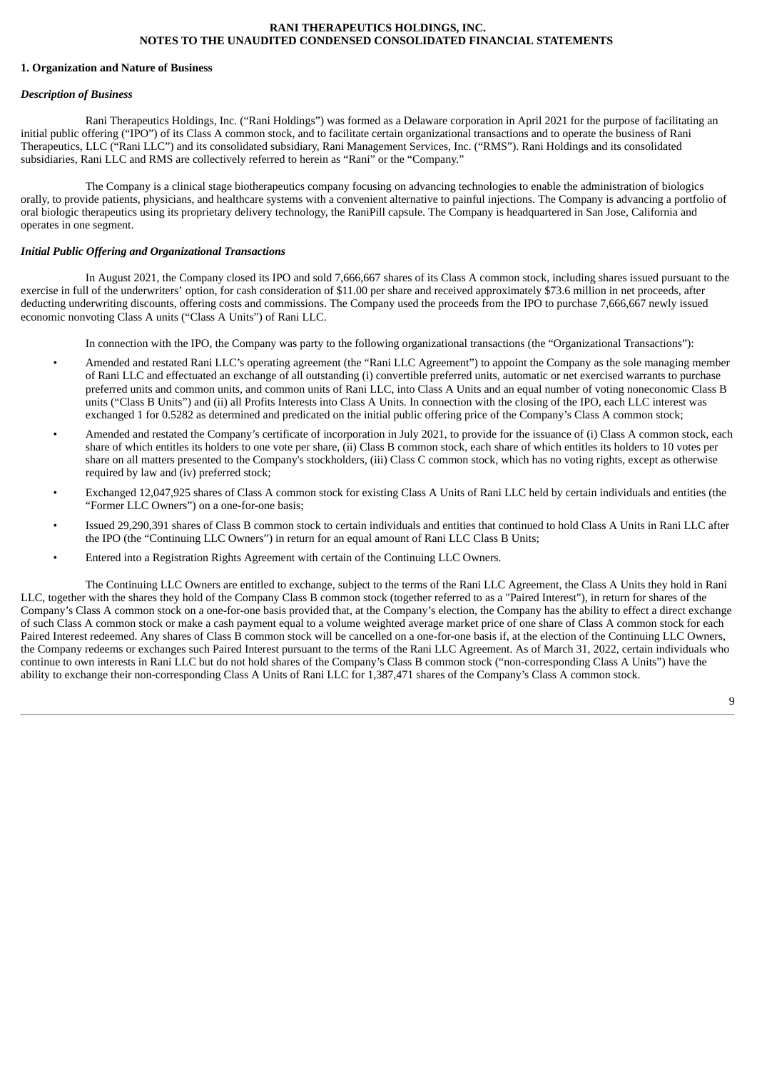**RANI THERAPEUTICS HOLDINGS, INC.**
**NOTES TO THE UNAUDITED CONDENSED CONSOLIDATED FINANCIAL STATEMENTS**

**1. Organization and Nature of Business**

***Description of Business***

Rani Therapeutics Holdings, Inc. ("Rani Holdings") was formed as a Delaware corporation in April 2021 for the purpose of facilitating an initial public offering ("IPO") of its Class A common stock, and to facilitate certain organizational transactions and to operate the business of Rani Therapeutics, LLC ("Rani LLC") and its consolidated subsidiary, Rani Management Services, Inc. ("RMS"). Rani Holdings and its consolidated subsidiaries, Rani LLC and RMS are collectively referred to herein as "Rani" or the "Company."

The Company is a clinical stage biotherapeutics company focusing on advancing technologies to enable the administration of biologics orally, to provide patients, physicians, and healthcare systems with a convenient alternative to painful injections. The Company is advancing a portfolio of oral biologic therapeutics using its proprietary delivery technology, the RaniPill capsule. The Company is headquartered in San Jose, California and operates in one segment.

***Initial Public Offering and Organizational Transactions***

In August 2021, the Company closed its IPO and sold 7,666,667 shares of its Class A common stock, including shares issued pursuant to the exercise in full of the underwriters' option, for cash consideration of $11.00 per share and received approximately $73.6 million in net proceeds, after deducting underwriting discounts, offering costs and commissions. The Company used the proceeds from the IPO to purchase 7,666,667 newly issued economic nonvoting Class A units ("Class A Units") of Rani LLC.

In connection with the IPO, the Company was party to the following organizational transactions (the "Organizational Transactions"):

- Amended and restated Rani LLC's operating agreement (the "Rani LLC Agreement") to appoint the Company as the sole managing member of Rani LLC and effectuated an exchange of all outstanding (i) convertible preferred units, automatic or net exercised warrants to purchase preferred units and common units, and common units of Rani LLC, into Class A Units and an equal number of voting noneconomic Class B units ("Class B Units") and (ii) all Profits Interests into Class A Units. In connection with the closing of the IPO, each LLC interest was exchanged 1 for 0.5282 as determined and predicated on the initial public offering price of the Company's Class A common stock;
- Amended and restated the Company's certificate of incorporation in July 2021, to provide for the issuance of (i) Class A common stock, each share of which entitles its holders to one vote per share, (ii) Class B common stock, each share of which entitles its holders to 10 votes per share on all matters presented to the Company's stockholders, (iii) Class C common stock, which has no voting rights, except as otherwise required by law and (iv) preferred stock;
- Exchanged 12,047,925 shares of Class A common stock for existing Class A Units of Rani LLC held by certain individuals and entities (the "Former LLC Owners") on a one-for-one basis;
- Issued 29,290,391 shares of Class B common stock to certain individuals and entities that continued to hold Class A Units in Rani LLC after the IPO (the "Continuing LLC Owners") in return for an equal amount of Rani LLC Class B Units;
- Entered into a Registration Rights Agreement with certain of the Continuing LLC Owners.

The Continuing LLC Owners are entitled to exchange, subject to the terms of the Rani LLC Agreement, the Class A Units they hold in Rani LLC, together with the shares they hold of the Company Class B common stock (together referred to as a "Paired Interest"), in return for shares of the Company's Class A common stock on a one-for-one basis provided that, at the Company's election, the Company has the ability to effect a direct exchange of such Class A common stock or make a cash payment equal to a volume weighted average market price of one share of Class A common stock for each Paired Interest redeemed. Any shares of Class B common stock will be cancelled on a one-for-one basis if, at the election of the Continuing LLC Owners, the Company redeems or exchanges such Paired Interest pursuant to the terms of the Rani LLC Agreement. As of March 31, 2022, certain individuals who continue to own interests in Rani LLC but do not hold shares of the Company's Class B common stock ("non-corresponding Class A Units") have the ability to exchange their non-corresponding Class A Units of Rani LLC for 1,387,471 shares of the Company's Class A common stock.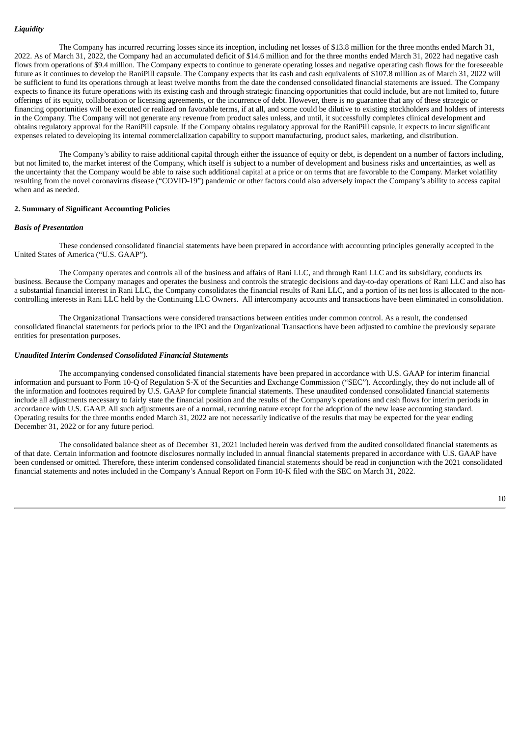***Liquidity***

The Company has incurred recurring losses since its inception, including net losses of $13.8 million for the three months ended March 31, 2022. As of March 31, 2022, the Company had an accumulated deficit of $14.6 million and for the three months ended March 31, 2022 had negative cash flows from operations of $9.4 million. The Company expects to continue to generate operating losses and negative operating cash flows for the foreseeable future as it continues to develop the RaniPill capsule. The Company expects that its cash and cash equivalents of $107.8 million as of March 31, 2022 will be sufficient to fund its operations through at least twelve months from the date the condensed consolidated financial statements are issued. The Company expects to finance its future operations with its existing cash and through strategic financing opportunities that could include, but are not limited to, future offerings of its equity, collaboration or licensing agreements, or the incurrence of debt. However, there is no guarantee that any of these strategic or financing opportunities will be executed or realized on favorable terms, if at all, and some could be dilutive to existing stockholders and holders of interests in the Company. The Company will not generate any revenue from product sales unless, and until, it successfully completes clinical development and obtains regulatory approval for the RaniPill capsule. If the Company obtains regulatory approval for the RaniPill capsule, it expects to incur significant expenses related to developing its internal commercialization capability to support manufacturing, product sales, marketing, and distribution.

The Company's ability to raise additional capital through either the issuance of equity or debt, is dependent on a number of factors including, but not limited to, the market interest of the Company, which itself is subject to a number of development and business risks and uncertainties, as well as the uncertainty that the Company would be able to raise such additional capital at a price or on terms that are favorable to the Company. Market volatility resulting from the novel coronavirus disease ("COVID-19") pandemic or other factors could also adversely impact the Company's ability to access capital when and as needed.

**2. Summary of Significant Accounting Policies**

***Basis of Presentation***

These condensed consolidated financial statements have been prepared in accordance with accounting principles generally accepted in the United States of America ("U.S. GAAP").

The Company operates and controls all of the business and affairs of Rani LLC, and through Rani LLC and its subsidiary, conducts its business. Because the Company manages and operates the business and controls the strategic decisions and day-to-day operations of Rani LLC and also has a substantial financial interest in Rani LLC, the Company consolidates the financial results of Rani LLC, and a portion of its net loss is allocated to the non-controlling interests in Rani LLC held by the Continuing LLC Owners. All intercompany accounts and transactions have been eliminated in consolidation.

The Organizational Transactions were considered transactions between entities under common control. As a result, the condensed consolidated financial statements for periods prior to the IPO and the Organizational Transactions have been adjusted to combine the previously separate entities for presentation purposes.

***Unaudited Interim Condensed Consolidated Financial Statements***

The accompanying condensed consolidated financial statements have been prepared in accordance with U.S. GAAP for interim financial information and pursuant to Form 10-Q of Regulation S-X of the Securities and Exchange Commission ("SEC"). Accordingly, they do not include all of the information and footnotes required by U.S. GAAP for complete financial statements. These unaudited condensed consolidated financial statements include all adjustments necessary to fairly state the financial position and the results of the Company's operations and cash flows for interim periods in accordance with U.S. GAAP. All such adjustments are of a normal, recurring nature except for the adoption of the new lease accounting standard. Operating results for the three months ended March 31, 2022 are not necessarily indicative of the results that may be expected for the year ending December 31, 2022 or for any future period.

The consolidated balance sheet as of December 31, 2021 included herein was derived from the audited consolidated financial statements as of that date. Certain information and footnote disclosures normally included in annual financial statements prepared in accordance with U.S. GAAP have been condensed or omitted. Therefore, these interim condensed consolidated financial statements should be read in conjunction with the 2021 consolidated financial statements and notes included in the Company's Annual Report on Form 10-K filed with the SEC on March 31, 2022.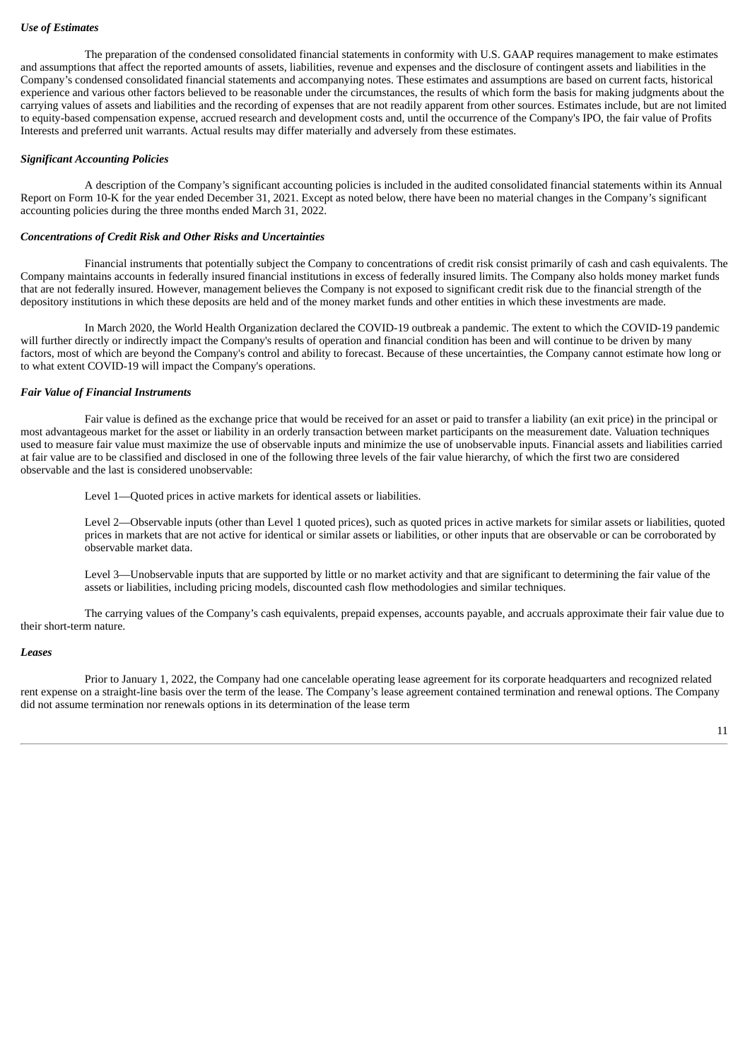### *Use of Estimates*

The preparation of the condensed consolidated financial statements in conformity with U.S. GAAP requires management to make estimates and assumptions that affect the reported amounts of assets, liabilities, revenue and expenses and the disclosure of contingent assets and liabilities in the Company's condensed consolidated financial statements and accompanying notes. These estimates and assumptions are based on current facts, historical experience and various other factors believed to be reasonable under the circumstances, the results of which form the basis for making judgments about the carrying values of assets and liabilities and the recording of expenses that are not readily apparent from other sources. Estimates include, but are not limited to equity-based compensation expense, accrued research and development costs and, until the occurrence of the Company's IPO, the fair value of Profits Interests and preferred unit warrants. Actual results may differ materially and adversely from these estimates.

### *Significant Accounting Policies*

A description of the Company's significant accounting policies is included in the audited consolidated financial statements within its Annual Report on Form 10-K for the year ended December 31, 2021. Except as noted below, there have been no material changes in the Company's significant accounting policies during the three months ended March 31, 2022.

### *Concentrations of Credit Risk and Other Risks and Uncertainties*

Financial instruments that potentially subject the Company to concentrations of credit risk consist primarily of cash and cash equivalents. The Company maintains accounts in federally insured financial institutions in excess of federally insured limits. The Company also holds money market funds that are not federally insured. However, management believes the Company is not exposed to significant credit risk due to the financial strength of the depository institutions in which these deposits are held and of the money market funds and other entities in which these investments are made.

In March 2020, the World Health Organization declared the COVID-19 outbreak a pandemic. The extent to which the COVID-19 pandemic will further directly or indirectly impact the Company's results of operation and financial condition has been and will continue to be driven by many factors, most of which are beyond the Company's control and ability to forecast. Because of these uncertainties, the Company cannot estimate how long or to what extent COVID-19 will impact the Company's operations.

### *Fair Value of Financial Instruments*

Fair value is defined as the exchange price that would be received for an asset or paid to transfer a liability (an exit price) in the principal or most advantageous market for the asset or liability in an orderly transaction between market participants on the measurement date. Valuation techniques used to measure fair value must maximize the use of observable inputs and minimize the use of unobservable inputs. Financial assets and liabilities carried at fair value are to be classified and disclosed in one of the following three levels of the fair value hierarchy, of which the first two are considered observable and the last is considered unobservable:

Level 1—Quoted prices in active markets for identical assets or liabilities.

Level 2—Observable inputs (other than Level 1 quoted prices), such as quoted prices in active markets for similar assets or liabilities, quoted prices in markets that are not active for identical or similar assets or liabilities, or other inputs that are observable or can be corroborated by observable market data.

Level 3—Unobservable inputs that are supported by little or no market activity and that are significant to determining the fair value of the assets or liabilities, including pricing models, discounted cash flow methodologies and similar techniques.

The carrying values of the Company's cash equivalents, prepaid expenses, accounts payable, and accruals approximate their fair value due to their short-term nature.

### *Leases*

Prior to January 1, 2022, the Company had one cancelable operating lease agreement for its corporate headquarters and recognized related rent expense on a straight-line basis over the term of the lease. The Company's lease agreement contained termination and renewal options. The Company did not assume termination nor renewals options in its determination of the lease term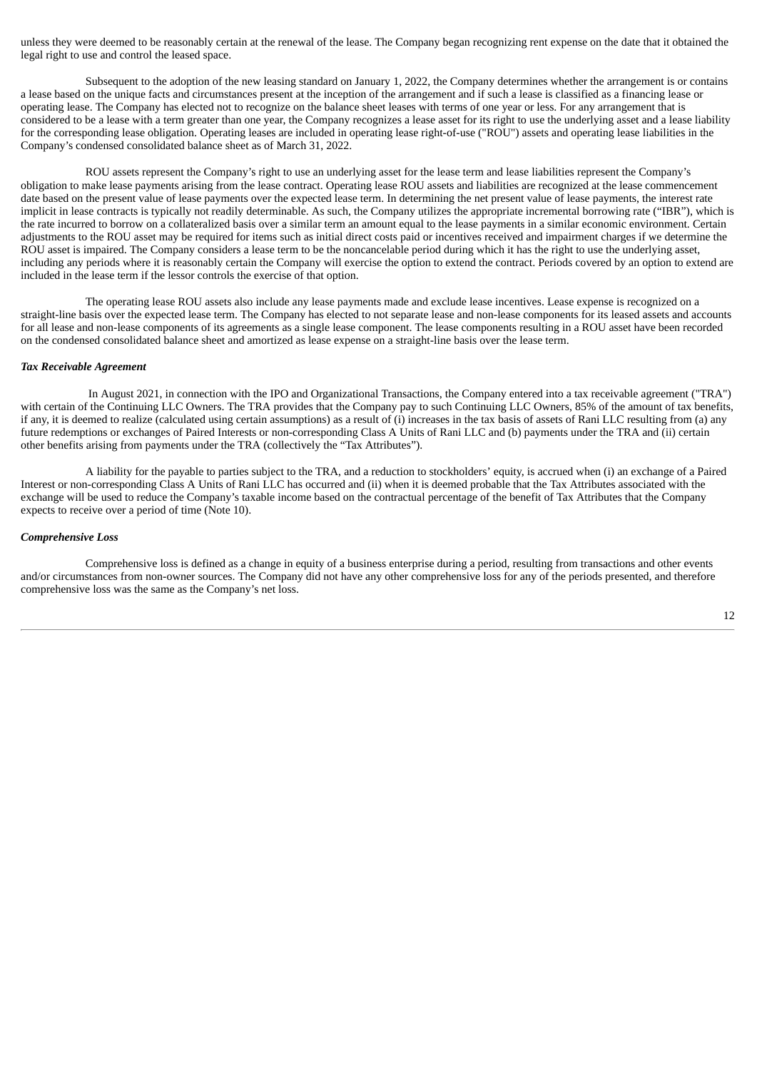unless they were deemed to be reasonably certain at the renewal of the lease. The Company began recognizing rent expense on the date that it obtained the legal right to use and control the leased space.

Subsequent to the adoption of the new leasing standard on January 1, 2022, the Company determines whether the arrangement is or contains a lease based on the unique facts and circumstances present at the inception of the arrangement and if such a lease is classified as a financing lease or operating lease. The Company has elected not to recognize on the balance sheet leases with terms of one year or less. For any arrangement that is considered to be a lease with a term greater than one year, the Company recognizes a lease asset for its right to use the underlying asset and a lease liability for the corresponding lease obligation. Operating leases are included in operating lease right-of-use ("ROU") assets and operating lease liabilities in the Company's condensed consolidated balance sheet as of March 31, 2022.

ROU assets represent the Company's right to use an underlying asset for the lease term and lease liabilities represent the Company's obligation to make lease payments arising from the lease contract. Operating lease ROU assets and liabilities are recognized at the lease commencement date based on the present value of lease payments over the expected lease term. In determining the net present value of lease payments, the interest rate implicit in lease contracts is typically not readily determinable. As such, the Company utilizes the appropriate incremental borrowing rate ("IBR"), which is the rate incurred to borrow on a collateralized basis over a similar term an amount equal to the lease payments in a similar economic environment. Certain adjustments to the ROU asset may be required for items such as initial direct costs paid or incentives received and impairment charges if we determine the ROU asset is impaired. The Company considers a lease term to be the noncancelable period during which it has the right to use the underlying asset, including any periods where it is reasonably certain the Company will exercise the option to extend the contract. Periods covered by an option to extend are included in the lease term if the lessor controls the exercise of that option.

The operating lease ROU assets also include any lease payments made and exclude lease incentives. Lease expense is recognized on a straight-line basis over the expected lease term. The Company has elected to not separate lease and non-lease components for its leased assets and accounts for all lease and non-lease components of its agreements as a single lease component. The lease components resulting in a ROU asset have been recorded on the condensed consolidated balance sheet and amortized as lease expense on a straight-line basis over the lease term.

***Tax Receivable Agreement***

In August 2021, in connection with the IPO and Organizational Transactions, the Company entered into a tax receivable agreement ("TRA") with certain of the Continuing LLC Owners. The TRA provides that the Company pay to such Continuing LLC Owners, 85% of the amount of tax benefits, if any, it is deemed to realize (calculated using certain assumptions) as a result of (i) increases in the tax basis of assets of Rani LLC resulting from (a) any future redemptions or exchanges of Paired Interests or non-corresponding Class A Units of Rani LLC and (b) payments under the TRA and (ii) certain other benefits arising from payments under the TRA (collectively the "Tax Attributes").

A liability for the payable to parties subject to the TRA, and a reduction to stockholders' equity, is accrued when (i) an exchange of a Paired Interest or non-corresponding Class A Units of Rani LLC has occurred and (ii) when it is deemed probable that the Tax Attributes associated with the exchange will be used to reduce the Company's taxable income based on the contractual percentage of the benefit of Tax Attributes that the Company expects to receive over a period of time (Note 10).

***Comprehensive Loss***

Comprehensive loss is defined as a change in equity of a business enterprise during a period, resulting from transactions and other events and/or circumstances from non-owner sources. The Company did not have any other comprehensive loss for any of the periods presented, and therefore comprehensive loss was the same as the Company's net loss.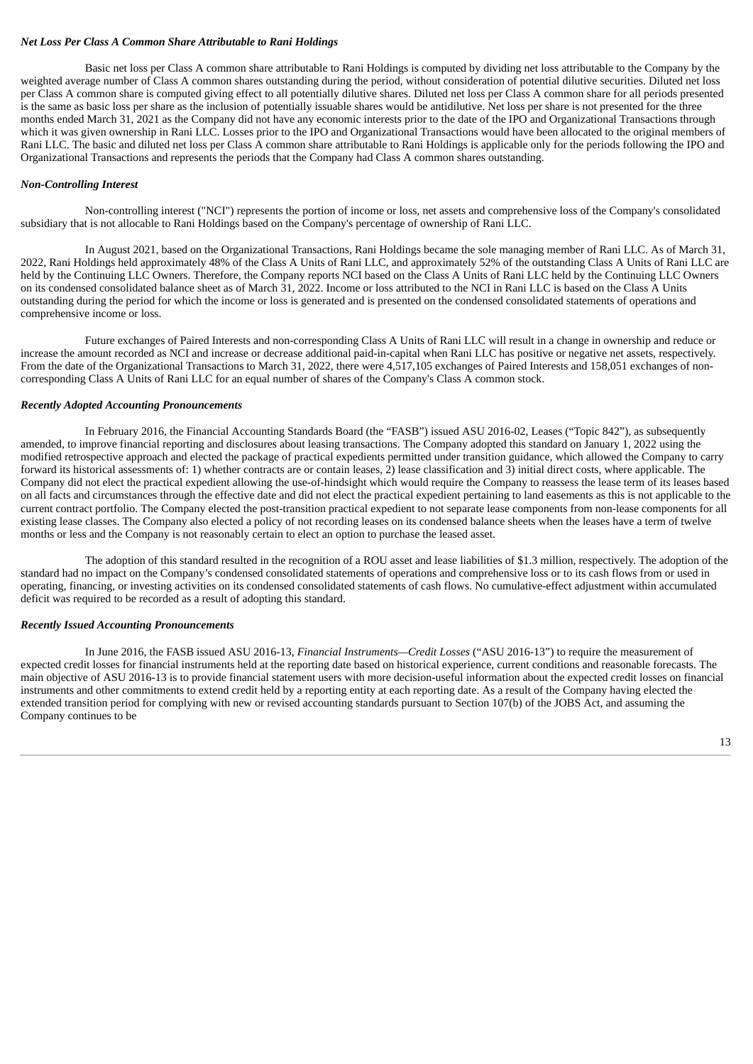***Net Loss Per Class A Common Share Attributable to Rani Holdings***

Basic net loss per Class A common share attributable to Rani Holdings is computed by dividing net loss attributable to the Company by the weighted average number of Class A common shares outstanding during the period, without consideration of potential dilutive securities. Diluted net loss per Class A common share is computed giving effect to all potentially dilutive shares. Diluted net loss per Class A common share for all periods presented is the same as basic loss per share as the inclusion of potentially issuable shares would be antidilutive. Net loss per share is not presented for the three months ended March 31, 2021 as the Company did not have any economic interests prior to the date of the IPO and Organizational Transactions through which it was given ownership in Rani LLC. Losses prior to the IPO and Organizational Transactions would have been allocated to the original members of Rani LLC. The basic and diluted net loss per Class A common share attributable to Rani Holdings is applicable only for the periods following the IPO and Organizational Transactions and represents the periods that the Company had Class A common shares outstanding.

***Non-Controlling Interest***

Non-controlling interest ("NCI") represents the portion of income or loss, net assets and comprehensive loss of the Company's consolidated subsidiary that is not allocable to Rani Holdings based on the Company's percentage of ownership of Rani LLC.

In August 2021, based on the Organizational Transactions, Rani Holdings became the sole managing member of Rani LLC. As of March 31, 2022, Rani Holdings held approximately 48% of the Class A Units of Rani LLC, and approximately 52% of the outstanding Class A Units of Rani LLC are held by the Continuing LLC Owners. Therefore, the Company reports NCI based on the Class A Units of Rani LLC held by the Continuing LLC Owners on its condensed consolidated balance sheet as of March 31, 2022. Income or loss attributed to the NCI in Rani LLC is based on the Class A Units outstanding during the period for which the income or loss is generated and is presented on the condensed consolidated statements of operations and comprehensive income or loss.

Future exchanges of Paired Interests and non-corresponding Class A Units of Rani LLC will result in a change in ownership and reduce or increase the amount recorded as NCI and increase or decrease additional paid-in-capital when Rani LLC has positive or negative net assets, respectively. From the date of the Organizational Transactions to March 31, 2022, there were 4,517,105 exchanges of Paired Interests and 158,051 exchanges of non-corresponding Class A Units of Rani LLC for an equal number of shares of the Company's Class A common stock.

***Recently Adopted Accounting Pronouncements***

In February 2016, the Financial Accounting Standards Board (the "FASB") issued ASU 2016-02, Leases ("Topic 842"), as subsequently amended, to improve financial reporting and disclosures about leasing transactions. The Company adopted this standard on January 1, 2022 using the modified retrospective approach and elected the package of practical expedients permitted under transition guidance, which allowed the Company to carry forward its historical assessments of: 1) whether contracts are or contain leases, 2) lease classification and 3) initial direct costs, where applicable. The Company did not elect the practical expedient allowing the use-of-hindsight which would require the Company to reassess the lease term of its leases based on all facts and circumstances through the effective date and did not elect the practical expedient pertaining to land easements as this is not applicable to the current contract portfolio. The Company elected the post-transition practical expedient to not separate lease components from non-lease components for all existing lease classes. The Company also elected a policy of not recording leases on its condensed balance sheets when the leases have a term of twelve months or less and the Company is not reasonably certain to elect an option to purchase the leased asset.

The adoption of this standard resulted in the recognition of a ROU asset and lease liabilities of $1.3 million, respectively. The adoption of the standard had no impact on the Company's condensed consolidated statements of operations and comprehensive loss or to its cash flows from or used in operating, financing, or investing activities on its condensed consolidated statements of cash flows. No cumulative-effect adjustment within accumulated deficit was required to be recorded as a result of adopting this standard.

***Recently Issued Accounting Pronouncements***

In June 2016, the FASB issued ASU 2016-13, *Financial Instruments—Credit Losses* ("ASU 2016-13") to require the measurement of expected credit losses for financial instruments held at the reporting date based on historical experience, current conditions and reasonable forecasts. The main objective of ASU 2016-13 is to provide financial statement users with more decision-useful information about the expected credit losses on financial instruments and other commitments to extend credit held by a reporting entity at each reporting date. As a result of the Company having elected the extended transition period for complying with new or revised accounting standards pursuant to Section 107(b) of the JOBS Act, and assuming the Company continues to be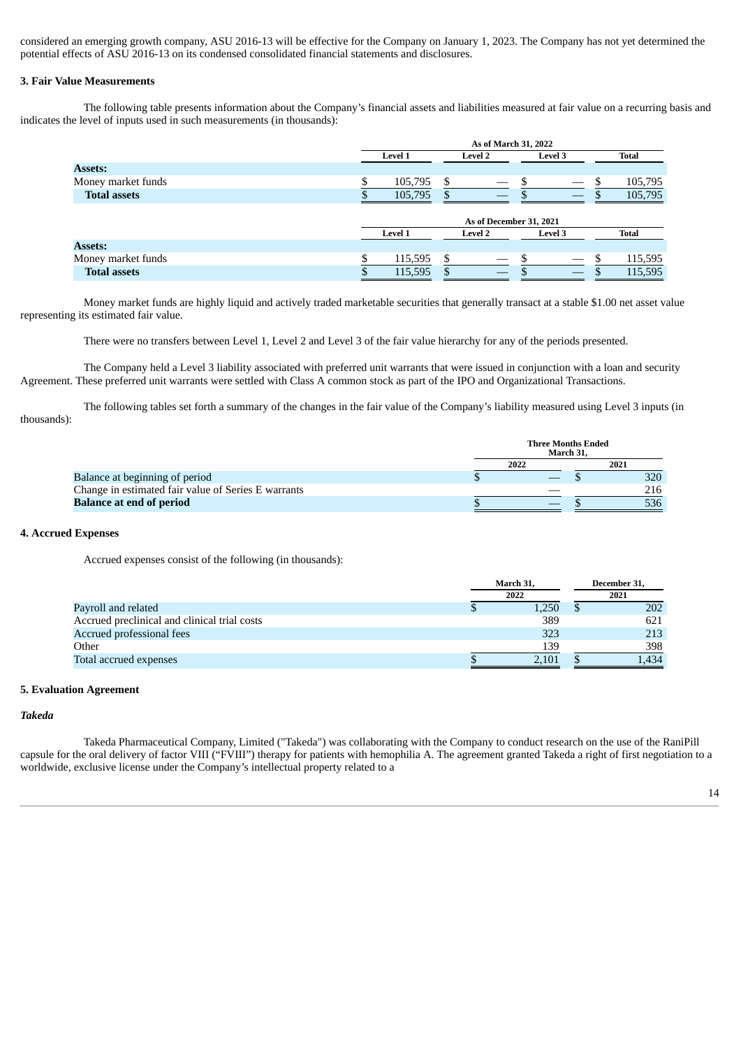considered an emerging growth company, ASU 2016-13 will be effective for the Company on January 1, 2023. The Company has not yet determined the potential effects of ASU 2016-13 on its condensed consolidated financial statements and disclosures.

### 3. Fair Value Measurements

The following table presents information about the Company's financial assets and liabilities measured at fair value on a recurring basis and indicates the level of inputs used in such measurements (in thousands):

| | As of March 31, 2022 | | | |
|---|---|---|---|---|
| | Level 1 | Level 2 | Level 3 | Total |
| **Assets:** | | | | |
| Money market funds | $ 105,795 | $ — | $ — | $ 105,795 |
| **Total assets** | $ 105,795 | $ — | $ — | $ 105,795 |

| | As of December 31, 2021 | | | |
|---|---|---|---|---|
| | Level 1 | Level 2 | Level 3 | Total |
| **Assets:** | | | | |
| Money market funds | $ 115,595 | $ — | $ — | $ 115,595 |
| **Total assets** | $ 115,595 | $ — | $ — | $ 115,595 |

Money market funds are highly liquid and actively traded marketable securities that generally transact at a stable $1.00 net asset value representing its estimated fair value.

There were no transfers between Level 1, Level 2 and Level 3 of the fair value hierarchy for any of the periods presented.

The Company held a Level 3 liability associated with preferred unit warrants that were issued in conjunction with a loan and security Agreement. These preferred unit warrants were settled with Class A common stock as part of the IPO and Organizational Transactions.

The following tables set forth a summary of the changes in the fair value of the Company's liability measured using Level 3 inputs (in thousands):

| | Three Months Ended March 31, | |
|---|---|---|
| | 2022 | 2021 |
| Balance at beginning of period | $ — | $ 320 |
| Change in estimated fair value of Series E warrants | — | 216 |
| **Balance at end of period** | $ — | $ 536 |

### 4. Accrued Expenses

Accrued expenses consist of the following (in thousands):

| | March 31, 2022 | December 31, 2021 |
|---|---|---|
| Payroll and related | $ 1,250 | $ 202 |
| Accrued preclinical and clinical trial costs | 389 | 621 |
| Accrued professional fees | 323 | 213 |
| Other | 139 | 398 |
| Total accrued expenses | $ 2,101 | $ 1,434 |

### 5. Evaluation Agreement

***Takeda***

Takeda Pharmaceutical Company, Limited ("Takeda") was collaborating with the Company to conduct research on the use of the RaniPill capsule for the oral delivery of factor VIII ("FVIII") therapy for patients with hemophilia A. The agreement granted Takeda a right of first negotiation to a worldwide, exclusive license under the Company's intellectual property related to a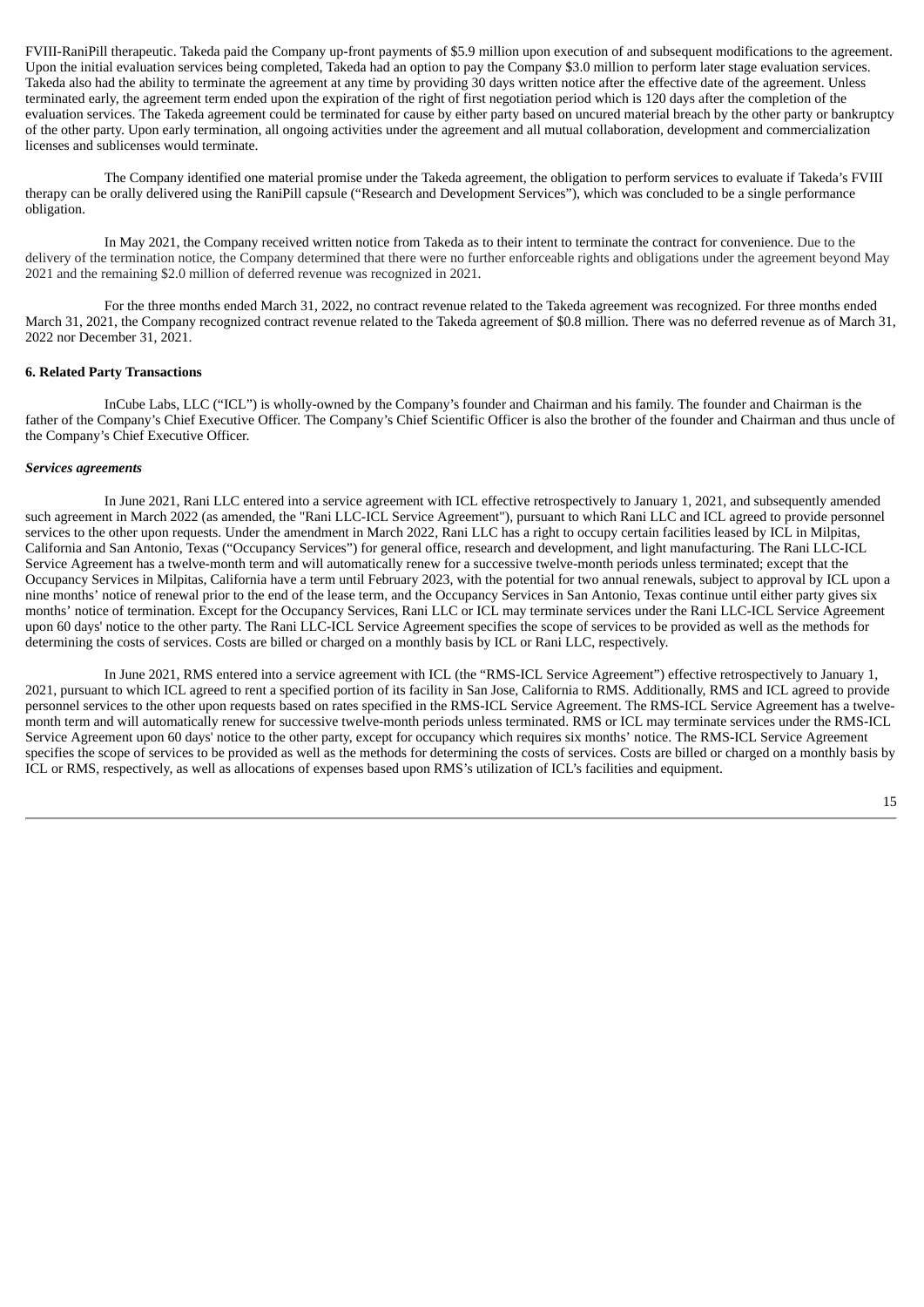FVIII-RaniPill therapeutic. Takeda paid the Company up-front payments of $5.9 million upon execution of and subsequent modifications to the agreement. Upon the initial evaluation services being completed, Takeda had an option to pay the Company $3.0 million to perform later stage evaluation services. Takeda also had the ability to terminate the agreement at any time by providing 30 days written notice after the effective date of the agreement. Unless terminated early, the agreement term ended upon the expiration of the right of first negotiation period which is 120 days after the completion of the evaluation services. The Takeda agreement could be terminated for cause by either party based on uncured material breach by the other party or bankruptcy of the other party. Upon early termination, all ongoing activities under the agreement and all mutual collaboration, development and commercialization licenses and sublicenses would terminate.

The Company identified one material promise under the Takeda agreement, the obligation to perform services to evaluate if Takeda's FVIII therapy can be orally delivered using the RaniPill capsule ("Research and Development Services"), which was concluded to be a single performance obligation.

In May 2021, the Company received written notice from Takeda as to their intent to terminate the contract for convenience. Due to the delivery of the termination notice, the Company determined that there were no further enforceable rights and obligations under the agreement beyond May 2021 and the remaining $2.0 million of deferred revenue was recognized in 2021.

For the three months ended March 31, 2022, no contract revenue related to the Takeda agreement was recognized. For three months ended March 31, 2021, the Company recognized contract revenue related to the Takeda agreement of $0.8 million. There was no deferred revenue as of March 31, 2022 nor December 31, 2021.

**6. Related Party Transactions**

InCube Labs, LLC ("ICL") is wholly-owned by the Company's founder and Chairman and his family. The founder and Chairman is the father of the Company's Chief Executive Officer. The Company's Chief Scientific Officer is also the brother of the founder and Chairman and thus uncle of the Company's Chief Executive Officer.

***Services agreements***

In June 2021, Rani LLC entered into a service agreement with ICL effective retrospectively to January 1, 2021, and subsequently amended such agreement in March 2022 (as amended, the "Rani LLC-ICL Service Agreement"), pursuant to which Rani LLC and ICL agreed to provide personnel services to the other upon requests. Under the amendment in March 2022, Rani LLC has a right to occupy certain facilities leased by ICL in Milpitas, California and San Antonio, Texas ("Occupancy Services") for general office, research and development, and light manufacturing. The Rani LLC-ICL Service Agreement has a twelve-month term and will automatically renew for a successive twelve-month periods unless terminated; except that the Occupancy Services in Milpitas, California have a term until February 2023, with the potential for two annual renewals, subject to approval by ICL upon a nine months' notice of renewal prior to the end of the lease term, and the Occupancy Services in San Antonio, Texas continue until either party gives six months' notice of termination. Except for the Occupancy Services, Rani LLC or ICL may terminate services under the Rani LLC-ICL Service Agreement upon 60 days' notice to the other party. The Rani LLC-ICL Service Agreement specifies the scope of services to be provided as well as the methods for determining the costs of services. Costs are billed or charged on a monthly basis by ICL or Rani LLC, respectively.

In June 2021, RMS entered into a service agreement with ICL (the "RMS-ICL Service Agreement") effective retrospectively to January 1, 2021, pursuant to which ICL agreed to rent a specified portion of its facility in San Jose, California to RMS. Additionally, RMS and ICL agreed to provide personnel services to the other upon requests based on rates specified in the RMS-ICL Service Agreement. The RMS-ICL Service Agreement has a twelve-month term and will automatically renew for successive twelve-month periods unless terminated. RMS or ICL may terminate services under the RMS-ICL Service Agreement upon 60 days' notice to the other party, except for occupancy which requires six months' notice. The RMS-ICL Service Agreement specifies the scope of services to be provided as well as the methods for determining the costs of services. Costs are billed or charged on a monthly basis by ICL or RMS, respectively, as well as allocations of expenses based upon RMS's utilization of ICL's facilities and equipment.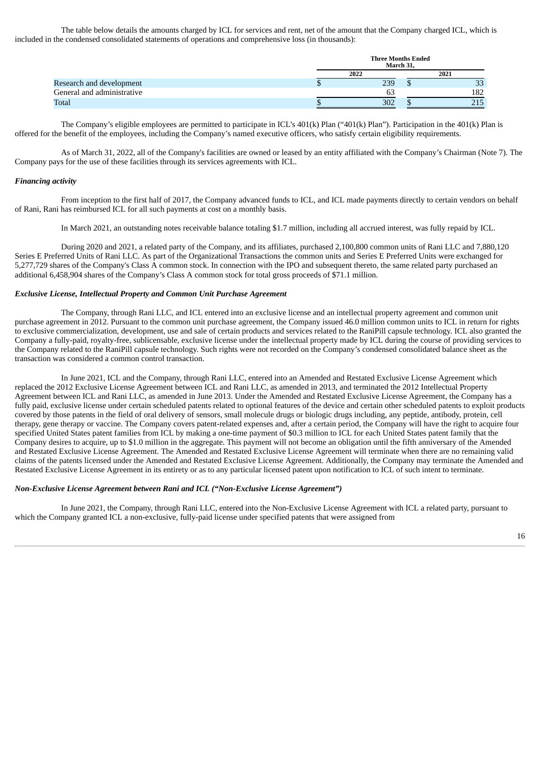The table below details the amounts charged by ICL for services and rent, net of the amount that the Company charged ICL, which is included in the condensed consolidated statements of operations and comprehensive loss (in thousands):

| | Three Months Ended March 31, | |
|---|---|---|
| | 2022 | 2021 |
| Research and development | $ 239 | $ 33 |
| General and administrative | 63 | 182 |
| Total | $ 302 | $ 215 |

The Company's eligible employees are permitted to participate in ICL's 401(k) Plan ("401(k) Plan"). Participation in the 401(k) Plan is offered for the benefit of the employees, including the Company's named executive officers, who satisfy certain eligibility requirements.

As of March 31, 2022, all of the Company's facilities are owned or leased by an entity affiliated with the Company's Chairman (Note 7). The Company pays for the use of these facilities through its services agreements with ICL.

***Financing activity***

From inception to the first half of 2017, the Company advanced funds to ICL, and ICL made payments directly to certain vendors on behalf of Rani, Rani has reimbursed ICL for all such payments at cost on a monthly basis.

In March 2021, an outstanding notes receivable balance totaling $1.7 million, including all accrued interest, was fully repaid by ICL.

During 2020 and 2021, a related party of the Company, and its affiliates, purchased 2,100,800 common units of Rani LLC and 7,880,120 Series E Preferred Units of Rani LLC. As part of the Organizational Transactions the common units and Series E Preferred Units were exchanged for 5,277,729 shares of the Company's Class A common stock. In connection with the IPO and subsequent thereto, the same related party purchased an additional 6,458,904 shares of the Company's Class A common stock for total gross proceeds of $71.1 million.

***Exclusive License, Intellectual Property and Common Unit Purchase Agreement***

The Company, through Rani LLC, and ICL entered into an exclusive license and an intellectual property agreement and common unit purchase agreement in 2012. Pursuant to the common unit purchase agreement, the Company issued 46.0 million common units to ICL in return for rights to exclusive commercialization, development, use and sale of certain products and services related to the RaniPill capsule technology. ICL also granted the Company a fully-paid, royalty-free, sublicensable, exclusive license under the intellectual property made by ICL during the course of providing services to the Company related to the RaniPill capsule technology. Such rights were not recorded on the Company's condensed consolidated balance sheet as the transaction was considered a common control transaction.

In June 2021, ICL and the Company, through Rani LLC, entered into an Amended and Restated Exclusive License Agreement which replaced the 2012 Exclusive License Agreement between ICL and Rani LLC, as amended in 2013, and terminated the 2012 Intellectual Property Agreement between ICL and Rani LLC, as amended in June 2013. Under the Amended and Restated Exclusive License Agreement, the Company has a fully paid, exclusive license under certain scheduled patents related to optional features of the device and certain other scheduled patents to exploit products covered by those patents in the field of oral delivery of sensors, small molecule drugs or biologic drugs including, any peptide, antibody, protein, cell therapy, gene therapy or vaccine. The Company covers patent-related expenses and, after a certain period, the Company will have the right to acquire four specified United States patent families from ICL by making a one-time payment of $0.3 million to ICL for each United States patent family that the Company desires to acquire, up to $1.0 million in the aggregate. This payment will not become an obligation until the fifth anniversary of the Amended and Restated Exclusive License Agreement. The Amended and Restated Exclusive License Agreement will terminate when there are no remaining valid claims of the patents licensed under the Amended and Restated Exclusive License Agreement. Additionally, the Company may terminate the Amended and Restated Exclusive License Agreement in its entirety or as to any particular licensed patent upon notification to ICL of such intent to terminate.

***Non-Exclusive License Agreement between Rani and ICL ("Non-Exclusive License Agreement")***

In June 2021, the Company, through Rani LLC, entered into the Non-Exclusive License Agreement with ICL a related party, pursuant to which the Company granted ICL a non-exclusive, fully-paid license under specified patents that were assigned from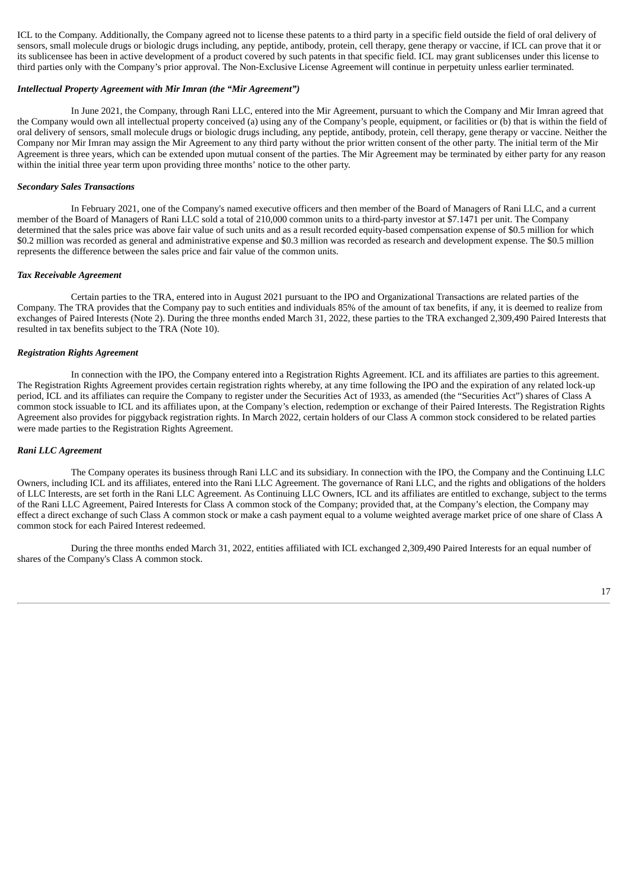ICL to the Company. Additionally, the Company agreed not to license these patents to a third party in a specific field outside the field of oral delivery of sensors, small molecule drugs or biologic drugs including, any peptide, antibody, protein, cell therapy, gene therapy or vaccine, if ICL can prove that it or its sublicensee has been in active development of a product covered by such patents in that specific field. ICL may grant sublicenses under this license to third parties only with the Company's prior approval. The Non-Exclusive License Agreement will continue in perpetuity unless earlier terminated.

***Intellectual Property Agreement with Mir Imran (the "Mir Agreement")***

In June 2021, the Company, through Rani LLC, entered into the Mir Agreement, pursuant to which the Company and Mir Imran agreed that the Company would own all intellectual property conceived (a) using any of the Company's people, equipment, or facilities or (b) that is within the field of oral delivery of sensors, small molecule drugs or biologic drugs including, any peptide, antibody, protein, cell therapy, gene therapy or vaccine. Neither the Company nor Mir Imran may assign the Mir Agreement to any third party without the prior written consent of the other party. The initial term of the Mir Agreement is three years, which can be extended upon mutual consent of the parties. The Mir Agreement may be terminated by either party for any reason within the initial three year term upon providing three months' notice to the other party.

***Secondary Sales Transactions***

In February 2021, one of the Company's named executive officers and then member of the Board of Managers of Rani LLC, and a current member of the Board of Managers of Rani LLC sold a total of 210,000 common units to a third-party investor at $7.1471 per unit. The Company determined that the sales price was above fair value of such units and as a result recorded equity-based compensation expense of $0.5 million for which $0.2 million was recorded as general and administrative expense and $0.3 million was recorded as research and development expense. The $0.5 million represents the difference between the sales price and fair value of the common units.

***Tax Receivable Agreement***

Certain parties to the TRA, entered into in August 2021 pursuant to the IPO and Organizational Transactions are related parties of the Company. The TRA provides that the Company pay to such entities and individuals 85% of the amount of tax benefits, if any, it is deemed to realize from exchanges of Paired Interests (Note 2). During the three months ended March 31, 2022, these parties to the TRA exchanged 2,309,490 Paired Interests that resulted in tax benefits subject to the TRA (Note 10).

***Registration Rights Agreement***

In connection with the IPO, the Company entered into a Registration Rights Agreement. ICL and its affiliates are parties to this agreement. The Registration Rights Agreement provides certain registration rights whereby, at any time following the IPO and the expiration of any related lock-up period, ICL and its affiliates can require the Company to register under the Securities Act of 1933, as amended (the "Securities Act") shares of Class A common stock issuable to ICL and its affiliates upon, at the Company's election, redemption or exchange of their Paired Interests. The Registration Rights Agreement also provides for piggyback registration rights. In March 2022, certain holders of our Class A common stock considered to be related parties were made parties to the Registration Rights Agreement.

***Rani LLC Agreement***

The Company operates its business through Rani LLC and its subsidiary. In connection with the IPO, the Company and the Continuing LLC Owners, including ICL and its affiliates, entered into the Rani LLC Agreement. The governance of Rani LLC, and the rights and obligations of the holders of LLC Interests, are set forth in the Rani LLC Agreement. As Continuing LLC Owners, ICL and its affiliates are entitled to exchange, subject to the terms of the Rani LLC Agreement, Paired Interests for Class A common stock of the Company; provided that, at the Company's election, the Company may effect a direct exchange of such Class A common stock or make a cash payment equal to a volume weighted average market price of one share of Class A common stock for each Paired Interest redeemed.

During the three months ended March 31, 2022, entities affiliated with ICL exchanged 2,309,490 Paired Interests for an equal number of shares of the Company's Class A common stock.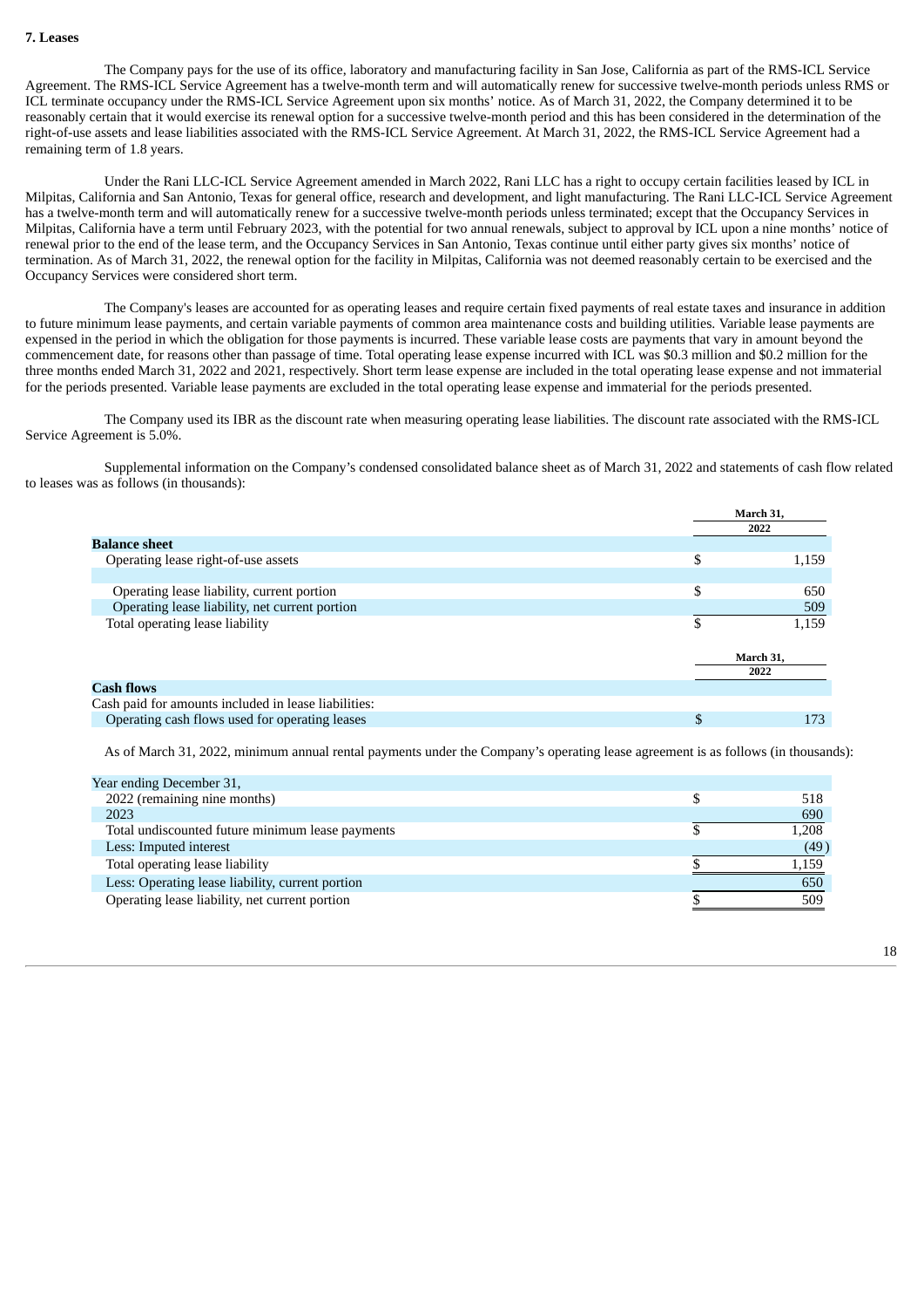**7. Leases**

The Company pays for the use of its office, laboratory and manufacturing facility in San Jose, California as part of the RMS-ICL Service Agreement. The RMS-ICL Service Agreement has a twelve-month term and will automatically renew for successive twelve-month periods unless RMS or ICL terminate occupancy under the RMS-ICL Service Agreement upon six months' notice. As of March 31, 2022, the Company determined it to be reasonably certain that it would exercise its renewal option for a successive twelve-month period and this has been considered in the determination of the right-of-use assets and lease liabilities associated with the RMS-ICL Service Agreement. At March 31, 2022, the RMS-ICL Service Agreement had a remaining term of 1.8 years.

Under the Rani LLC-ICL Service Agreement amended in March 2022, Rani LLC has a right to occupy certain facilities leased by ICL in Milpitas, California and San Antonio, Texas for general office, research and development, and light manufacturing. The Rani LLC-ICL Service Agreement has a twelve-month term and will automatically renew for a successive twelve-month periods unless terminated; except that the Occupancy Services in Milpitas, California have a term until February 2023, with the potential for two annual renewals, subject to approval by ICL upon a nine months' notice of renewal prior to the end of the lease term, and the Occupancy Services in San Antonio, Texas continue until either party gives six months' notice of termination. As of March 31, 2022, the renewal option for the facility in Milpitas, California was not deemed reasonably certain to be exercised and the Occupancy Services were considered short term.

The Company's leases are accounted for as operating leases and require certain fixed payments of real estate taxes and insurance in addition to future minimum lease payments, and certain variable payments of common area maintenance costs and building utilities. Variable lease payments are expensed in the period in which the obligation for those payments is incurred. These variable lease costs are payments that vary in amount beyond the commencement date, for reasons other than passage of time. Total operating lease expense incurred with ICL was $0.3 million and $0.2 million for the three months ended March 31, 2022 and 2021, respectively. Short term lease expense are included in the total operating lease expense and not immaterial for the periods presented. Variable lease payments are excluded in the total operating lease expense and immaterial for the periods presented.

The Company used its IBR as the discount rate when measuring operating lease liabilities. The discount rate associated with the RMS-ICL Service Agreement is 5.0%.

Supplemental information on the Company's condensed consolidated balance sheet as of March 31, 2022 and statements of cash flow related to leases was as follows (in thousands):

| | March 31, 2022 |
|---|---|
| **Balance sheet** | |
| Operating lease right-of-use assets | $ 1,159 |
| | |
| Operating lease liability, current portion | $ 650 |
| Operating lease liability, net current portion | 509 |
| Total operating lease liability | $ 1,159 |

| | March 31, 2022 |
|---|---|
| **Cash flows** | |
| Cash paid for amounts included in lease liabilities: | |
| Operating cash flows used for operating leases | $ 173 |

As of March 31, 2022, minimum annual rental payments under the Company's operating lease agreement is as follows (in thousands):

| Year ending December 31, | |
|---|---|
| 2022 (remaining nine months) | $ 518 |
| 2023 | 690 |
| Total undiscounted future minimum lease payments | $ 1,208 |
| Less: Imputed interest | (49) |
| Total operating lease liability | $ 1,159 |
| Less: Operating lease liability, current portion | 650 |
| Operating lease liability, net current portion | $ 509 |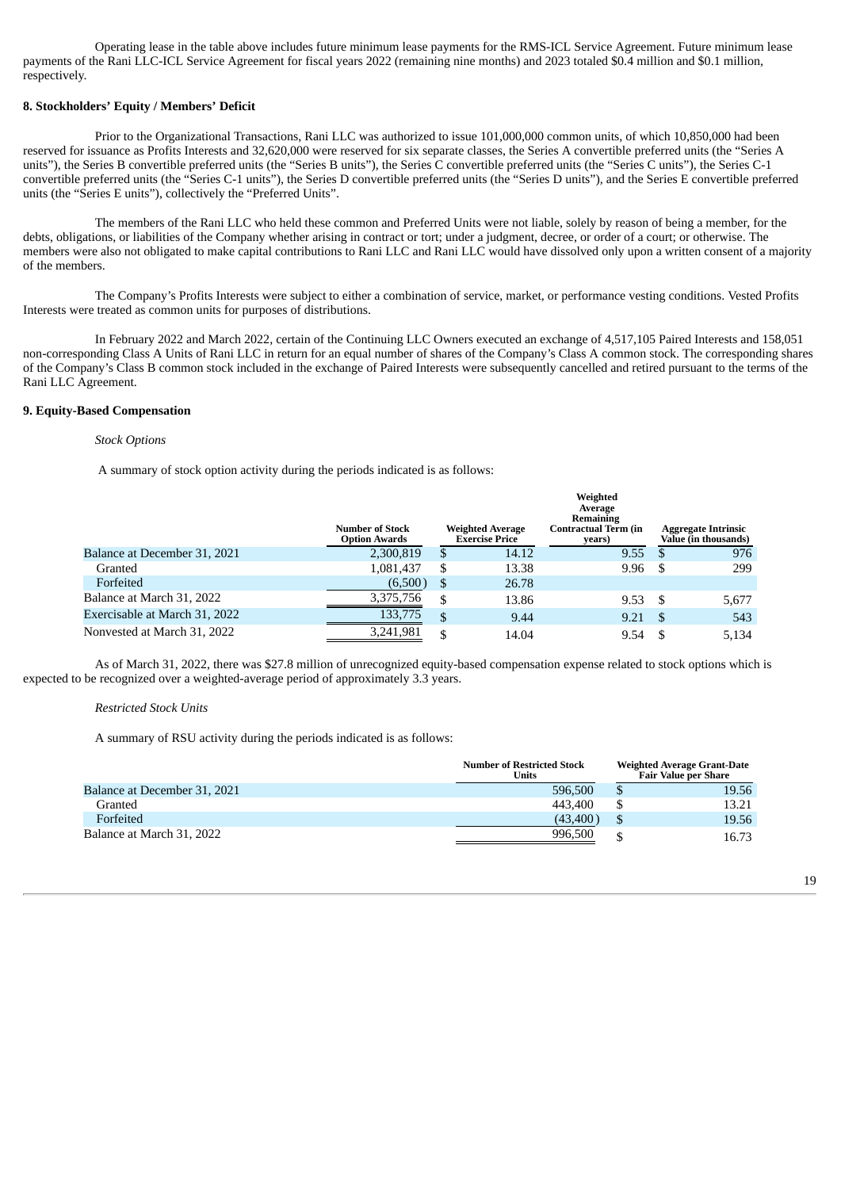Operating lease in the table above includes future minimum lease payments for the RMS-ICL Service Agreement. Future minimum lease payments of the Rani LLC-ICL Service Agreement for fiscal years 2022 (remaining nine months) and 2023 totaled $0.4 million and $0.1 million, respectively.

**8. Stockholders' Equity / Members' Deficit**

Prior to the Organizational Transactions, Rani LLC was authorized to issue 101,000,000 common units, of which 10,850,000 had been reserved for issuance as Profits Interests and 32,620,000 were reserved for six separate classes, the Series A convertible preferred units (the "Series A units"), the Series B convertible preferred units (the "Series B units"), the Series C convertible preferred units (the "Series C units"), the Series C-1 convertible preferred units (the "Series C-1 units"), the Series D convertible preferred units (the "Series D units"), and the Series E convertible preferred units (the "Series E units"), collectively the "Preferred Units".

The members of the Rani LLC who held these common and Preferred Units were not liable, solely by reason of being a member, for the debts, obligations, or liabilities of the Company whether arising in contract or tort; under a judgment, decree, or order of a court; or otherwise. The members were also not obligated to make capital contributions to Rani LLC and Rani LLC would have dissolved only upon a written consent of a majority of the members.

The Company's Profits Interests were subject to either a combination of service, market, or performance vesting conditions. Vested Profits Interests were treated as common units for purposes of distributions.

In February 2022 and March 2022, certain of the Continuing LLC Owners executed an exchange of 4,517,105 Paired Interests and 158,051 non-corresponding Class A Units of Rani LLC in return for an equal number of shares of the Company's Class A common stock. The corresponding shares of the Company's Class B common stock included in the exchange of Paired Interests were subsequently cancelled and retired pursuant to the terms of the Rani LLC Agreement.

**9. Equity-Based Compensation**

*Stock Options*

A summary of stock option activity during the periods indicated is as follows:

| | Number of Stock Option Awards | Weighted Average Exercise Price | Weighted Average Remaining Contractual Term (in years) | Aggregate Intrinsic Value (in thousands) |
|---|---|---|---|---|
| Balance at December 31, 2021 | 2,300,819 | $ 14.12 | 9.55 | $ 976 |
| Granted | 1,081,437 | $ 13.38 | 9.96 | $ 299 |
| Forfeited | (6,500) | $ 26.78 | | |
| Balance at March 31, 2022 | 3,375,756 | $ 13.86 | 9.53 | $ 5,677 |
| Exercisable at March 31, 2022 | 133,775 | $ 9.44 | 9.21 | $ 543 |
| Nonvested at March 31, 2022 | 3,241,981 | $ 14.04 | 9.54 | $ 5,134 |

As of March 31, 2022, there was $27.8 million of unrecognized equity-based compensation expense related to stock options which is expected to be recognized over a weighted-average period of approximately 3.3 years.

*Restricted Stock Units*

A summary of RSU activity during the periods indicated is as follows:

| | Number of Restricted Stock Units | Weighted Average Grant-Date Fair Value per Share |
|---|---|---|
| Balance at December 31, 2021 | 596,500 | $ 19.56 |
| Granted | 443,400 | $ 13.21 |
| Forfeited | (43,400) | $ 19.56 |
| Balance at March 31, 2022 | 996,500 | $ 16.73 |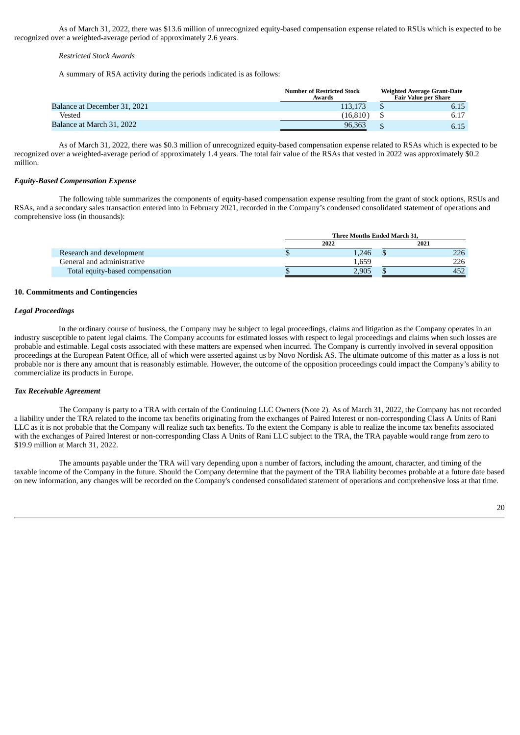As of March 31, 2022, there was $13.6 million of unrecognized equity-based compensation expense related to RSUs which is expected to be recognized over a weighted-average period of approximately 2.6 years.

*Restricted Stock Awards*

A summary of RSA activity during the periods indicated is as follows:

| | Number of Restricted Stock Awards | Weighted Average Grant-Date Fair Value per Share |
|---|---|---|
| Balance at December 31, 2021 | 113,173 | $ 6.15 |
| Vested | (16,810) | $ 6.17 |
| Balance at March 31, 2022 | 96,363 | $ 6.15 |

As of March 31, 2022, there was $0.3 million of unrecognized equity-based compensation expense related to RSAs which is expected to be recognized over a weighted-average period of approximately 1.4 years. The total fair value of the RSAs that vested in 2022 was approximately $0.2 million.

***Equity-Based Compensation Expense***

The following table summarizes the components of equity-based compensation expense resulting from the grant of stock options, RSUs and RSAs, and a secondary sales transaction entered into in February 2021, recorded in the Company's condensed consolidated statement of operations and comprehensive loss (in thousands):

| | Three Months Ended March 31, | |
|---|---|---|
| | 2022 | 2021 |
| Research and development | $ 1,246 | $ 226 |
| General and administrative | 1,659 | 226 |
| Total equity-based compensation | $ 2,905 | $ 452 |

**10. Commitments and Contingencies**

***Legal Proceedings***

In the ordinary course of business, the Company may be subject to legal proceedings, claims and litigation as the Company operates in an industry susceptible to patent legal claims. The Company accounts for estimated losses with respect to legal proceedings and claims when such losses are probable and estimable. Legal costs associated with these matters are expensed when incurred. The Company is currently involved in several opposition proceedings at the European Patent Office, all of which were asserted against us by Novo Nordisk AS. The ultimate outcome of this matter as a loss is not probable nor is there any amount that is reasonably estimable. However, the outcome of the opposition proceedings could impact the Company's ability to commercialize its products in Europe.

***Tax Receivable Agreement***

The Company is party to a TRA with certain of the Continuing LLC Owners (Note 2). As of March 31, 2022, the Company has not recorded a liability under the TRA related to the income tax benefits originating from the exchanges of Paired Interest or non-corresponding Class A Units of Rani LLC as it is not probable that the Company will realize such tax benefits. To the extent the Company is able to realize the income tax benefits associated with the exchanges of Paired Interest or non-corresponding Class A Units of Rani LLC subject to the TRA, the TRA payable would range from zero to $19.9 million at March 31, 2022.

The amounts payable under the TRA will vary depending upon a number of factors, including the amount, character, and timing of the taxable income of the Company in the future. Should the Company determine that the payment of the TRA liability becomes probable at a future date based on new information, any changes will be recorded on the Company's condensed consolidated statement of operations and comprehensive loss at that time.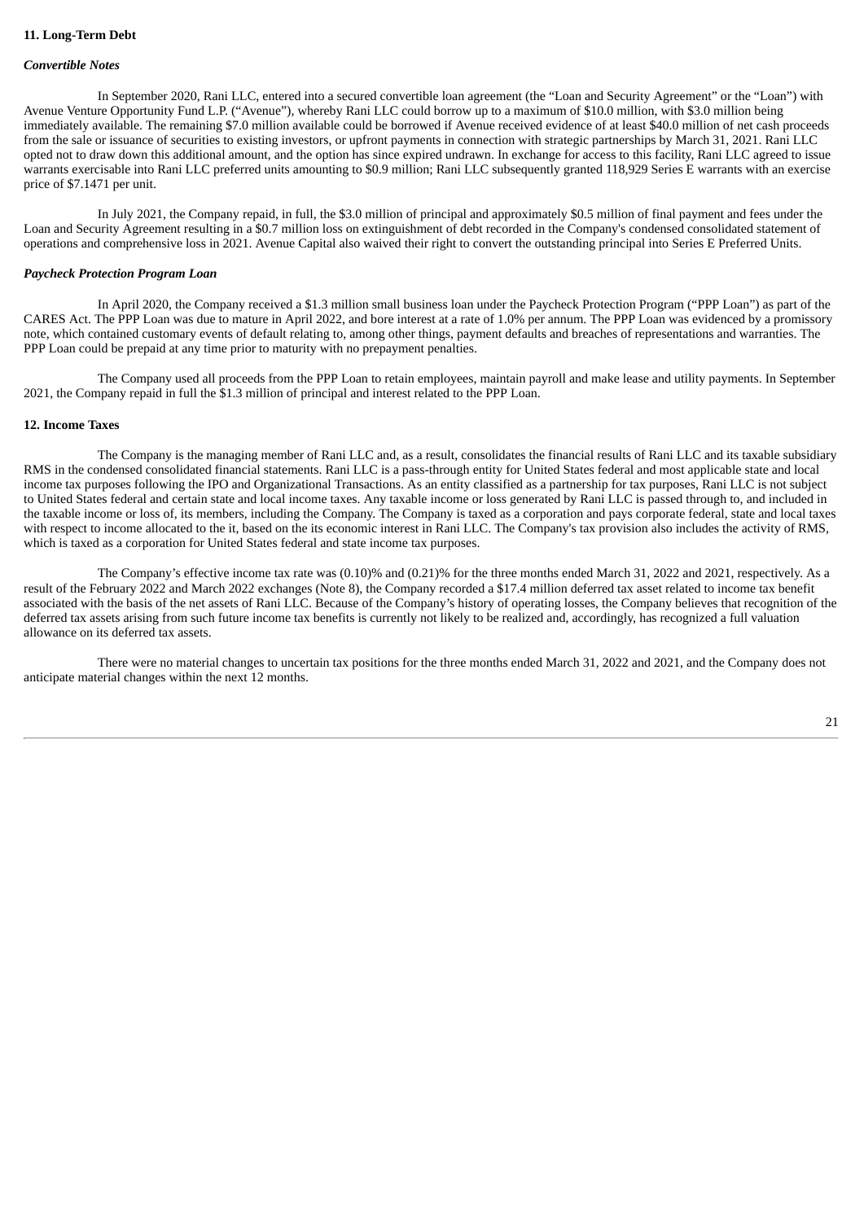**11. Long-Term Debt**

***Convertible Notes***

In September 2020, Rani LLC, entered into a secured convertible loan agreement (the "Loan and Security Agreement" or the "Loan") with Avenue Venture Opportunity Fund L.P. ("Avenue"), whereby Rani LLC could borrow up to a maximum of $10.0 million, with $3.0 million being immediately available. The remaining $7.0 million available could be borrowed if Avenue received evidence of at least $40.0 million of net cash proceeds from the sale or issuance of securities to existing investors, or upfront payments in connection with strategic partnerships by March 31, 2021. Rani LLC opted not to draw down this additional amount, and the option has since expired undrawn. In exchange for access to this facility, Rani LLC agreed to issue warrants exercisable into Rani LLC preferred units amounting to $0.9 million; Rani LLC subsequently granted 118,929 Series E warrants with an exercise price of $7.1471 per unit.

In July 2021, the Company repaid, in full, the $3.0 million of principal and approximately $0.5 million of final payment and fees under the Loan and Security Agreement resulting in a $0.7 million loss on extinguishment of debt recorded in the Company's condensed consolidated statement of operations and comprehensive loss in 2021. Avenue Capital also waived their right to convert the outstanding principal into Series E Preferred Units.

***Paycheck Protection Program Loan***

In April 2020, the Company received a $1.3 million small business loan under the Paycheck Protection Program ("PPP Loan") as part of the CARES Act. The PPP Loan was due to mature in April 2022, and bore interest at a rate of 1.0% per annum. The PPP Loan was evidenced by a promissory note, which contained customary events of default relating to, among other things, payment defaults and breaches of representations and warranties. The PPP Loan could be prepaid at any time prior to maturity with no prepayment penalties.

The Company used all proceeds from the PPP Loan to retain employees, maintain payroll and make lease and utility payments. In September 2021, the Company repaid in full the $1.3 million of principal and interest related to the PPP Loan.

**12. Income Taxes**

The Company is the managing member of Rani LLC and, as a result, consolidates the financial results of Rani LLC and its taxable subsidiary RMS in the condensed consolidated financial statements. Rani LLC is a pass-through entity for United States federal and most applicable state and local income tax purposes following the IPO and Organizational Transactions. As an entity classified as a partnership for tax purposes, Rani LLC is not subject to United States federal and certain state and local income taxes. Any taxable income or loss generated by Rani LLC is passed through to, and included in the taxable income or loss of, its members, including the Company. The Company is taxed as a corporation and pays corporate federal, state and local taxes with respect to income allocated to the it, based on the its economic interest in Rani LLC. The Company's tax provision also includes the activity of RMS, which is taxed as a corporation for United States federal and state income tax purposes.

The Company's effective income tax rate was (0.10)% and (0.21)% for the three months ended March 31, 2022 and 2021, respectively. As a result of the February 2022 and March 2022 exchanges (Note 8), the Company recorded a $17.4 million deferred tax asset related to income tax benefit associated with the basis of the net assets of Rani LLC. Because of the Company's history of operating losses, the Company believes that recognition of the deferred tax assets arising from such future income tax benefits is currently not likely to be realized and, accordingly, has recognized a full valuation allowance on its deferred tax assets.

There were no material changes to uncertain tax positions for the three months ended March 31, 2022 and 2021, and the Company does not anticipate material changes within the next 12 months.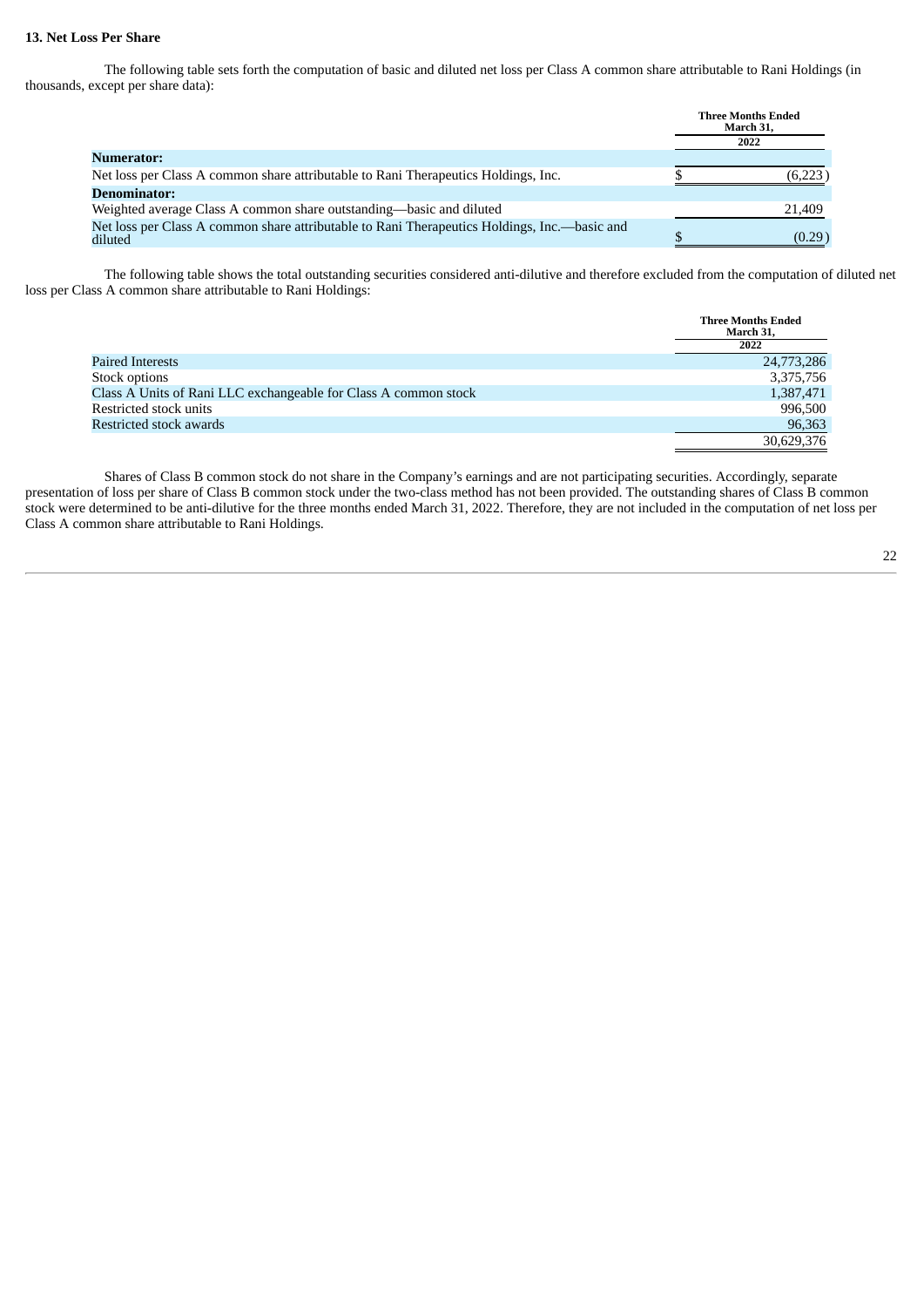### 13. Net Loss Per Share

The following table sets forth the computation of basic and diluted net loss per Class A common share attributable to Rani Holdings (in thousands, except per share data):

| | Three Months Ended March 31, 2022 |
|---|---|
| **Numerator:** | |
| Net loss per Class A common share attributable to Rani Therapeutics Holdings, Inc. | $ (6,223) |
| **Denominator:** | |
| Weighted average Class A common share outstanding—basic and diluted | 21,409 |
| Net loss per Class A common share attributable to Rani Therapeutics Holdings, Inc.—basic and diluted | $ (0.29) |

The following table shows the total outstanding securities considered anti-dilutive and therefore excluded from the computation of diluted net loss per Class A common share attributable to Rani Holdings:

| | Three Months Ended March 31, 2022 |
|---|---|
| Paired Interests | 24,773,286 |
| Stock options | 3,375,756 |
| Class A Units of Rani LLC exchangeable for Class A common stock | 1,387,471 |
| Restricted stock units | 996,500 |
| Restricted stock awards | 96,363 |
| | 30,629,376 |

Shares of Class B common stock do not share in the Company's earnings and are not participating securities. Accordingly, separate presentation of loss per share of Class B common stock under the two-class method has not been provided. The outstanding shares of Class B common stock were determined to be anti-dilutive for the three months ended March 31, 2022. Therefore, they are not included in the computation of net loss per Class A common share attributable to Rani Holdings.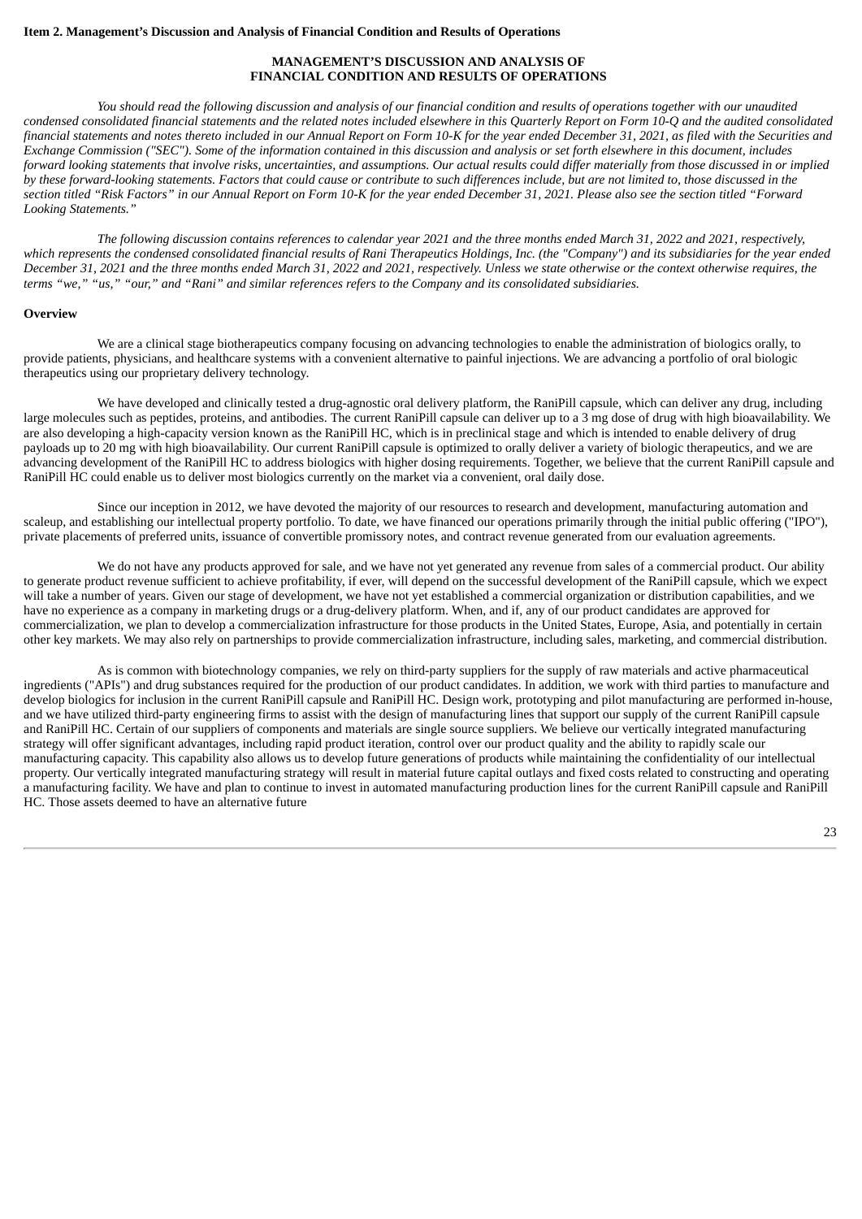**Item 2. Management's Discussion and Analysis of Financial Condition and Results of Operations**

## MANAGEMENT'S DISCUSSION AND ANALYSIS OF FINANCIAL CONDITION AND RESULTS OF OPERATIONS

*You should read the following discussion and analysis of our financial condition and results of operations together with our unaudited condensed consolidated financial statements and the related notes included elsewhere in this Quarterly Report on Form 10-Q and the audited consolidated financial statements and notes thereto included in our Annual Report on Form 10-K for the year ended December 31, 2021, as filed with the Securities and Exchange Commission ("SEC"). Some of the information contained in this discussion and analysis or set forth elsewhere in this document, includes forward looking statements that involve risks, uncertainties, and assumptions. Our actual results could differ materially from those discussed in or implied by these forward-looking statements. Factors that could cause or contribute to such differences include, but are not limited to, those discussed in the section titled "Risk Factors" in our Annual Report on Form 10-K for the year ended December 31, 2021. Please also see the section titled "Forward Looking Statements."*

*The following discussion contains references to calendar year 2021 and the three months ended March 31, 2022 and 2021, respectively, which represents the condensed consolidated financial results of Rani Therapeutics Holdings, Inc. (the "Company") and its subsidiaries for the year ended December 31, 2021 and the three months ended March 31, 2022 and 2021, respectively. Unless we state otherwise or the context otherwise requires, the terms "we," "us," "our," and "Rani" and similar references refers to the Company and its consolidated subsidiaries.*

**Overview**

We are a clinical stage biotherapeutics company focusing on advancing technologies to enable the administration of biologics orally, to provide patients, physicians, and healthcare systems with a convenient alternative to painful injections. We are advancing a portfolio of oral biologic therapeutics using our proprietary delivery technology.

We have developed and clinically tested a drug-agnostic oral delivery platform, the RaniPill capsule, which can deliver any drug, including large molecules such as peptides, proteins, and antibodies. The current RaniPill capsule can deliver up to a 3 mg dose of drug with high bioavailability. We are also developing a high-capacity version known as the RaniPill HC, which is in preclinical stage and which is intended to enable delivery of drug payloads up to 20 mg with high bioavailability. Our current RaniPill capsule is optimized to orally deliver a variety of biologic therapeutics, and we are advancing development of the RaniPill HC to address biologics with higher dosing requirements. Together, we believe that the current RaniPill capsule and RaniPill HC could enable us to deliver most biologics currently on the market via a convenient, oral daily dose.

Since our inception in 2012, we have devoted the majority of our resources to research and development, manufacturing automation and scaleup, and establishing our intellectual property portfolio. To date, we have financed our operations primarily through the initial public offering ("IPO"), private placements of preferred units, issuance of convertible promissory notes, and contract revenue generated from our evaluation agreements.

We do not have any products approved for sale, and we have not yet generated any revenue from sales of a commercial product. Our ability to generate product revenue sufficient to achieve profitability, if ever, will depend on the successful development of the RaniPill capsule, which we expect will take a number of years. Given our stage of development, we have not yet established a commercial organization or distribution capabilities, and we have no experience as a company in marketing drugs or a drug-delivery platform. When, and if, any of our product candidates are approved for commercialization, we plan to develop a commercialization infrastructure for those products in the United States, Europe, Asia, and potentially in certain other key markets. We may also rely on partnerships to provide commercialization infrastructure, including sales, marketing, and commercial distribution.

As is common with biotechnology companies, we rely on third-party suppliers for the supply of raw materials and active pharmaceutical ingredients ("APIs") and drug substances required for the production of our product candidates. In addition, we work with third parties to manufacture and develop biologics for inclusion in the current RaniPill capsule and RaniPill HC. Design work, prototyping and pilot manufacturing are performed in-house, and we have utilized third-party engineering firms to assist with the design of manufacturing lines that support our supply of the current RaniPill capsule and RaniPill HC. Certain of our suppliers of components and materials are single source suppliers. We believe our vertically integrated manufacturing strategy will offer significant advantages, including rapid product iteration, control over our product quality and the ability to rapidly scale our manufacturing capacity. This capability also allows us to develop future generations of products while maintaining the confidentiality of our intellectual property. Our vertically integrated manufacturing strategy will result in material future capital outlays and fixed costs related to constructing and operating a manufacturing facility. We have and plan to continue to invest in automated manufacturing production lines for the current RaniPill capsule and RaniPill HC. Those assets deemed to have an alternative future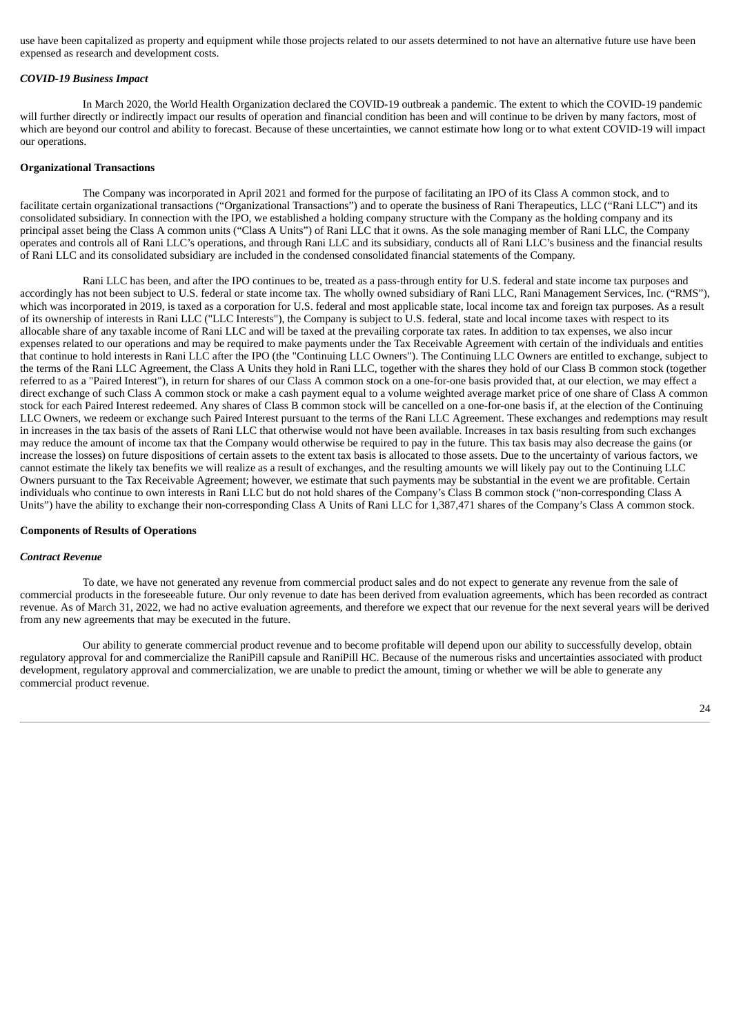use have been capitalized as property and equipment while those projects related to our assets determined to not have an alternative future use have been expensed as research and development costs.

### *COVID-19 Business Impact*

In March 2020, the World Health Organization declared the COVID-19 outbreak a pandemic. The extent to which the COVID-19 pandemic will further directly or indirectly impact our results of operation and financial condition has been and will continue to be driven by many factors, most of which are beyond our control and ability to forecast. Because of these uncertainties, we cannot estimate how long or to what extent COVID-19 will impact our operations.

## **Organizational Transactions**

The Company was incorporated in April 2021 and formed for the purpose of facilitating an IPO of its Class A common stock, and to facilitate certain organizational transactions ("Organizational Transactions") and to operate the business of Rani Therapeutics, LLC ("Rani LLC") and its consolidated subsidiary. In connection with the IPO, we established a holding company structure with the Company as the holding company and its principal asset being the Class A common units ("Class A Units") of Rani LLC that it owns. As the sole managing member of Rani LLC, the Company operates and controls all of Rani LLC's operations, and through Rani LLC and its subsidiary, conducts all of Rani LLC's business and the financial results of Rani LLC and its consolidated subsidiary are included in the condensed consolidated financial statements of the Company.

Rani LLC has been, and after the IPO continues to be, treated as a pass-through entity for U.S. federal and state income tax purposes and accordingly has not been subject to U.S. federal or state income tax. The wholly owned subsidiary of Rani LLC, Rani Management Services, Inc. ("RMS"), which was incorporated in 2019, is taxed as a corporation for U.S. federal and most applicable state, local income tax and foreign tax purposes. As a result of its ownership of interests in Rani LLC ("LLC Interests"), the Company is subject to U.S. federal, state and local income taxes with respect to its allocable share of any taxable income of Rani LLC and will be taxed at the prevailing corporate tax rates. In addition to tax expenses, we also incur expenses related to our operations and may be required to make payments under the Tax Receivable Agreement with certain of the individuals and entities that continue to hold interests in Rani LLC after the IPO (the "Continuing LLC Owners"). The Continuing LLC Owners are entitled to exchange, subject to the terms of the Rani LLC Agreement, the Class A Units they hold in Rani LLC, together with the shares they hold of our Class B common stock (together referred to as a "Paired Interest"), in return for shares of our Class A common stock on a one-for-one basis provided that, at our election, we may effect a direct exchange of such Class A common stock or make a cash payment equal to a volume weighted average market price of one share of Class A common stock for each Paired Interest redeemed. Any shares of Class B common stock will be cancelled on a one-for-one basis if, at the election of the Continuing LLC Owners, we redeem or exchange such Paired Interest pursuant to the terms of the Rani LLC Agreement. These exchanges and redemptions may result in increases in the tax basis of the assets of Rani LLC that otherwise would not have been available. Increases in tax basis resulting from such exchanges may reduce the amount of income tax that the Company would otherwise be required to pay in the future. This tax basis may also decrease the gains (or increase the losses) on future dispositions of certain assets to the extent tax basis is allocated to those assets. Due to the uncertainty of various factors, we cannot estimate the likely tax benefits we will realize as a result of exchanges, and the resulting amounts we will likely pay out to the Continuing LLC Owners pursuant to the Tax Receivable Agreement; however, we estimate that such payments may be substantial in the event we are profitable. Certain individuals who continue to own interests in Rani LLC but do not hold shares of the Company's Class B common stock ("non-corresponding Class A Units") have the ability to exchange their non-corresponding Class A Units of Rani LLC for 1,387,471 shares of the Company's Class A common stock.

## **Components of Results of Operations**

### *Contract Revenue*

To date, we have not generated any revenue from commercial product sales and do not expect to generate any revenue from the sale of commercial products in the foreseeable future. Our only revenue to date has been derived from evaluation agreements, which has been recorded as contract revenue. As of March 31, 2022, we had no active evaluation agreements, and therefore we expect that our revenue for the next several years will be derived from any new agreements that may be executed in the future.

Our ability to generate commercial product revenue and to become profitable will depend upon our ability to successfully develop, obtain regulatory approval for and commercialize the RaniPill capsule and RaniPill HC. Because of the numerous risks and uncertainties associated with product development, regulatory approval and commercialization, we are unable to predict the amount, timing or whether we will be able to generate any commercial product revenue.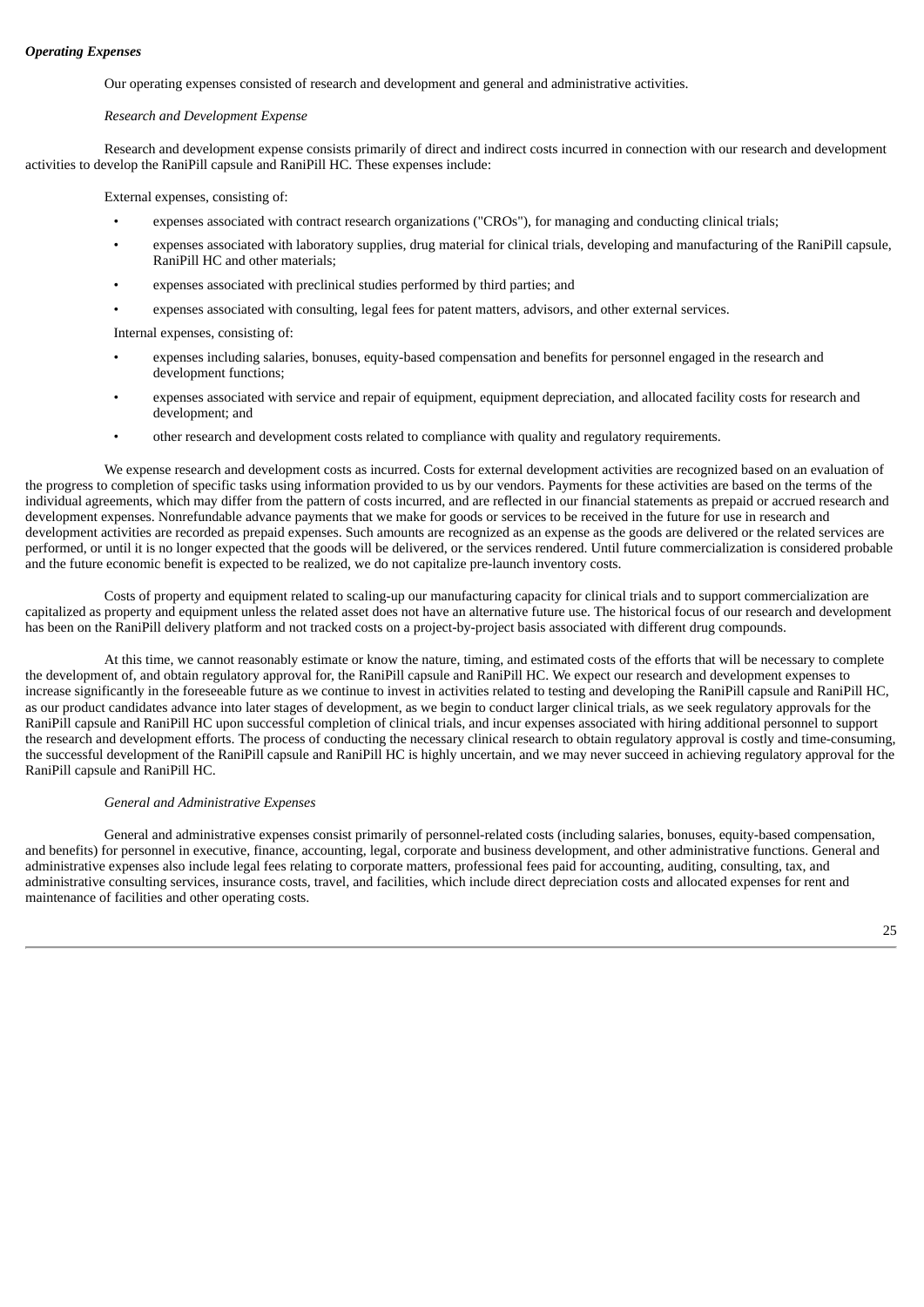***Operating Expenses***

Our operating expenses consisted of research and development and general and administrative activities.

*Research and Development Expense*

Research and development expense consists primarily of direct and indirect costs incurred in connection with our research and development activities to develop the RaniPill capsule and RaniPill HC. These expenses include:

External expenses, consisting of:

- expenses associated with contract research organizations ("CROs"), for managing and conducting clinical trials;
- expenses associated with laboratory supplies, drug material for clinical trials, developing and manufacturing of the RaniPill capsule, RaniPill HC and other materials;
- expenses associated with preclinical studies performed by third parties; and
- expenses associated with consulting, legal fees for patent matters, advisors, and other external services.

Internal expenses, consisting of:

- expenses including salaries, bonuses, equity-based compensation and benefits for personnel engaged in the research and development functions;
- expenses associated with service and repair of equipment, equipment depreciation, and allocated facility costs for research and development; and
- other research and development costs related to compliance with quality and regulatory requirements.

We expense research and development costs as incurred. Costs for external development activities are recognized based on an evaluation of the progress to completion of specific tasks using information provided to us by our vendors. Payments for these activities are based on the terms of the individual agreements, which may differ from the pattern of costs incurred, and are reflected in our financial statements as prepaid or accrued research and development expenses. Nonrefundable advance payments that we make for goods or services to be received in the future for use in research and development activities are recorded as prepaid expenses. Such amounts are recognized as an expense as the goods are delivered or the related services are performed, or until it is no longer expected that the goods will be delivered, or the services rendered. Until future commercialization is considered probable and the future economic benefit is expected to be realized, we do not capitalize pre-launch inventory costs.

Costs of property and equipment related to scaling-up our manufacturing capacity for clinical trials and to support commercialization are capitalized as property and equipment unless the related asset does not have an alternative future use. The historical focus of our research and development has been on the RaniPill delivery platform and not tracked costs on a project-by-project basis associated with different drug compounds.

At this time, we cannot reasonably estimate or know the nature, timing, and estimated costs of the efforts that will be necessary to complete the development of, and obtain regulatory approval for, the RaniPill capsule and RaniPill HC. We expect our research and development expenses to increase significantly in the foreseeable future as we continue to invest in activities related to testing and developing the RaniPill capsule and RaniPill HC, as our product candidates advance into later stages of development, as we begin to conduct larger clinical trials, as we seek regulatory approvals for the RaniPill capsule and RaniPill HC upon successful completion of clinical trials, and incur expenses associated with hiring additional personnel to support the research and development efforts. The process of conducting the necessary clinical research to obtain regulatory approval is costly and time-consuming, the successful development of the RaniPill capsule and RaniPill HC is highly uncertain, and we may never succeed in achieving regulatory approval for the RaniPill capsule and RaniPill HC.

*General and Administrative Expenses*

General and administrative expenses consist primarily of personnel-related costs (including salaries, bonuses, equity-based compensation, and benefits) for personnel in executive, finance, accounting, legal, corporate and business development, and other administrative functions. General and administrative expenses also include legal fees relating to corporate matters, professional fees paid for accounting, auditing, consulting, tax, and administrative consulting services, insurance costs, travel, and facilities, which include direct depreciation costs and allocated expenses for rent and maintenance of facilities and other operating costs.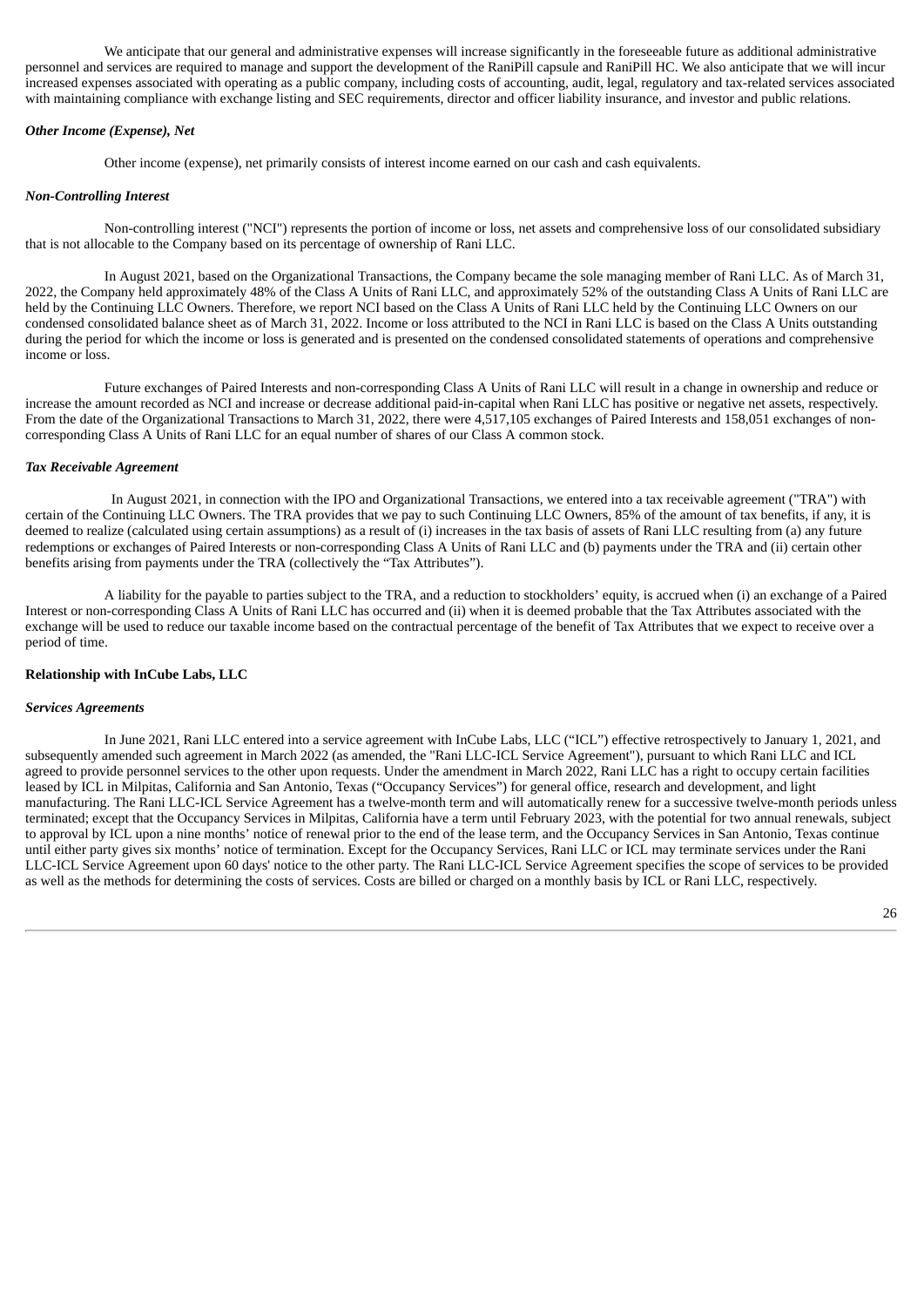We anticipate that our general and administrative expenses will increase significantly in the foreseeable future as additional administrative personnel and services are required to manage and support the development of the RaniPill capsule and RaniPill HC. We also anticipate that we will incur increased expenses associated with operating as a public company, including costs of accounting, audit, legal, regulatory and tax-related services associated with maintaining compliance with exchange listing and SEC requirements, director and officer liability insurance, and investor and public relations.

***Other Income (Expense), Net***

Other income (expense), net primarily consists of interest income earned on our cash and cash equivalents.

***Non-Controlling Interest***

Non-controlling interest ("NCI") represents the portion of income or loss, net assets and comprehensive loss of our consolidated subsidiary that is not allocable to the Company based on its percentage of ownership of Rani LLC.

In August 2021, based on the Organizational Transactions, the Company became the sole managing member of Rani LLC. As of March 31, 2022, the Company held approximately 48% of the Class A Units of Rani LLC, and approximately 52% of the outstanding Class A Units of Rani LLC are held by the Continuing LLC Owners. Therefore, we report NCI based on the Class A Units of Rani LLC held by the Continuing LLC Owners on our condensed consolidated balance sheet as of March 31, 2022. Income or loss attributed to the NCI in Rani LLC is based on the Class A Units outstanding during the period for which the income or loss is generated and is presented on the condensed consolidated statements of operations and comprehensive income or loss.

Future exchanges of Paired Interests and non-corresponding Class A Units of Rani LLC will result in a change in ownership and reduce or increase the amount recorded as NCI and increase or decrease additional paid-in-capital when Rani LLC has positive or negative net assets, respectively. From the date of the Organizational Transactions to March 31, 2022, there were 4,517,105 exchanges of Paired Interests and 158,051 exchanges of non-corresponding Class A Units of Rani LLC for an equal number of shares of our Class A common stock.

***Tax Receivable Agreement***

In August 2021, in connection with the IPO and Organizational Transactions, we entered into a tax receivable agreement ("TRA") with certain of the Continuing LLC Owners. The TRA provides that we pay to such Continuing LLC Owners, 85% of the amount of tax benefits, if any, it is deemed to realize (calculated using certain assumptions) as a result of (i) increases in the tax basis of assets of Rani LLC resulting from (a) any future redemptions or exchanges of Paired Interests or non-corresponding Class A Units of Rani LLC and (b) payments under the TRA and (ii) certain other benefits arising from payments under the TRA (collectively the "Tax Attributes").

A liability for the payable to parties subject to the TRA, and a reduction to stockholders' equity, is accrued when (i) an exchange of a Paired Interest or non-corresponding Class A Units of Rani LLC has occurred and (ii) when it is deemed probable that the Tax Attributes associated with the exchange will be used to reduce our taxable income based on the contractual percentage of the benefit of Tax Attributes that we expect to receive over a period of time.

**Relationship with InCube Labs, LLC**

***Services Agreements***

In June 2021, Rani LLC entered into a service agreement with InCube Labs, LLC ("ICL") effective retrospectively to January 1, 2021, and subsequently amended such agreement in March 2022 (as amended, the "Rani LLC-ICL Service Agreement"), pursuant to which Rani LLC and ICL agreed to provide personnel services to the other upon requests. Under the amendment in March 2022, Rani LLC has a right to occupy certain facilities leased by ICL in Milpitas, California and San Antonio, Texas ("Occupancy Services") for general office, research and development, and light manufacturing. The Rani LLC-ICL Service Agreement has a twelve-month term and will automatically renew for a successive twelve-month periods unless terminated; except that the Occupancy Services in Milpitas, California have a term until February 2023, with the potential for two annual renewals, subject to approval by ICL upon a nine months' notice of renewal prior to the end of the lease term, and the Occupancy Services in San Antonio, Texas continue until either party gives six months' notice of termination. Except for the Occupancy Services, Rani LLC or ICL may terminate services under the Rani LLC-ICL Service Agreement upon 60 days' notice to the other party. The Rani LLC-ICL Service Agreement specifies the scope of services to be provided as well as the methods for determining the costs of services. Costs are billed or charged on a monthly basis by ICL or Rani LLC, respectively.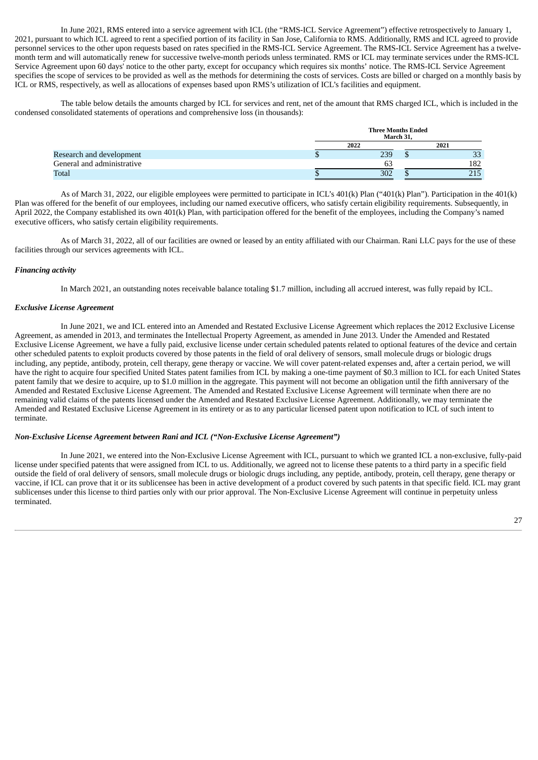In June 2021, RMS entered into a service agreement with ICL (the "RMS-ICL Service Agreement") effective retrospectively to January 1, 2021, pursuant to which ICL agreed to rent a specified portion of its facility in San Jose, California to RMS. Additionally, RMS and ICL agreed to provide personnel services to the other upon requests based on rates specified in the RMS-ICL Service Agreement. The RMS-ICL Service Agreement has a twelve-month term and will automatically renew for successive twelve-month periods unless terminated. RMS or ICL may terminate services under the RMS-ICL Service Agreement upon 60 days' notice to the other party, except for occupancy which requires six months' notice. The RMS-ICL Service Agreement specifies the scope of services to be provided as well as the methods for determining the costs of services. Costs are billed or charged on a monthly basis by ICL or RMS, respectively, as well as allocations of expenses based upon RMS's utilization of ICL's facilities and equipment.

The table below details the amounts charged by ICL for services and rent, net of the amount that RMS charged ICL, which is included in the condensed consolidated statements of operations and comprehensive loss (in thousands):

| | Three Months Ended March 31, | |
|---|---|---|
| | 2022 | 2021 |
| Research and development | $ 239 | $ 33 |
| General and administrative | 63 | 182 |
| Total | $ 302 | $ 215 |

As of March 31, 2022, our eligible employees were permitted to participate in ICL's 401(k) Plan ("401(k) Plan"). Participation in the 401(k) Plan was offered for the benefit of our employees, including our named executive officers, who satisfy certain eligibility requirements. Subsequently, in April 2022, the Company established its own 401(k) Plan, with participation offered for the benefit of the employees, including the Company's named executive officers, who satisfy certain eligibility requirements.

As of March 31, 2022, all of our facilities are owned or leased by an entity affiliated with our Chairman. Rani LLC pays for the use of these facilities through our services agreements with ICL.

***Financing activity***

In March 2021, an outstanding notes receivable balance totaling $1.7 million, including all accrued interest, was fully repaid by ICL.

***Exclusive License Agreement***

In June 2021, we and ICL entered into an Amended and Restated Exclusive License Agreement which replaces the 2012 Exclusive License Agreement, as amended in 2013, and terminates the Intellectual Property Agreement, as amended in June 2013. Under the Amended and Restated Exclusive License Agreement, we have a fully paid, exclusive license under certain scheduled patents related to optional features of the device and certain other scheduled patents to exploit products covered by those patents in the field of oral delivery of sensors, small molecule drugs or biologic drugs including, any peptide, antibody, protein, cell therapy, gene therapy or vaccine. We will cover patent-related expenses and, after a certain period, we will have the right to acquire four specified United States patent families from ICL by making a one-time payment of $0.3 million to ICL for each United States patent family that we desire to acquire, up to $1.0 million in the aggregate. This payment will not become an obligation until the fifth anniversary of the Amended and Restated Exclusive License Agreement. The Amended and Restated Exclusive License Agreement will terminate when there are no remaining valid claims of the patents licensed under the Amended and Restated Exclusive License Agreement. Additionally, we may terminate the Amended and Restated Exclusive License Agreement in its entirety or as to any particular licensed patent upon notification to ICL of such intent to terminate.

***Non-Exclusive License Agreement between Rani and ICL ("Non-Exclusive License Agreement")***

In June 2021, we entered into the Non-Exclusive License Agreement with ICL, pursuant to which we granted ICL a non-exclusive, fully-paid license under specified patents that were assigned from ICL to us. Additionally, we agreed not to license these patents to a third party in a specific field outside the field of oral delivery of sensors, small molecule drugs or biologic drugs including, any peptide, antibody, protein, cell therapy, gene therapy or vaccine, if ICL can prove that it or its sublicensee has been in active development of a product covered by such patents in that specific field. ICL may grant sublicenses under this license to third parties only with our prior approval. The Non-Exclusive License Agreement will continue in perpetuity unless terminated.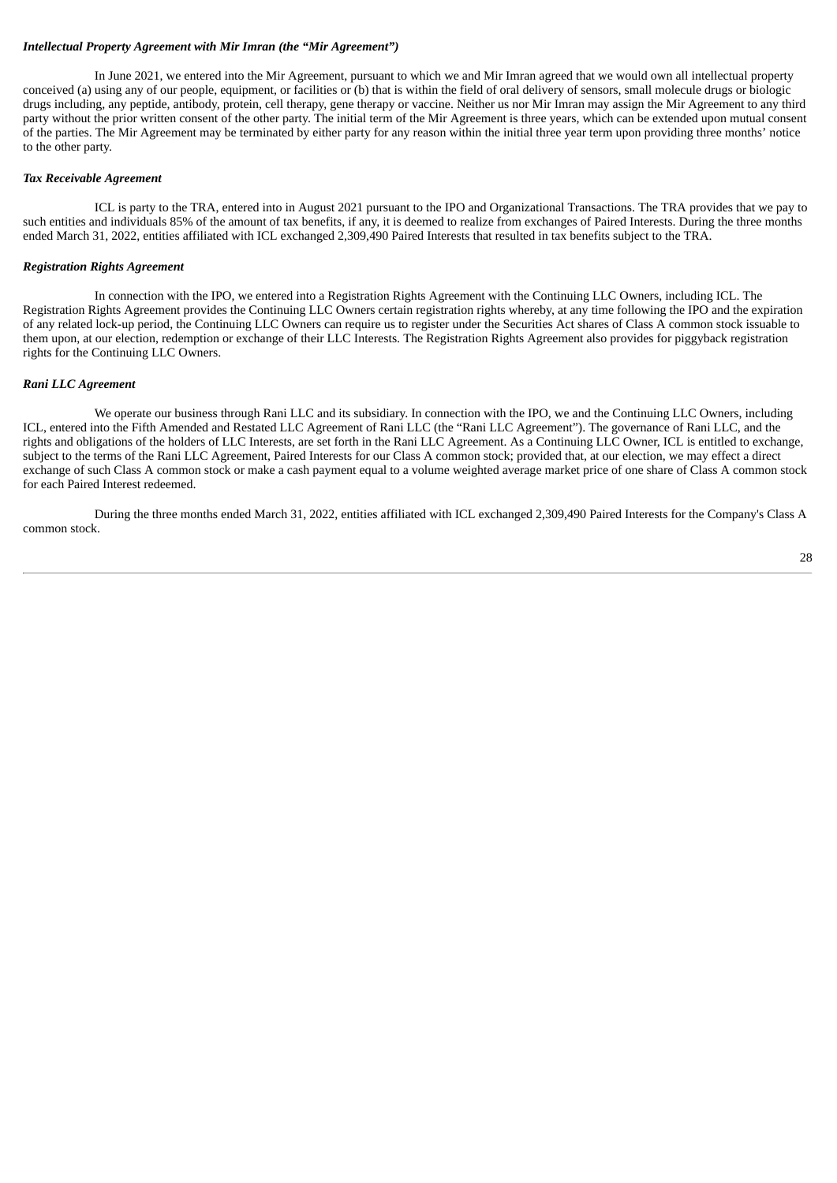***Intellectual Property Agreement with Mir Imran (the "Mir Agreement")***

In June 2021, we entered into the Mir Agreement, pursuant to which we and Mir Imran agreed that we would own all intellectual property conceived (a) using any of our people, equipment, or facilities or (b) that is within the field of oral delivery of sensors, small molecule drugs or biologic drugs including, any peptide, antibody, protein, cell therapy, gene therapy or vaccine. Neither us nor Mir Imran may assign the Mir Agreement to any third party without the prior written consent of the other party. The initial term of the Mir Agreement is three years, which can be extended upon mutual consent of the parties. The Mir Agreement may be terminated by either party for any reason within the initial three year term upon providing three months' notice to the other party.

***Tax Receivable Agreement***

ICL is party to the TRA, entered into in August 2021 pursuant to the IPO and Organizational Transactions. The TRA provides that we pay to such entities and individuals 85% of the amount of tax benefits, if any, it is deemed to realize from exchanges of Paired Interests. During the three months ended March 31, 2022, entities affiliated with ICL exchanged 2,309,490 Paired Interests that resulted in tax benefits subject to the TRA.

***Registration Rights Agreement***

In connection with the IPO, we entered into a Registration Rights Agreement with the Continuing LLC Owners, including ICL. The Registration Rights Agreement provides the Continuing LLC Owners certain registration rights whereby, at any time following the IPO and the expiration of any related lock-up period, the Continuing LLC Owners can require us to register under the Securities Act shares of Class A common stock issuable to them upon, at our election, redemption or exchange of their LLC Interests. The Registration Rights Agreement also provides for piggyback registration rights for the Continuing LLC Owners.

***Rani LLC Agreement***

We operate our business through Rani LLC and its subsidiary. In connection with the IPO, we and the Continuing LLC Owners, including ICL, entered into the Fifth Amended and Restated LLC Agreement of Rani LLC (the "Rani LLC Agreement"). The governance of Rani LLC, and the rights and obligations of the holders of LLC Interests, are set forth in the Rani LLC Agreement. As a Continuing LLC Owner, ICL is entitled to exchange, subject to the terms of the Rani LLC Agreement, Paired Interests for our Class A common stock; provided that, at our election, we may effect a direct exchange of such Class A common stock or make a cash payment equal to a volume weighted average market price of one share of Class A common stock for each Paired Interest redeemed.

During the three months ended March 31, 2022, entities affiliated with ICL exchanged 2,309,490 Paired Interests for the Company's Class A common stock.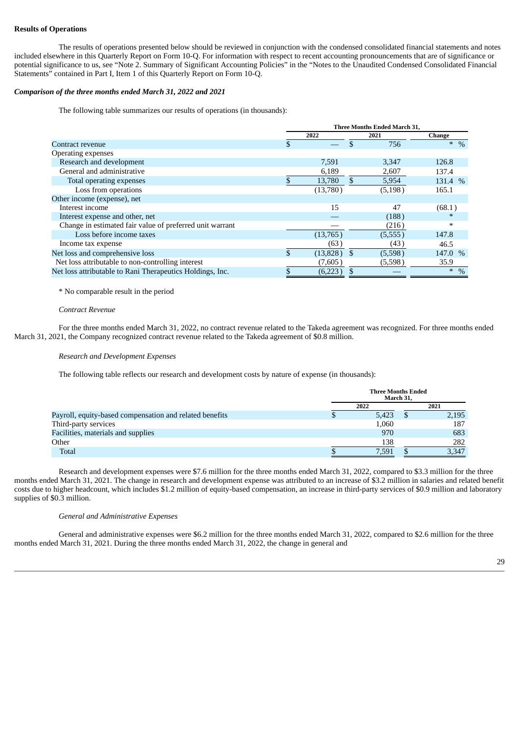**Results of Operations**

The results of operations presented below should be reviewed in conjunction with the condensed consolidated financial statements and notes included elsewhere in this Quarterly Report on Form 10-Q. For information with respect to recent accounting pronouncements that are of significance or potential significance to us, see "Note 2. Summary of Significant Accounting Policies" in the "Notes to the Unaudited Condensed Consolidated Financial Statements" contained in Part I, Item 1 of this Quarterly Report on Form 10-Q.

***Comparison of the three months ended March 31, 2022 and 2021***

The following table summarizes our results of operations (in thousands):

| | Three Months Ended March 31, | | |
|---|---|---|---|
| | 2022 | 2021 | Change |
| Contract revenue | $ — | $ 756 | * % |
| Operating expenses | | | |
| Research and development | 7,591 | 3,347 | 126.8 |
| General and administrative | 6,189 | 2,607 | 137.4 |
| Total operating expenses | $ 13,780 | $ 5,954 | 131.4 % |
| Loss from operations | (13,780) | (5,198) | 165.1 |
| Other income (expense), net | | | |
| Interest income | 15 | 47 | (68.1) |
| Interest expense and other, net | — | (188) | * |
| Change in estimated fair value of preferred unit warrant | — | (216) | * |
| Loss before income taxes | (13,765) | (5,555) | 147.8 |
| Income tax expense | (63) | (43) | 46.5 |
| Net loss and comprehensive loss | $ (13,828) | $ (5,598) | 147.0 % |
| Net loss attributable to non-controlling interest | (7,605) | (5,598) | 35.9 |
| Net loss attributable to Rani Therapeutics Holdings, Inc. | $ (6,223) | $ — | * % |

\* No comparable result in the period

*Contract Revenue*

For the three months ended March 31, 2022, no contract revenue related to the Takeda agreement was recognized. For three months ended March 31, 2021, the Company recognized contract revenue related to the Takeda agreement of $0.8 million.

*Research and Development Expenses*

The following table reflects our research and development costs by nature of expense (in thousands):

| | Three Months Ended March 31, | |
|---|---|---|
| | 2022 | 2021 |
| Payroll, equity-based compensation and related benefits | $ 5,423 | $ 2,195 |
| Third-party services | 1,060 | 187 |
| Facilities, materials and supplies | 970 | 683 |
| Other | 138 | 282 |
| Total | $ 7,591 | $ 3,347 |

Research and development expenses were $7.6 million for the three months ended March 31, 2022, compared to $3.3 million for the three months ended March 31, 2021. The change in research and development expense was attributed to an increase of $3.2 million in salaries and related benefit costs due to higher headcount, which includes $1.2 million of equity-based compensation, an increase in third-party services of $0.9 million and laboratory supplies of $0.3 million.

*General and Administrative Expenses*

General and administrative expenses were $6.2 million for the three months ended March 31, 2022, compared to $2.6 million for the three months ended March 31, 2021. During the three months ended March 31, 2022, the change in general and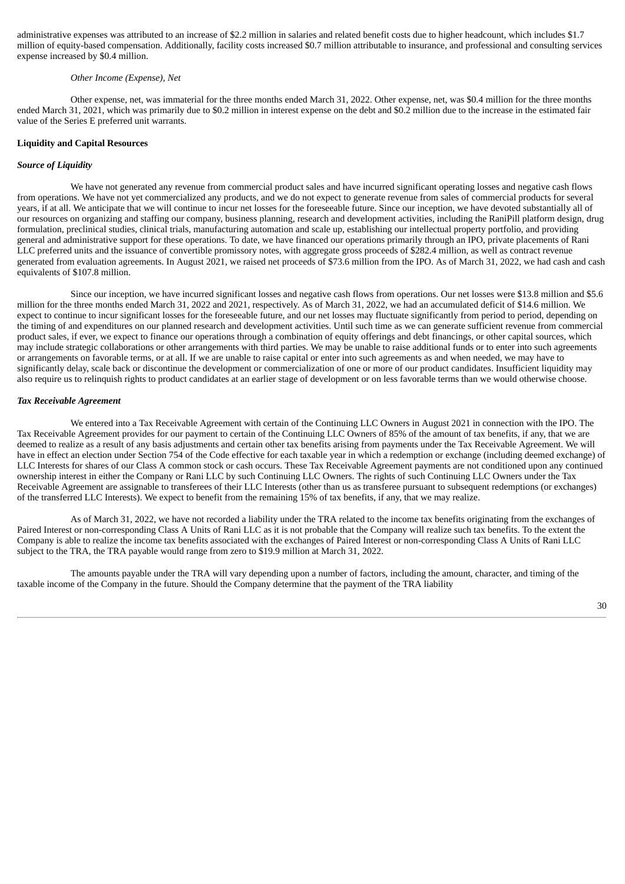administrative expenses was attributed to an increase of $2.2 million in salaries and related benefit costs due to higher headcount, which includes $1.7 million of equity-based compensation. Additionally, facility costs increased $0.7 million attributable to insurance, and professional and consulting services expense increased by $0.4 million.

*Other Income (Expense), Net*

Other expense, net, was immaterial for the three months ended March 31, 2022. Other expense, net, was $0.4 million for the three months ended March 31, 2021, which was primarily due to $0.2 million in interest expense on the debt and $0.2 million due to the increase in the estimated fair value of the Series E preferred unit warrants.

**Liquidity and Capital Resources**

***Source of Liquidity***

We have not generated any revenue from commercial product sales and have incurred significant operating losses and negative cash flows from operations. We have not yet commercialized any products, and we do not expect to generate revenue from sales of commercial products for several years, if at all. We anticipate that we will continue to incur net losses for the foreseeable future. Since our inception, we have devoted substantially all of our resources on organizing and staffing our company, business planning, research and development activities, including the RaniPill platform design, drug formulation, preclinical studies, clinical trials, manufacturing automation and scale up, establishing our intellectual property portfolio, and providing general and administrative support for these operations. To date, we have financed our operations primarily through an IPO, private placements of Rani LLC preferred units and the issuance of convertible promissory notes, with aggregate gross proceeds of $282.4 million, as well as contract revenue generated from evaluation agreements. In August 2021, we raised net proceeds of $73.6 million from the IPO. As of March 31, 2022, we had cash and cash equivalents of $107.8 million.

Since our inception, we have incurred significant losses and negative cash flows from operations. Our net losses were $13.8 million and $5.6 million for the three months ended March 31, 2022 and 2021, respectively. As of March 31, 2022, we had an accumulated deficit of $14.6 million. We expect to continue to incur significant losses for the foreseeable future, and our net losses may fluctuate significantly from period to period, depending on the timing of and expenditures on our planned research and development activities. Until such time as we can generate sufficient revenue from commercial product sales, if ever, we expect to finance our operations through a combination of equity offerings and debt financings, or other capital sources, which may include strategic collaborations or other arrangements with third parties. We may be unable to raise additional funds or to enter into such agreements or arrangements on favorable terms, or at all. If we are unable to raise capital or enter into such agreements as and when needed, we may have to significantly delay, scale back or discontinue the development or commercialization of one or more of our product candidates. Insufficient liquidity may also require us to relinquish rights to product candidates at an earlier stage of development or on less favorable terms than we would otherwise choose.

***Tax Receivable Agreement***

We entered into a Tax Receivable Agreement with certain of the Continuing LLC Owners in August 2021 in connection with the IPO. The Tax Receivable Agreement provides for our payment to certain of the Continuing LLC Owners of 85% of the amount of tax benefits, if any, that we are deemed to realize as a result of any basis adjustments and certain other tax benefits arising from payments under the Tax Receivable Agreement. We will have in effect an election under Section 754 of the Code effective for each taxable year in which a redemption or exchange (including deemed exchange) of LLC Interests for shares of our Class A common stock or cash occurs. These Tax Receivable Agreement payments are not conditioned upon any continued ownership interest in either the Company or Rani LLC by such Continuing LLC Owners. The rights of such Continuing LLC Owners under the Tax Receivable Agreement are assignable to transferees of their LLC Interests (other than us as transferee pursuant to subsequent redemptions (or exchanges) of the transferred LLC Interests). We expect to benefit from the remaining 15% of tax benefits, if any, that we may realize.

As of March 31, 2022, we have not recorded a liability under the TRA related to the income tax benefits originating from the exchanges of Paired Interest or non-corresponding Class A Units of Rani LLC as it is not probable that the Company will realize such tax benefits. To the extent the Company is able to realize the income tax benefits associated with the exchanges of Paired Interest or non-corresponding Class A Units of Rani LLC subject to the TRA, the TRA payable would range from zero to $19.9 million at March 31, 2022.

The amounts payable under the TRA will vary depending upon a number of factors, including the amount, character, and timing of the taxable income of the Company in the future. Should the Company determine that the payment of the TRA liability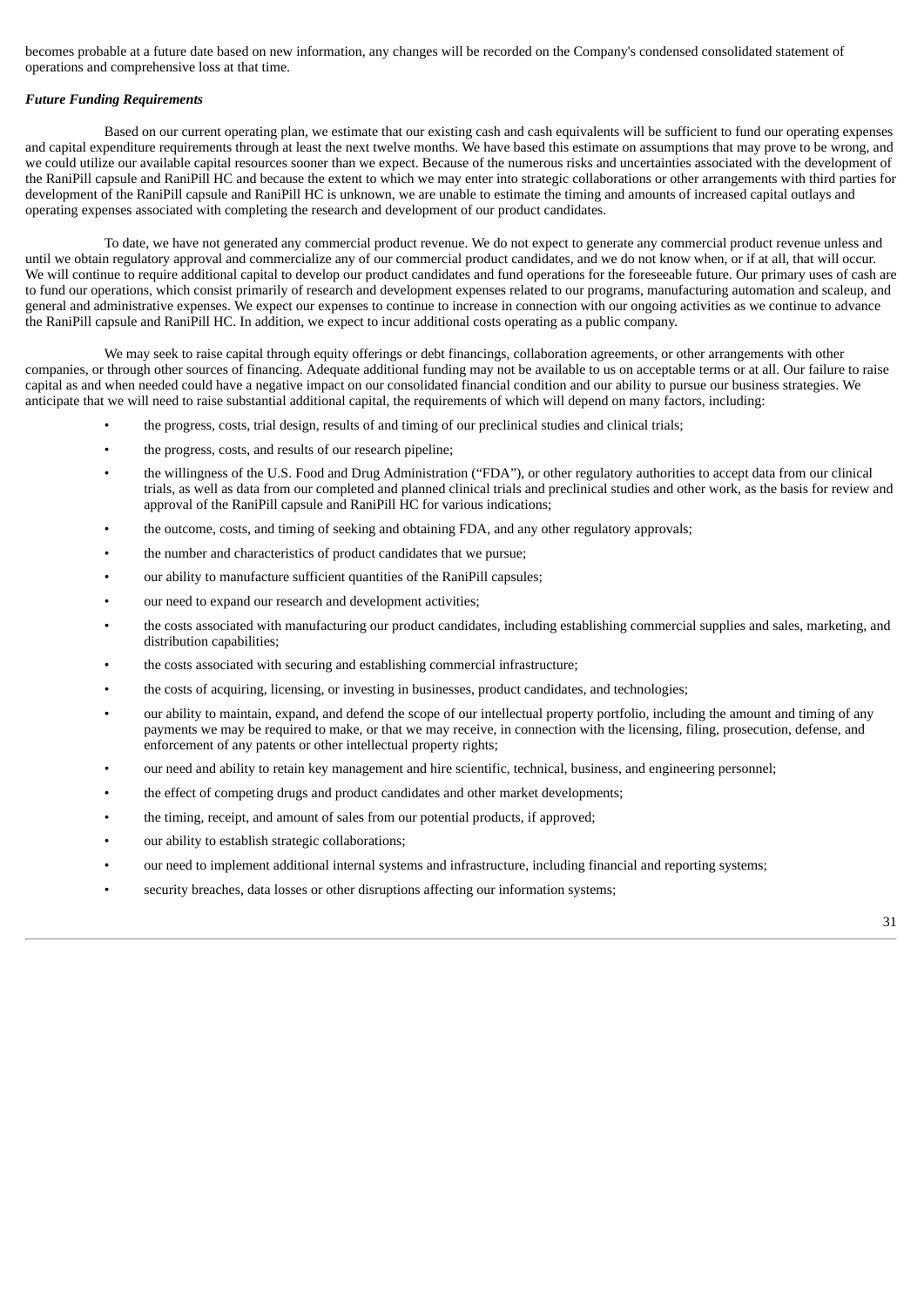becomes probable at a future date based on new information, any changes will be recorded on the Company's condensed consolidated statement of operations and comprehensive loss at that time.

***Future Funding Requirements***

Based on our current operating plan, we estimate that our existing cash and cash equivalents will be sufficient to fund our operating expenses and capital expenditure requirements through at least the next twelve months. We have based this estimate on assumptions that may prove to be wrong, and we could utilize our available capital resources sooner than we expect. Because of the numerous risks and uncertainties associated with the development of the RaniPill capsule and RaniPill HC and because the extent to which we may enter into strategic collaborations or other arrangements with third parties for development of the RaniPill capsule and RaniPill HC is unknown, we are unable to estimate the timing and amounts of increased capital outlays and operating expenses associated with completing the research and development of our product candidates.

To date, we have not generated any commercial product revenue. We do not expect to generate any commercial product revenue unless and until we obtain regulatory approval and commercialize any of our commercial product candidates, and we do not know when, or if at all, that will occur. We will continue to require additional capital to develop our product candidates and fund operations for the foreseeable future. Our primary uses of cash are to fund our operations, which consist primarily of research and development expenses related to our programs, manufacturing automation and scaleup, and general and administrative expenses. We expect our expenses to continue to increase in connection with our ongoing activities as we continue to advance the RaniPill capsule and RaniPill HC. In addition, we expect to incur additional costs operating as a public company.

We may seek to raise capital through equity offerings or debt financings, collaboration agreements, or other arrangements with other companies, or through other sources of financing. Adequate additional funding may not be available to us on acceptable terms or at all. Our failure to raise capital as and when needed could have a negative impact on our consolidated financial condition and our ability to pursue our business strategies. We anticipate that we will need to raise substantial additional capital, the requirements of which will depend on many factors, including:

- the progress, costs, trial design, results of and timing of our preclinical studies and clinical trials;
- the progress, costs, and results of our research pipeline;
- the willingness of the U.S. Food and Drug Administration ("FDA"), or other regulatory authorities to accept data from our clinical trials, as well as data from our completed and planned clinical trials and preclinical studies and other work, as the basis for review and approval of the RaniPill capsule and RaniPill HC for various indications;
- the outcome, costs, and timing of seeking and obtaining FDA, and any other regulatory approvals;
- the number and characteristics of product candidates that we pursue;
- our ability to manufacture sufficient quantities of the RaniPill capsules;
- our need to expand our research and development activities;
- the costs associated with manufacturing our product candidates, including establishing commercial supplies and sales, marketing, and distribution capabilities;
- the costs associated with securing and establishing commercial infrastructure;
- the costs of acquiring, licensing, or investing in businesses, product candidates, and technologies;
- our ability to maintain, expand, and defend the scope of our intellectual property portfolio, including the amount and timing of any payments we may be required to make, or that we may receive, in connection with the licensing, filing, prosecution, defense, and enforcement of any patents or other intellectual property rights;
- our need and ability to retain key management and hire scientific, technical, business, and engineering personnel;
- the effect of competing drugs and product candidates and other market developments;
- the timing, receipt, and amount of sales from our potential products, if approved;
- our ability to establish strategic collaborations;
- our need to implement additional internal systems and infrastructure, including financial and reporting systems;
- security breaches, data losses or other disruptions affecting our information systems;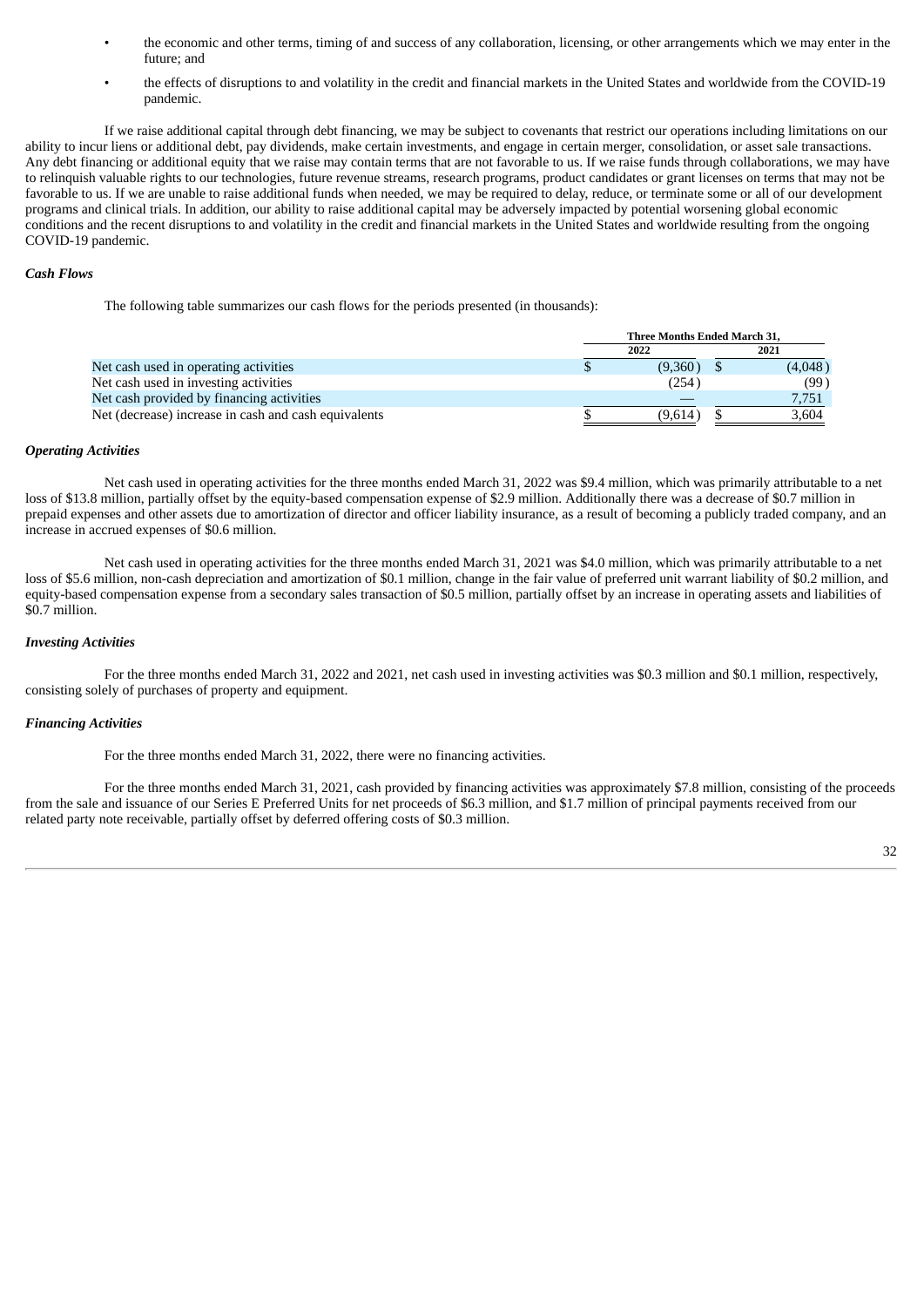- the economic and other terms, timing of and success of any collaboration, licensing, or other arrangements which we may enter in the future; and
- the effects of disruptions to and volatility in the credit and financial markets in the United States and worldwide from the COVID-19 pandemic.

If we raise additional capital through debt financing, we may be subject to covenants that restrict our operations including limitations on our ability to incur liens or additional debt, pay dividends, make certain investments, and engage in certain merger, consolidation, or asset sale transactions. Any debt financing or additional equity that we raise may contain terms that are not favorable to us. If we raise funds through collaborations, we may have to relinquish valuable rights to our technologies, future revenue streams, research programs, product candidates or grant licenses on terms that may not be favorable to us. If we are unable to raise additional funds when needed, we may be required to delay, reduce, or terminate some or all of our development programs and clinical trials. In addition, our ability to raise additional capital may be adversely impacted by potential worsening global economic conditions and the recent disruptions to and volatility in the credit and financial markets in the United States and worldwide resulting from the ongoing COVID-19 pandemic.

***Cash Flows***

The following table summarizes our cash flows for the periods presented (in thousands):

| | Three Months Ended March 31, | |
|---|---|---|
| | 2022 | 2021 |
| Net cash used in operating activities | $ (9,360) | $ (4,048) |
| Net cash used in investing activities | (254) | (99) |
| Net cash provided by financing activities | — | 7,751 |
| Net (decrease) increase in cash and cash equivalents | $ (9,614) | $ 3,604 |

***Operating Activities***

Net cash used in operating activities for the three months ended March 31, 2022 was $9.4 million, which was primarily attributable to a net loss of $13.8 million, partially offset by the equity-based compensation expense of $2.9 million. Additionally there was a decrease of $0.7 million in prepaid expenses and other assets due to amortization of director and officer liability insurance, as a result of becoming a publicly traded company, and an increase in accrued expenses of $0.6 million.

Net cash used in operating activities for the three months ended March 31, 2021 was $4.0 million, which was primarily attributable to a net loss of $5.6 million, non-cash depreciation and amortization of $0.1 million, change in the fair value of preferred unit warrant liability of $0.2 million, and equity-based compensation expense from a secondary sales transaction of $0.5 million, partially offset by an increase in operating assets and liabilities of $0.7 million.

***Investing Activities***

For the three months ended March 31, 2022 and 2021, net cash used in investing activities was $0.3 million and $0.1 million, respectively, consisting solely of purchases of property and equipment.

***Financing Activities***

For the three months ended March 31, 2022, there were no financing activities.

For the three months ended March 31, 2021, cash provided by financing activities was approximately $7.8 million, consisting of the proceeds from the sale and issuance of our Series E Preferred Units for net proceeds of $6.3 million, and $1.7 million of principal payments received from our related party note receivable, partially offset by deferred offering costs of $0.3 million.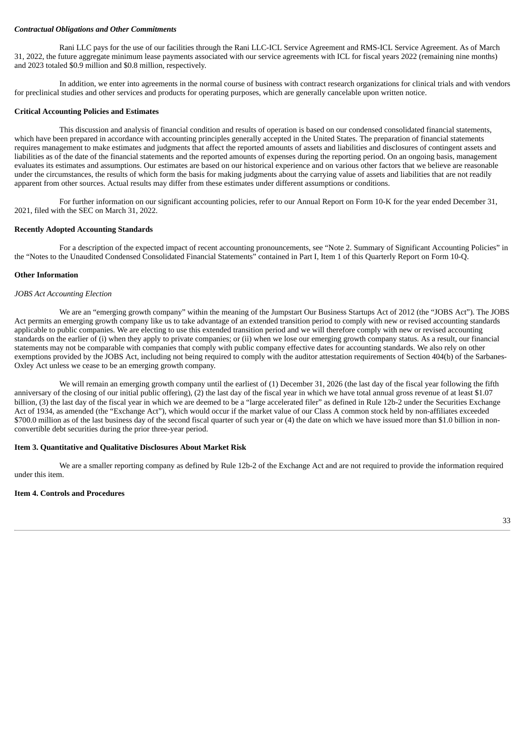*Contractual Obligations and Other Commitments*

Rani LLC pays for the use of our facilities through the Rani LLC-ICL Service Agreement and RMS-ICL Service Agreement. As of March 31, 2022, the future aggregate minimum lease payments associated with our service agreements with ICL for fiscal years 2022 (remaining nine months) and 2023 totaled $0.9 million and $0.8 million, respectively.

In addition, we enter into agreements in the normal course of business with contract research organizations for clinical trials and with vendors for preclinical studies and other services and products for operating purposes, which are generally cancelable upon written notice.

**Critical Accounting Policies and Estimates**

This discussion and analysis of financial condition and results of operation is based on our condensed consolidated financial statements, which have been prepared in accordance with accounting principles generally accepted in the United States. The preparation of financial statements requires management to make estimates and judgments that affect the reported amounts of assets and liabilities and disclosures of contingent assets and liabilities as of the date of the financial statements and the reported amounts of expenses during the reporting period. On an ongoing basis, management evaluates its estimates and assumptions. Our estimates are based on our historical experience and on various other factors that we believe are reasonable under the circumstances, the results of which form the basis for making judgments about the carrying value of assets and liabilities that are not readily apparent from other sources. Actual results may differ from these estimates under different assumptions or conditions.

For further information on our significant accounting policies, refer to our Annual Report on Form 10-K for the year ended December 31, 2021, filed with the SEC on March 31, 2022.

**Recently Adopted Accounting Standards**

For a description of the expected impact of recent accounting pronouncements, see "Note 2. Summary of Significant Accounting Policies" in the "Notes to the Unaudited Condensed Consolidated Financial Statements" contained in Part I, Item 1 of this Quarterly Report on Form 10-Q.

**Other Information**

*JOBS Act Accounting Election*

We are an "emerging growth company" within the meaning of the Jumpstart Our Business Startups Act of 2012 (the "JOBS Act"). The JOBS Act permits an emerging growth company like us to take advantage of an extended transition period to comply with new or revised accounting standards applicable to public companies. We are electing to use this extended transition period and we will therefore comply with new or revised accounting standards on the earlier of (i) when they apply to private companies; or (ii) when we lose our emerging growth company status. As a result, our financial statements may not be comparable with companies that comply with public company effective dates for accounting standards. We also rely on other exemptions provided by the JOBS Act, including not being required to comply with the auditor attestation requirements of Section 404(b) of the Sarbanes-Oxley Act unless we cease to be an emerging growth company.

We will remain an emerging growth company until the earliest of (1) December 31, 2026 (the last day of the fiscal year following the fifth anniversary of the closing of our initial public offering), (2) the last day of the fiscal year in which we have total annual gross revenue of at least $1.07 billion, (3) the last day of the fiscal year in which we are deemed to be a "large accelerated filer" as defined in Rule 12b-2 under the Securities Exchange Act of 1934, as amended (the "Exchange Act"), which would occur if the market value of our Class A common stock held by non-affiliates exceeded $700.0 million as of the last business day of the second fiscal quarter of such year or (4) the date on which we have issued more than $1.0 billion in non-convertible debt securities during the prior three-year period.

**Item 3. Quantitative and Qualitative Disclosures About Market Risk**

We are a smaller reporting company as defined by Rule 12b-2 of the Exchange Act and are not required to provide the information required under this item.

**Item 4. Controls and Procedures**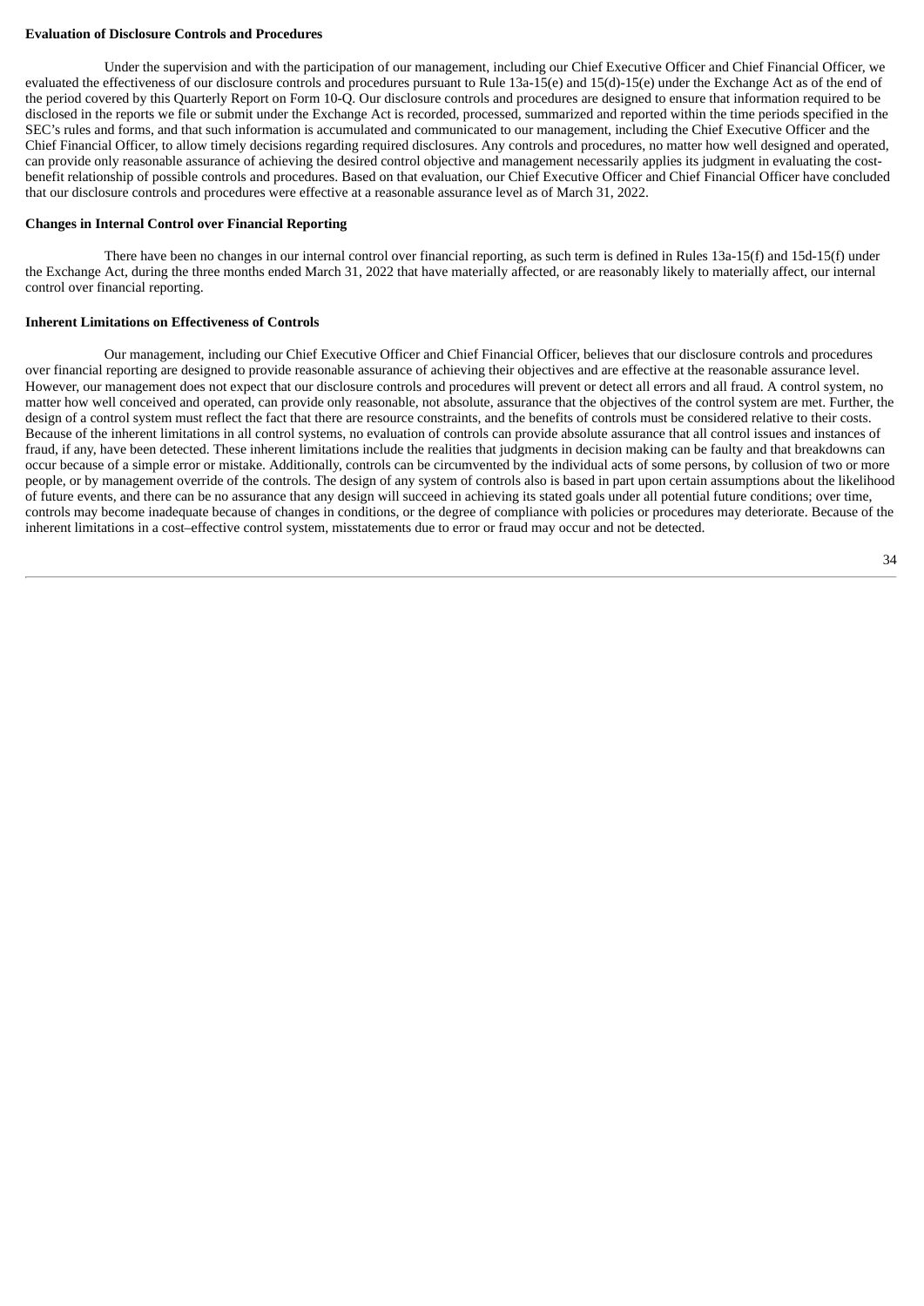**Evaluation of Disclosure Controls and Procedures**

Under the supervision and with the participation of our management, including our Chief Executive Officer and Chief Financial Officer, we evaluated the effectiveness of our disclosure controls and procedures pursuant to Rule 13a-15(e) and 15(d)-15(e) under the Exchange Act as of the end of the period covered by this Quarterly Report on Form 10-Q. Our disclosure controls and procedures are designed to ensure that information required to be disclosed in the reports we file or submit under the Exchange Act is recorded, processed, summarized and reported within the time periods specified in the SEC's rules and forms, and that such information is accumulated and communicated to our management, including the Chief Executive Officer and the Chief Financial Officer, to allow timely decisions regarding required disclosures. Any controls and procedures, no matter how well designed and operated, can provide only reasonable assurance of achieving the desired control objective and management necessarily applies its judgment in evaluating the cost-benefit relationship of possible controls and procedures. Based on that evaluation, our Chief Executive Officer and Chief Financial Officer have concluded that our disclosure controls and procedures were effective at a reasonable assurance level as of March 31, 2022.

**Changes in Internal Control over Financial Reporting**

There have been no changes in our internal control over financial reporting, as such term is defined in Rules 13a-15(f) and 15d-15(f) under the Exchange Act, during the three months ended March 31, 2022 that have materially affected, or are reasonably likely to materially affect, our internal control over financial reporting.

**Inherent Limitations on Effectiveness of Controls**

Our management, including our Chief Executive Officer and Chief Financial Officer, believes that our disclosure controls and procedures over financial reporting are designed to provide reasonable assurance of achieving their objectives and are effective at the reasonable assurance level. However, our management does not expect that our disclosure controls and procedures will prevent or detect all errors and all fraud. A control system, no matter how well conceived and operated, can provide only reasonable, not absolute, assurance that the objectives of the control system are met. Further, the design of a control system must reflect the fact that there are resource constraints, and the benefits of controls must be considered relative to their costs. Because of the inherent limitations in all control systems, no evaluation of controls can provide absolute assurance that all control issues and instances of fraud, if any, have been detected. These inherent limitations include the realities that judgments in decision making can be faulty and that breakdowns can occur because of a simple error or mistake. Additionally, controls can be circumvented by the individual acts of some persons, by collusion of two or more people, or by management override of the controls. The design of any system of controls also is based in part upon certain assumptions about the likelihood of future events, and there can be no assurance that any design will succeed in achieving its stated goals under all potential future conditions; over time, controls may become inadequate because of changes in conditions, or the degree of compliance with policies or procedures may deteriorate. Because of the inherent limitations in a cost–effective control system, misstatements due to error or fraud may occur and not be detected.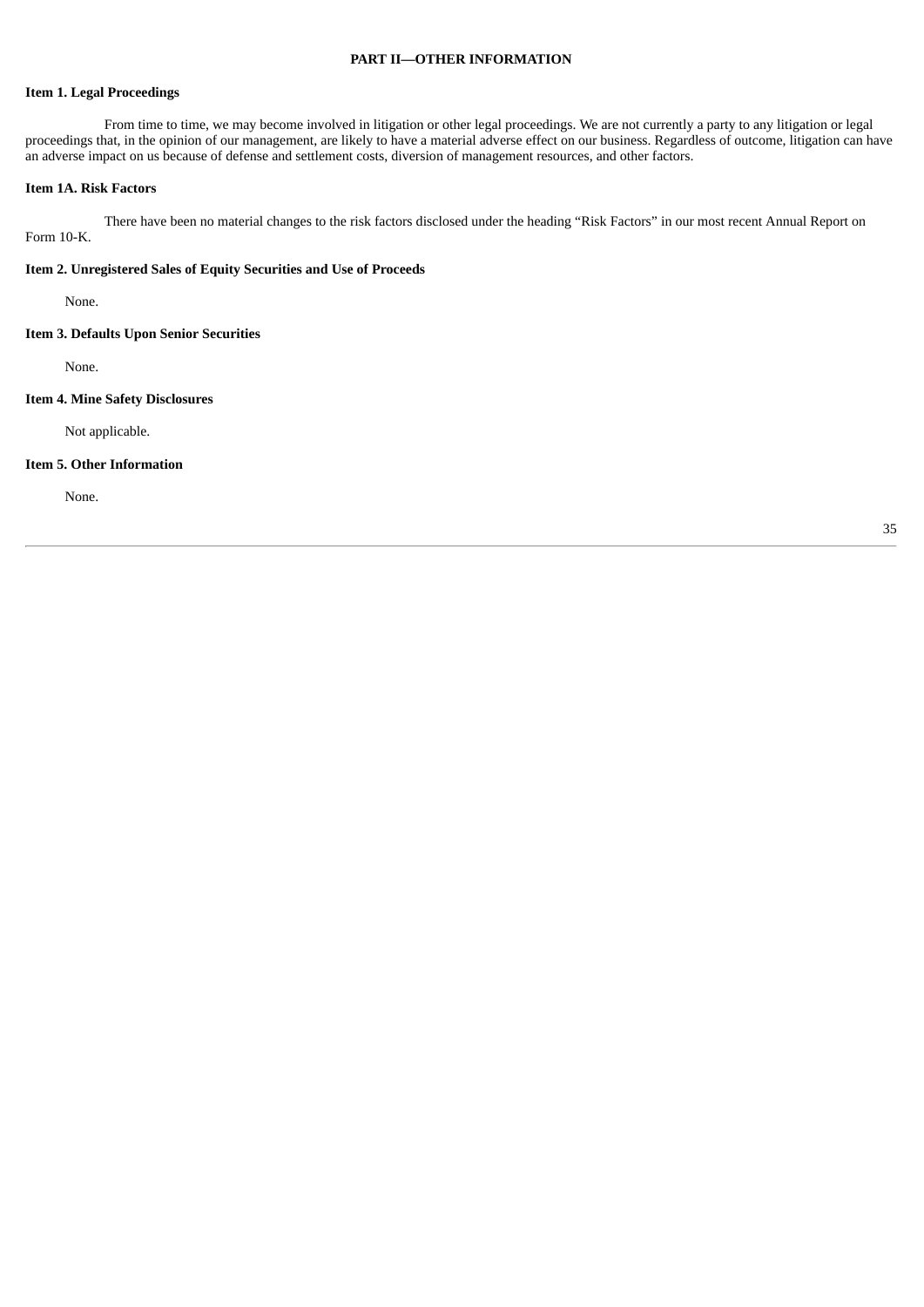## PART II—OTHER INFORMATION

### Item 1. Legal Proceedings

From time to time, we may become involved in litigation or other legal proceedings. We are not currently a party to any litigation or legal proceedings that, in the opinion of our management, are likely to have a material adverse effect on our business. Regardless of outcome, litigation can have an adverse impact on us because of defense and settlement costs, diversion of management resources, and other factors.

### Item 1A. Risk Factors

There have been no material changes to the risk factors disclosed under the heading "Risk Factors" in our most recent Annual Report on Form 10-K.

### Item 2. Unregistered Sales of Equity Securities and Use of Proceeds

None.

### Item 3. Defaults Upon Senior Securities

None.

### Item 4. Mine Safety Disclosures

Not applicable.

### Item 5. Other Information

None.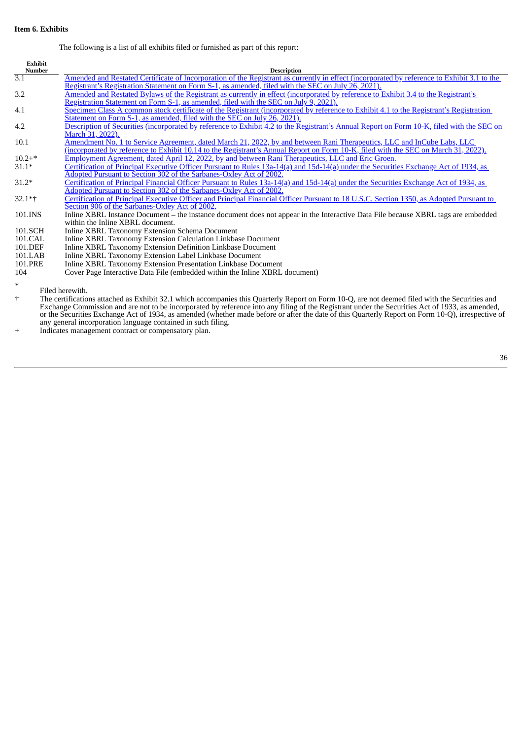**Item 6. Exhibits**

The following is a list of all exhibits filed or furnished as part of this report:

| Exhibit Number | Description |
|---|---|
| 3.1 | Amended and Restated Certificate of Incorporation of the Registrant as currently in effect (incorporated by reference to Exhibit 3.1 to the Registrant's Registration Statement on Form S-1, as amended, filed with the SEC on July 26, 2021). |
| 3.2 | Amended and Restated Bylaws of the Registrant as currently in effect (incorporated by reference to Exhibit 3.4 to the Registrant's Registration Statement on Form S-1, as amended, filed with the SEC on July 9, 2021). |
| 4.1 | Specimen Class A common stock certificate of the Registrant (incorporated by reference to Exhibit 4.1 to the Registrant's Registration Statement on Form S-1, as amended, filed with the SEC on July 26, 2021). |
| 4.2 | Description of Securities (incorporated by reference to Exhibit 4.2 to the Registrant's Annual Report on Form 10-K, filed with the SEC on March 31, 2022). |
| 10.1 | Amendment No. 1 to Service Agreement, dated March 21, 2022, by and between Rani Therapeutics, LLC and InCube Labs, LLC (incorporated by reference to Exhibit 10.14 to the Registrant's Annual Report on Form 10-K, filed with the SEC on March 31, 2022). |
| 10.2+* | Employment Agreement, dated April 12, 2022, by and between Rani Therapeutics, LLC and Eric Groen. |
| 31.1* | Certification of Principal Executive Officer Pursuant to Rules 13a-14(a) and 15d-14(a) under the Securities Exchange Act of 1934, as Adopted Pursuant to Section 302 of the Sarbanes-Oxley Act of 2002. |
| 31.2* | Certification of Principal Financial Officer Pursuant to Rules 13a-14(a) and 15d-14(a) under the Securities Exchange Act of 1934, as Adopted Pursuant to Section 302 of the Sarbanes-Oxley Act of 2002. |
| 32.1*† | Certification of Principal Executive Officer and Principal Financial Officer Pursuant to 18 U.S.C. Section 1350, as Adopted Pursuant to Section 906 of the Sarbanes-Oxley Act of 2002. |
| 101.INS | Inline XBRL Instance Document – the instance document does not appear in the Interactive Data File because XBRL tags are embedded within the Inline XBRL document. |
| 101.SCH | Inline XBRL Taxonomy Extension Schema Document |
| 101.CAL | Inline XBRL Taxonomy Extension Calculation Linkbase Document |
| 101.DEF | Inline XBRL Taxonomy Extension Definition Linkbase Document |
| 101.LAB | Inline XBRL Taxonomy Extension Label Linkbase Document |
| 101.PRE | Inline XBRL Taxonomy Extension Presentation Linkbase Document |
| 104 | Cover Page Interactive Data File (embedded within the Inline XBRL document) |

\* Filed herewith.

† The certifications attached as Exhibit 32.1 which accompanies this Quarterly Report on Form 10-Q, are not deemed filed with the Securities and Exchange Commission and are not to be incorporated by reference into any filing of the Registrant under the Securities Act of 1933, as amended, or the Securities Exchange Act of 1934, as amended (whether made before or after the date of this Quarterly Report on Form 10-Q), irrespective of any general incorporation language contained in such filing.

\+ Indicates management contract or compensatory plan.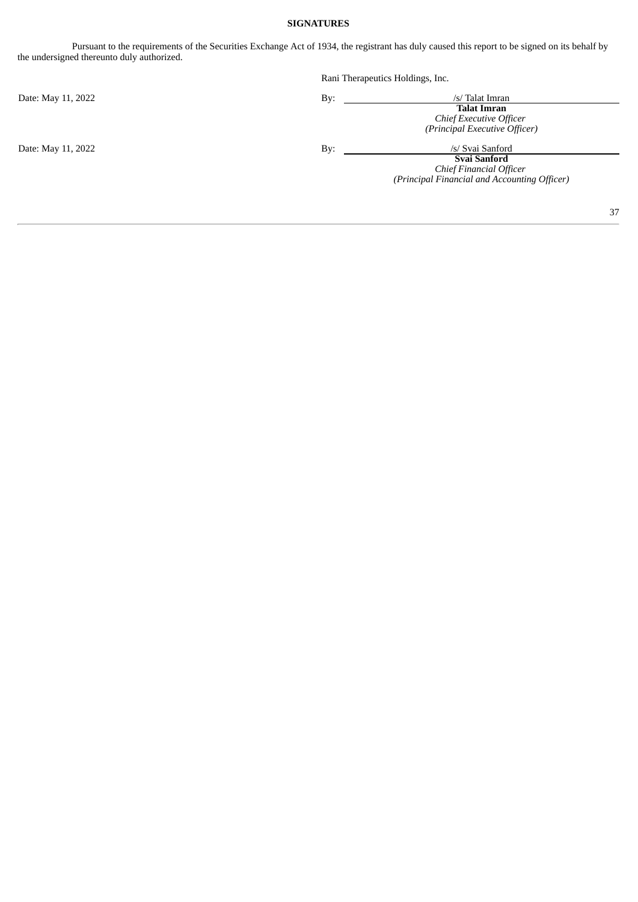**SIGNATURES**

Pursuant to the requirements of the Securities Exchange Act of 1934, the registrant has duly caused this report to be signed on its behalf by the undersigned thereunto duly authorized.

Rani Therapeutics Holdings, Inc.

Date: May 11, 2022

By: /s/ Talat Imran
**Talat Imran**
*Chief Executive Officer*
*(Principal Executive Officer)*

Date: May 11, 2022

By: /s/ Svai Sanford
**Svai Sanford**
*Chief Financial Officer*
*(Principal Financial and Accounting Officer)*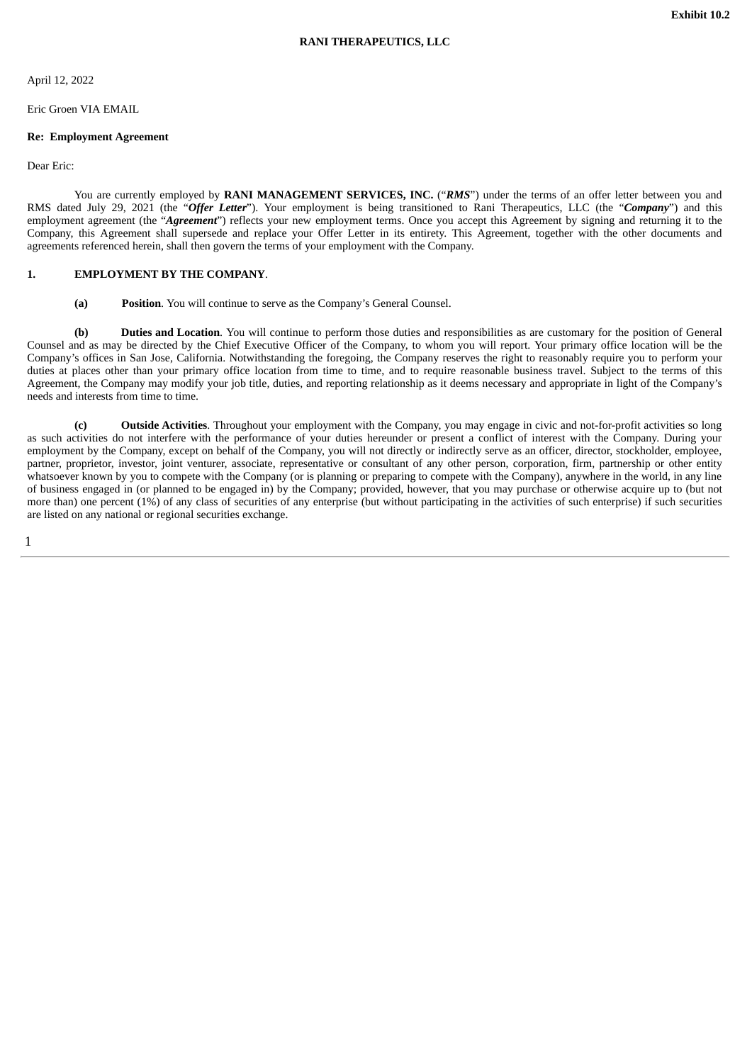Exhibit 10.2

**RANI THERAPEUTICS, LLC**

April 12, 2022

Eric Groen VIA EMAIL

**Re: Employment Agreement**

Dear Eric:

You are currently employed by **RANI MANAGEMENT SERVICES, INC.** ("***RMS***") under the terms of an offer letter between you and RMS dated July 29, 2021 (the "***Offer Letter***"). Your employment is being transitioned to Rani Therapeutics, LLC (the "***Company***") and this employment agreement (the "***Agreement***") reflects your new employment terms. Once you accept this Agreement by signing and returning it to the Company, this Agreement shall supersede and replace your Offer Letter in its entirety. This Agreement, together with the other documents and agreements referenced herein, shall then govern the terms of your employment with the Company.

**1. EMPLOYMENT BY THE COMPANY**.

**(a) Position**. You will continue to serve as the Company's General Counsel.

**(b) Duties and Location**. You will continue to perform those duties and responsibilities as are customary for the position of General Counsel and as may be directed by the Chief Executive Officer of the Company, to whom you will report. Your primary office location will be the Company's offices in San Jose, California. Notwithstanding the foregoing, the Company reserves the right to reasonably require you to perform your duties at places other than your primary office location from time to time, and to require reasonable business travel. Subject to the terms of this Agreement, the Company may modify your job title, duties, and reporting relationship as it deems necessary and appropriate in light of the Company's needs and interests from time to time.

**(c) Outside Activities**. Throughout your employment with the Company, you may engage in civic and not-for-profit activities so long as such activities do not interfere with the performance of your duties hereunder or present a conflict of interest with the Company. During your employment by the Company, except on behalf of the Company, you will not directly or indirectly serve as an officer, director, stockholder, employee, partner, proprietor, investor, joint venturer, associate, representative or consultant of any other person, corporation, firm, partnership or other entity whatsoever known by you to compete with the Company (or is planning or preparing to compete with the Company), anywhere in the world, in any line of business engaged in (or planned to be engaged in) by the Company; provided, however, that you may purchase or otherwise acquire up to (but not more than) one percent (1%) of any class of securities of any enterprise (but without participating in the activities of such enterprise) if such securities are listed on any national or regional securities exchange.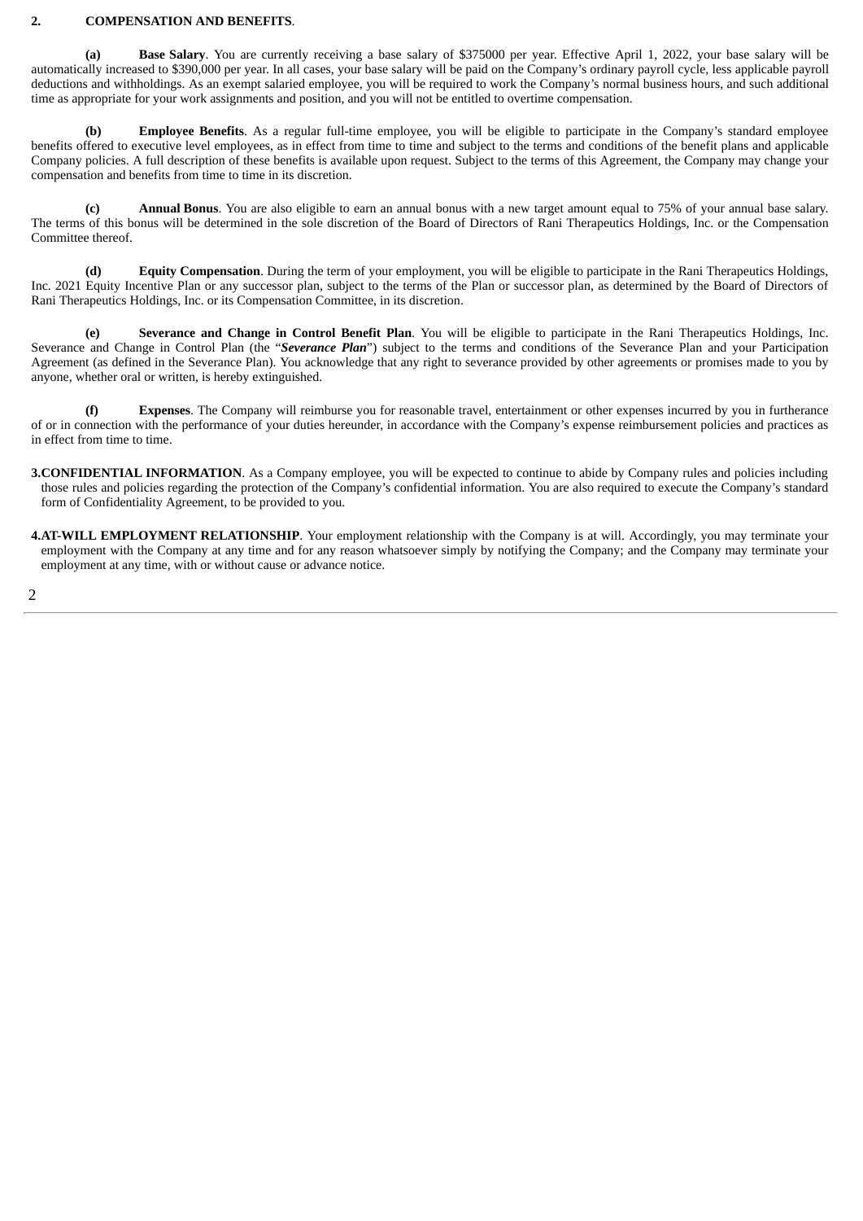**2. COMPENSATION AND BENEFITS**.

**(a) Base Salary**. You are currently receiving a base salary of $375000 per year. Effective April 1, 2022, your base salary will be automatically increased to $390,000 per year. In all cases, your base salary will be paid on the Company's ordinary payroll cycle, less applicable payroll deductions and withholdings. As an exempt salaried employee, you will be required to work the Company's normal business hours, and such additional time as appropriate for your work assignments and position, and you will not be entitled to overtime compensation.

**(b) Employee Benefits**. As a regular full-time employee, you will be eligible to participate in the Company's standard employee benefits offered to executive level employees, as in effect from time to time and subject to the terms and conditions of the benefit plans and applicable Company policies. A full description of these benefits is available upon request. Subject to the terms of this Agreement, the Company may change your compensation and benefits from time to time in its discretion.

**(c) Annual Bonus**. You are also eligible to earn an annual bonus with a new target amount equal to 75% of your annual base salary. The terms of this bonus will be determined in the sole discretion of the Board of Directors of Rani Therapeutics Holdings, Inc. or the Compensation Committee thereof.

**(d) Equity Compensation**. During the term of your employment, you will be eligible to participate in the Rani Therapeutics Holdings, Inc. 2021 Equity Incentive Plan or any successor plan, subject to the terms of the Plan or successor plan, as determined by the Board of Directors of Rani Therapeutics Holdings, Inc. or its Compensation Committee, in its discretion.

**(e) Severance and Change in Control Benefit Plan**. You will be eligible to participate in the Rani Therapeutics Holdings, Inc. Severance and Change in Control Plan (the "***Severance Plan***") subject to the terms and conditions of the Severance Plan and your Participation Agreement (as defined in the Severance Plan). You acknowledge that any right to severance provided by other agreements or promises made to you by anyone, whether oral or written, is hereby extinguished.

**(f) Expenses**. The Company will reimburse you for reasonable travel, entertainment or other expenses incurred by you in furtherance of or in connection with the performance of your duties hereunder, in accordance with the Company's expense reimbursement policies and practices as in effect from time to time.

**3. CONFIDENTIAL INFORMATION**. As a Company employee, you will be expected to continue to abide by Company rules and policies including those rules and policies regarding the protection of the Company's confidential information. You are also required to execute the Company's standard form of Confidentiality Agreement, to be provided to you.

**4. AT-WILL EMPLOYMENT RELATIONSHIP**. Your employment relationship with the Company is at will. Accordingly, you may terminate your employment with the Company at any time and for any reason whatsoever simply by notifying the Company; and the Company may terminate your employment at any time, with or without cause or advance notice.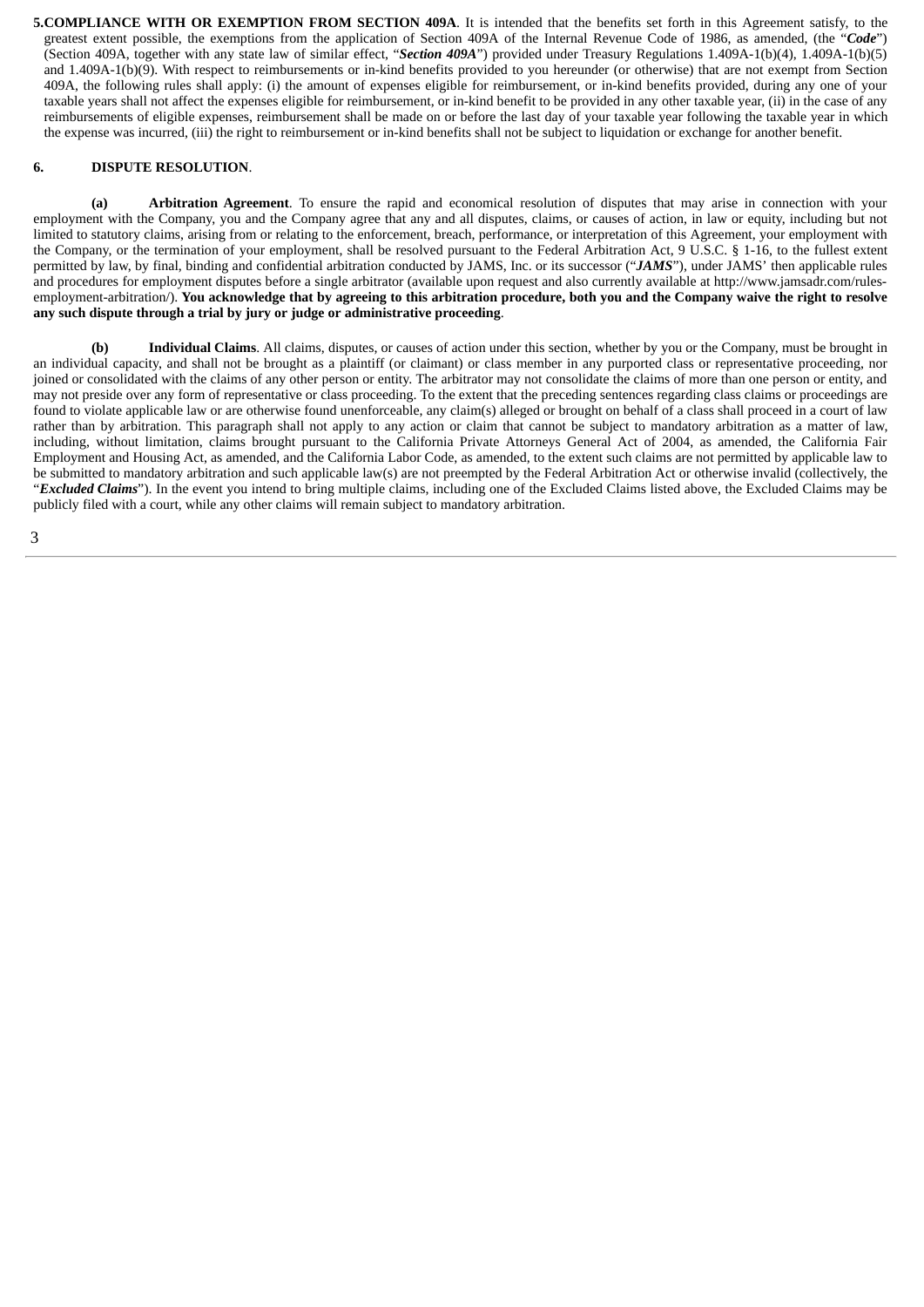**5. COMPLIANCE WITH OR EXEMPTION FROM SECTION 409A**. It is intended that the benefits set forth in this Agreement satisfy, to the greatest extent possible, the exemptions from the application of Section 409A of the Internal Revenue Code of 1986, as amended, (the "***Code***") (Section 409A, together with any state law of similar effect, "***Section 409A***") provided under Treasury Regulations 1.409A-1(b)(4), 1.409A-1(b)(5) and 1.409A-1(b)(9). With respect to reimbursements or in-kind benefits provided to you hereunder (or otherwise) that are not exempt from Section 409A, the following rules shall apply: (i) the amount of expenses eligible for reimbursement, or in-kind benefits provided, during any one of your taxable years shall not affect the expenses eligible for reimbursement, or in-kind benefit to be provided in any other taxable year, (ii) in the case of any reimbursements of eligible expenses, reimbursement shall be made on or before the last day of your taxable year following the taxable year in which the expense was incurred, (iii) the right to reimbursement or in-kind benefits shall not be subject to liquidation or exchange for another benefit.

**6. DISPUTE RESOLUTION**.

**(a) Arbitration Agreement**. To ensure the rapid and economical resolution of disputes that may arise in connection with your employment with the Company, you and the Company agree that any and all disputes, claims, or causes of action, in law or equity, including but not limited to statutory claims, arising from or relating to the enforcement, breach, performance, or interpretation of this Agreement, your employment with the Company, or the termination of your employment, shall be resolved pursuant to the Federal Arbitration Act, 9 U.S.C. § 1-16, to the fullest extent permitted by law, by final, binding and confidential arbitration conducted by JAMS, Inc. or its successor ("***JAMS***"), under JAMS' then applicable rules and procedures for employment disputes before a single arbitrator (available upon request and also currently available at http://www.jamsadr.com/rules-employment-arbitration/). **You acknowledge that by agreeing to this arbitration procedure, both you and the Company waive the right to resolve any such dispute through a trial by jury or judge or administrative proceeding**.

**(b) Individual Claims**. All claims, disputes, or causes of action under this section, whether by you or the Company, must be brought in an individual capacity, and shall not be brought as a plaintiff (or claimant) or class member in any purported class or representative proceeding, nor joined or consolidated with the claims of any other person or entity. The arbitrator may not consolidate the claims of more than one person or entity, and may not preside over any form of representative or class proceeding. To the extent that the preceding sentences regarding class claims or proceedings are found to violate applicable law or are otherwise found unenforceable, any claim(s) alleged or brought on behalf of a class shall proceed in a court of law rather than by arbitration. This paragraph shall not apply to any action or claim that cannot be subject to mandatory arbitration as a matter of law, including, without limitation, claims brought pursuant to the California Private Attorneys General Act of 2004, as amended, the California Fair Employment and Housing Act, as amended, and the California Labor Code, as amended, to the extent such claims are not permitted by applicable law to be submitted to mandatory arbitration and such applicable law(s) are not preempted by the Federal Arbitration Act or otherwise invalid (collectively, the "***Excluded Claims***"). In the event you intend to bring multiple claims, including one of the Excluded Claims listed above, the Excluded Claims may be publicly filed with a court, while any other claims will remain subject to mandatory arbitration.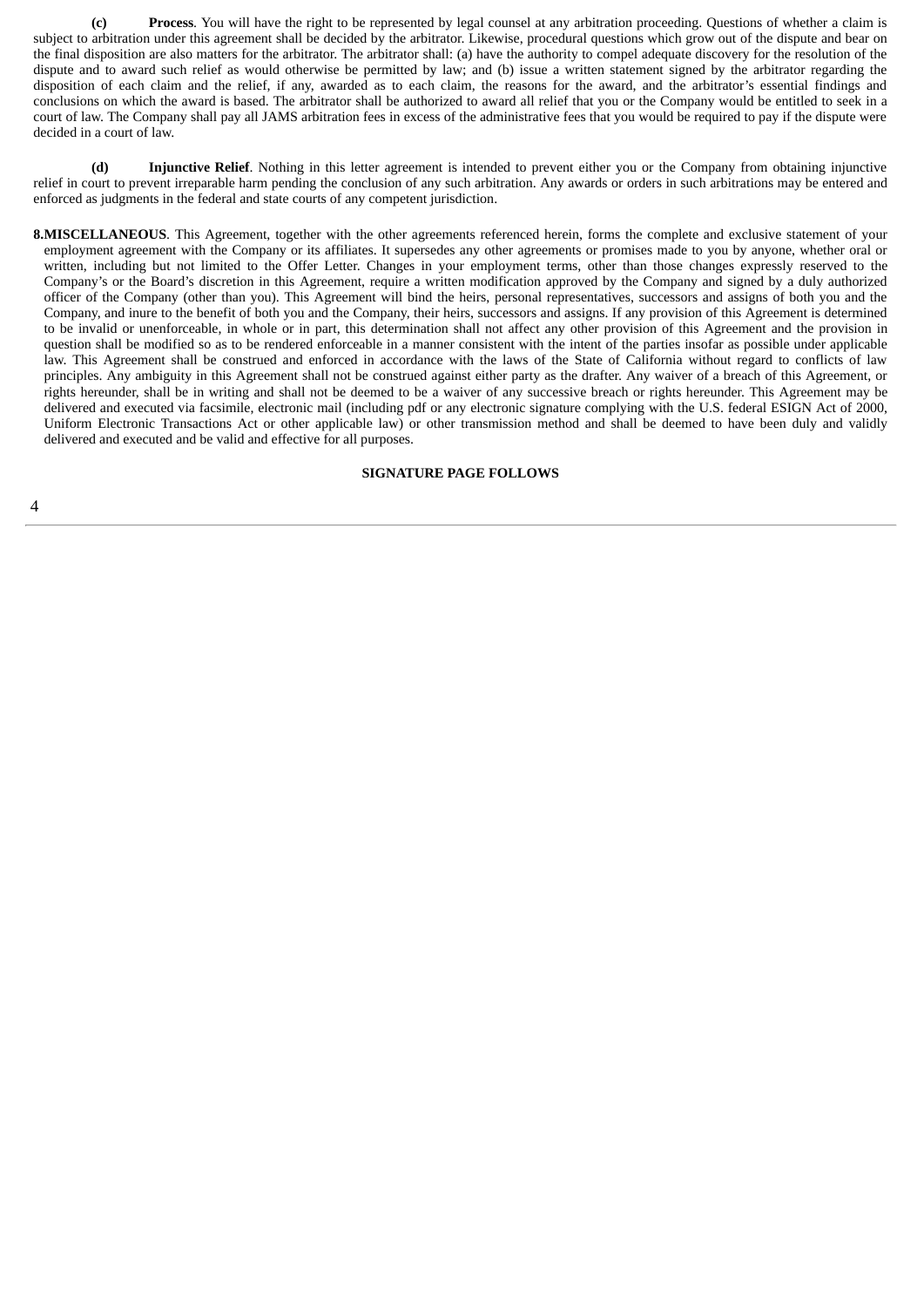**(c)** **Process**. You will have the right to be represented by legal counsel at any arbitration proceeding. Questions of whether a claim is subject to arbitration under this agreement shall be decided by the arbitrator. Likewise, procedural questions which grow out of the dispute and bear on the final disposition are also matters for the arbitrator. The arbitrator shall: (a) have the authority to compel adequate discovery for the resolution of the dispute and to award such relief as would otherwise be permitted by law; and (b) issue a written statement signed by the arbitrator regarding the disposition of each claim and the relief, if any, awarded as to each claim, the reasons for the award, and the arbitrator's essential findings and conclusions on which the award is based. The arbitrator shall be authorized to award all relief that you or the Company would be entitled to seek in a court of law. The Company shall pay all JAMS arbitration fees in excess of the administrative fees that you would be required to pay if the dispute were decided in a court of law.

**(d)** **Injunctive Relief**. Nothing in this letter agreement is intended to prevent either you or the Company from obtaining injunctive relief in court to prevent irreparable harm pending the conclusion of any such arbitration. Any awards or orders in such arbitrations may be entered and enforced as judgments in the federal and state courts of any competent jurisdiction.

**8.MISCELLANEOUS**. This Agreement, together with the other agreements referenced herein, forms the complete and exclusive statement of your employment agreement with the Company or its affiliates. It supersedes any other agreements or promises made to you by anyone, whether oral or written, including but not limited to the Offer Letter. Changes in your employment terms, other than those changes expressly reserved to the Company's or the Board's discretion in this Agreement, require a written modification approved by the Company and signed by a duly authorized officer of the Company (other than you). This Agreement will bind the heirs, personal representatives, successors and assigns of both you and the Company, and inure to the benefit of both you and the Company, their heirs, successors and assigns. If any provision of this Agreement is determined to be invalid or unenforceable, in whole or in part, this determination shall not affect any other provision of this Agreement and the provision in question shall be modified so as to be rendered enforceable in a manner consistent with the intent of the parties insofar as possible under applicable law. This Agreement shall be construed and enforced in accordance with the laws of the State of California without regard to conflicts of law principles. Any ambiguity in this Agreement shall not be construed against either party as the drafter. Any waiver of a breach of this Agreement, or rights hereunder, shall be in writing and shall not be deemed to be a waiver of any successive breach or rights hereunder. This Agreement may be delivered and executed via facsimile, electronic mail (including pdf or any electronic signature complying with the U.S. federal ESIGN Act of 2000, Uniform Electronic Transactions Act or other applicable law) or other transmission method and shall be deemed to have been duly and validly delivered and executed and be valid and effective for all purposes.

**SIGNATURE PAGE FOLLOWS**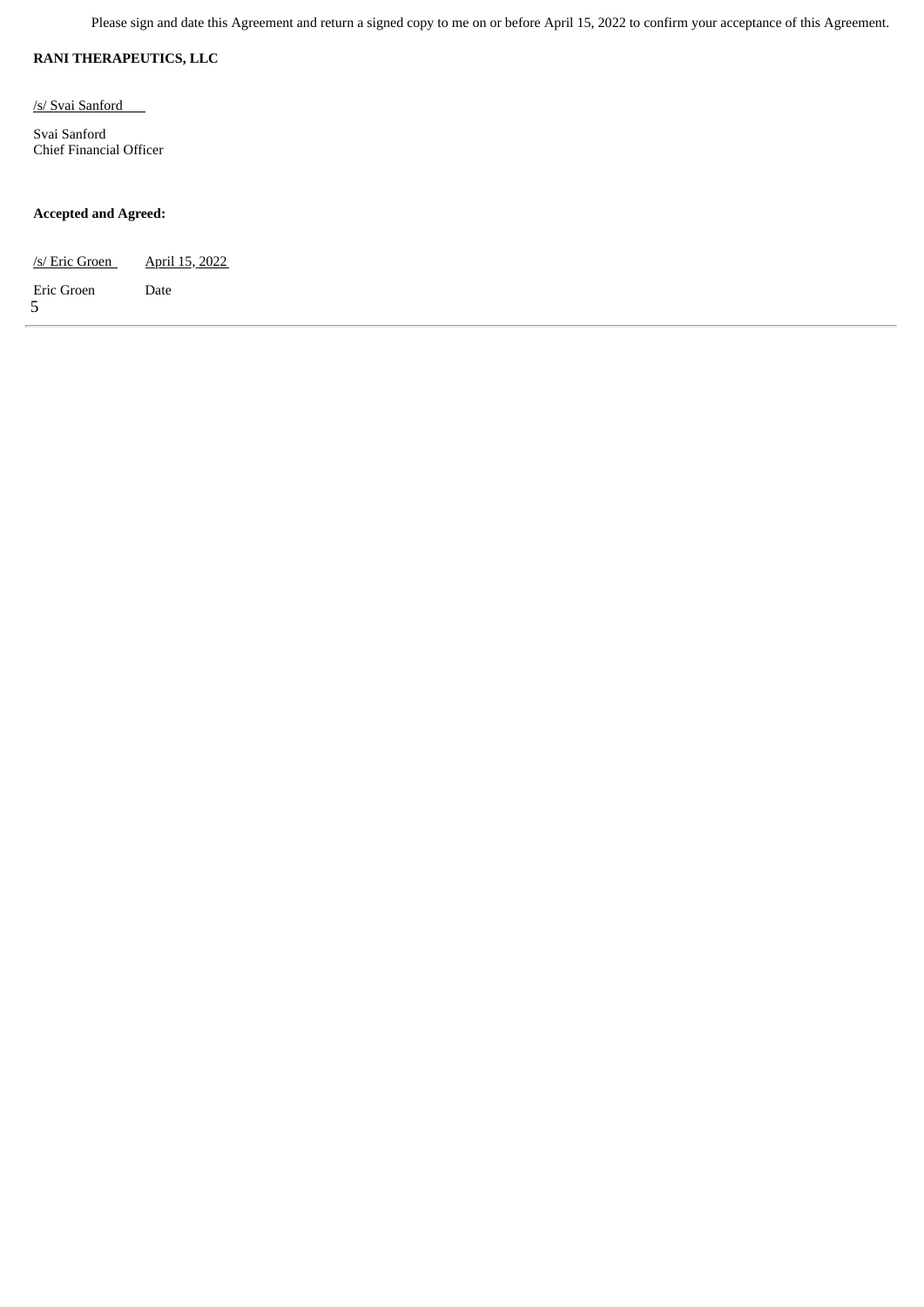Please sign and date this Agreement and return a signed copy to me on or before April 15, 2022 to confirm your acceptance of this Agreement.

**RANI THERAPEUTICS, LLC**

/s/ Svai Sanford

Svai Sanford
Chief Financial Officer

**Accepted and Agreed:**

| /s/ Eric Groen | April 15, 2022 |
| --- | --- |
| Eric Groen | Date |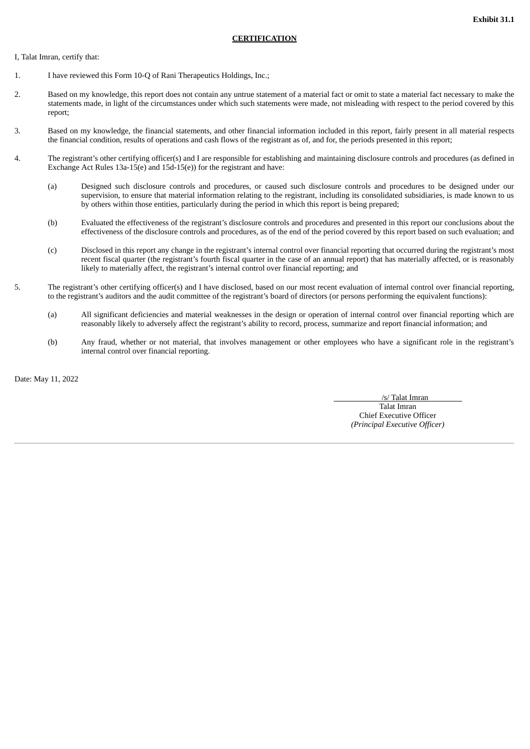**Exhibit 31.1**

**CERTIFICATION**

I, Talat Imran, certify that:

1. I have reviewed this Form 10-Q of Rani Therapeutics Holdings, Inc.;

2. Based on my knowledge, this report does not contain any untrue statement of a material fact or omit to state a material fact necessary to make the statements made, in light of the circumstances under which such statements were made, not misleading with respect to the period covered by this report;

3. Based on my knowledge, the financial statements, and other financial information included in this report, fairly present in all material respects the financial condition, results of operations and cash flows of the registrant as of, and for, the periods presented in this report;

4. The registrant's other certifying officer(s) and I are responsible for establishing and maintaining disclosure controls and procedures (as defined in Exchange Act Rules 13a-15(e) and 15d-15(e)) for the registrant and have:

   (a) Designed such disclosure controls and procedures, or caused such disclosure controls and procedures to be designed under our supervision, to ensure that material information relating to the registrant, including its consolidated subsidiaries, is made known to us by others within those entities, particularly during the period in which this report is being prepared;

   (b) Evaluated the effectiveness of the registrant's disclosure controls and procedures and presented in this report our conclusions about the effectiveness of the disclosure controls and procedures, as of the end of the period covered by this report based on such evaluation; and

   (c) Disclosed in this report any change in the registrant's internal control over financial reporting that occurred during the registrant's most recent fiscal quarter (the registrant's fourth fiscal quarter in the case of an annual report) that has materially affected, or is reasonably likely to materially affect, the registrant's internal control over financial reporting; and

5. The registrant's other certifying officer(s) and I have disclosed, based on our most recent evaluation of internal control over financial reporting, to the registrant's auditors and the audit committee of the registrant's board of directors (or persons performing the equivalent functions):

   (a) All significant deficiencies and material weaknesses in the design or operation of internal control over financial reporting which are reasonably likely to adversely affect the registrant's ability to record, process, summarize and report financial information; and

   (b) Any fraud, whether or not material, that involves management or other employees who have a significant role in the registrant's internal control over financial reporting.

Date: May 11, 2022

/s/ Talat Imran
Talat Imran
Chief Executive Officer
*(Principal Executive Officer)*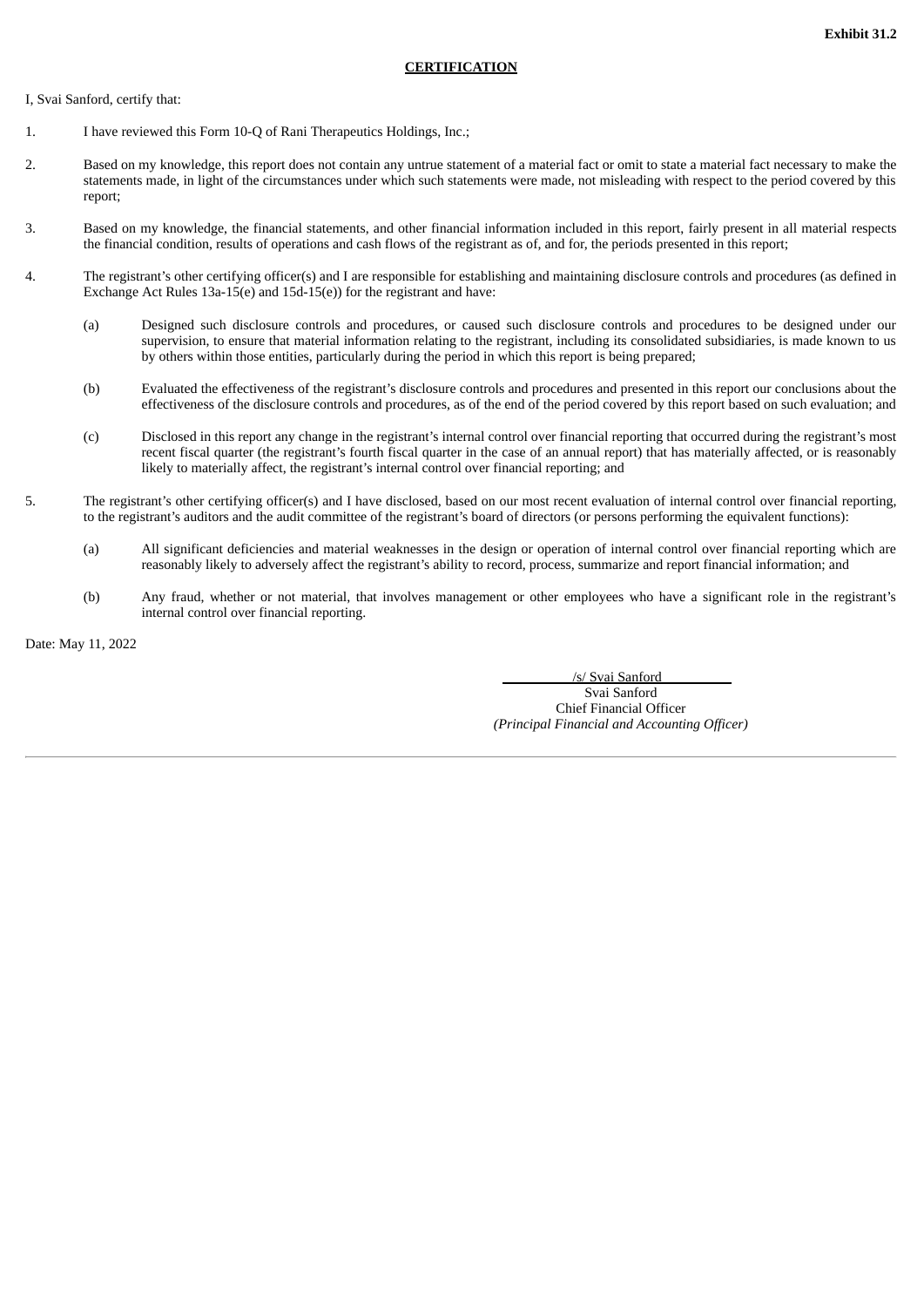**Exhibit 31.2**

**CERTIFICATION**

I, Svai Sanford, certify that:

1. I have reviewed this Form 10-Q of Rani Therapeutics Holdings, Inc.;

2. Based on my knowledge, this report does not contain any untrue statement of a material fact or omit to state a material fact necessary to make the statements made, in light of the circumstances under which such statements were made, not misleading with respect to the period covered by this report;

3. Based on my knowledge, the financial statements, and other financial information included in this report, fairly present in all material respects the financial condition, results of operations and cash flows of the registrant as of, and for, the periods presented in this report;

4. The registrant's other certifying officer(s) and I are responsible for establishing and maintaining disclosure controls and procedures (as defined in Exchange Act Rules 13a-15(e) and 15d-15(e)) for the registrant and have:

   (a) Designed such disclosure controls and procedures, or caused such disclosure controls and procedures to be designed under our supervision, to ensure that material information relating to the registrant, including its consolidated subsidiaries, is made known to us by others within those entities, particularly during the period in which this report is being prepared;

   (b) Evaluated the effectiveness of the registrant's disclosure controls and procedures and presented in this report our conclusions about the effectiveness of the disclosure controls and procedures, as of the end of the period covered by this report based on such evaluation; and

   (c) Disclosed in this report any change in the registrant's internal control over financial reporting that occurred during the registrant's most recent fiscal quarter (the registrant's fourth fiscal quarter in the case of an annual report) that has materially affected, or is reasonably likely to materially affect, the registrant's internal control over financial reporting; and

5. The registrant's other certifying officer(s) and I have disclosed, based on our most recent evaluation of internal control over financial reporting, to the registrant's auditors and the audit committee of the registrant's board of directors (or persons performing the equivalent functions):

   (a) All significant deficiencies and material weaknesses in the design or operation of internal control over financial reporting which are reasonably likely to adversely affect the registrant's ability to record, process, summarize and report financial information; and

   (b) Any fraud, whether or not material, that involves management or other employees who have a significant role in the registrant's internal control over financial reporting.

Date: May 11, 2022

/s/ Svai Sanford
Svai Sanford
Chief Financial Officer
*(Principal Financial and Accounting Officer)*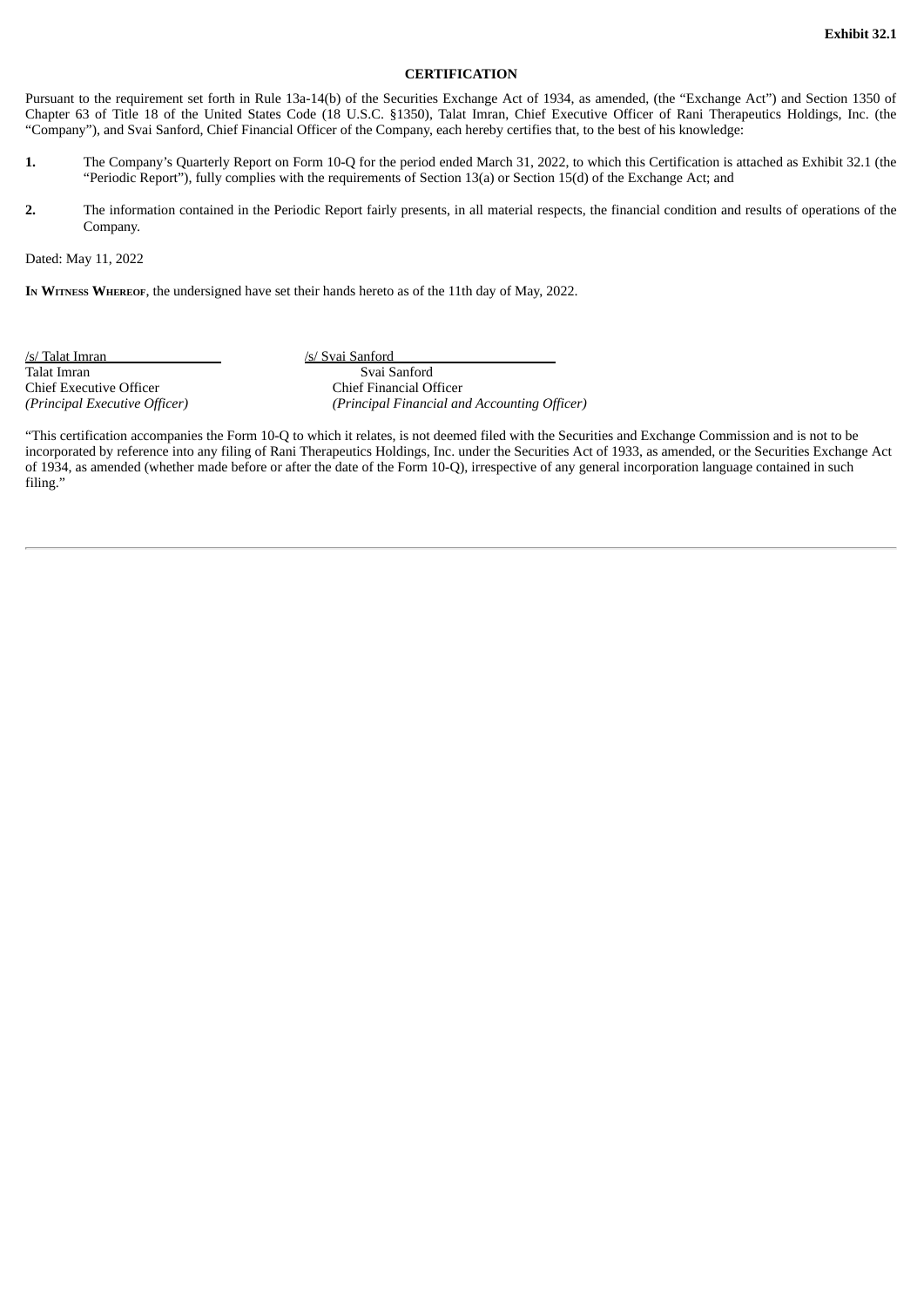**Exhibit 32.1**

**CERTIFICATION**

Pursuant to the requirement set forth in Rule 13a-14(b) of the Securities Exchange Act of 1934, as amended, (the "Exchange Act") and Section 1350 of Chapter 63 of Title 18 of the United States Code (18 U.S.C. §1350), Talat Imran, Chief Executive Officer of Rani Therapeutics Holdings, Inc. (the "Company"), and Svai Sanford, Chief Financial Officer of the Company, each hereby certifies that, to the best of his knowledge:

**1.** The Company's Quarterly Report on Form 10-Q for the period ended March 31, 2022, to which this Certification is attached as Exhibit 32.1 (the "Periodic Report"), fully complies with the requirements of Section 13(a) or Section 15(d) of the Exchange Act; and

**2.** The information contained in the Periodic Report fairly presents, in all material respects, the financial condition and results of operations of the Company.

Dated: May 11, 2022

**IN WITNESS WHEREOF**, the undersigned have set their hands hereto as of the 11th day of May, 2022.

| | |
|---|---|
| /s/ Talat Imran | /s/ Svai Sanford |
| Talat Imran | Svai Sanford |
| Chief Executive Officer | Chief Financial Officer |
| *(Principal Executive Officer)* | *(Principal Financial and Accounting Officer)* |

"This certification accompanies the Form 10-Q to which it relates, is not deemed filed with the Securities and Exchange Commission and is not to be incorporated by reference into any filing of Rani Therapeutics Holdings, Inc. under the Securities Act of 1933, as amended, or the Securities Exchange Act of 1934, as amended (whether made before or after the date of the Form 10-Q), irrespective of any general incorporation language contained in such filing."